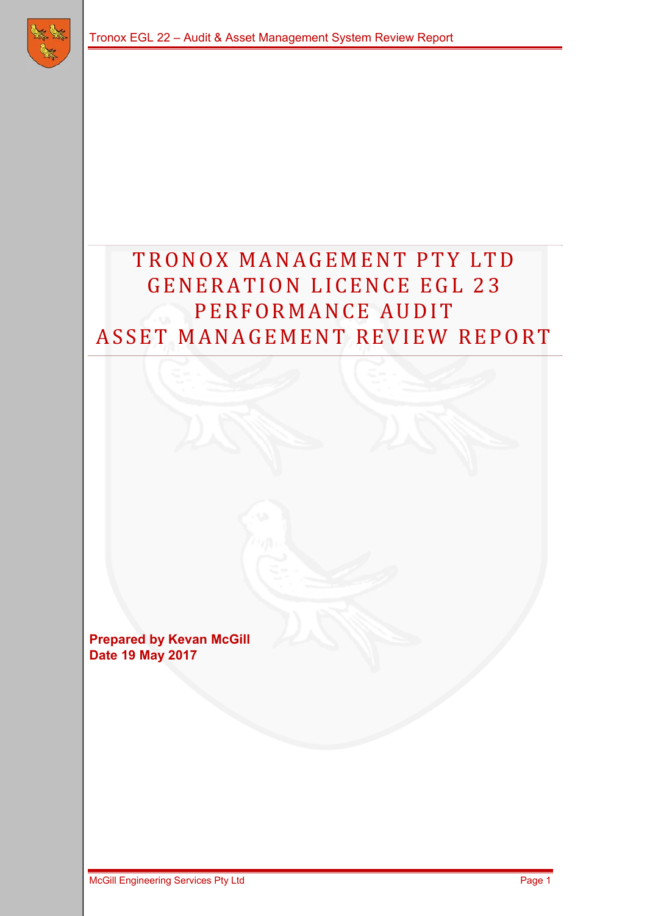# TRONOX MANAGEMENT PTY LTD GENERATION LICENCE EGL 23 PERFORMANCE AUDIT ASSET MANAGEMENT REVIEW REPORT

**Prepared by Kevan McGill**
**Date 19 May 2017**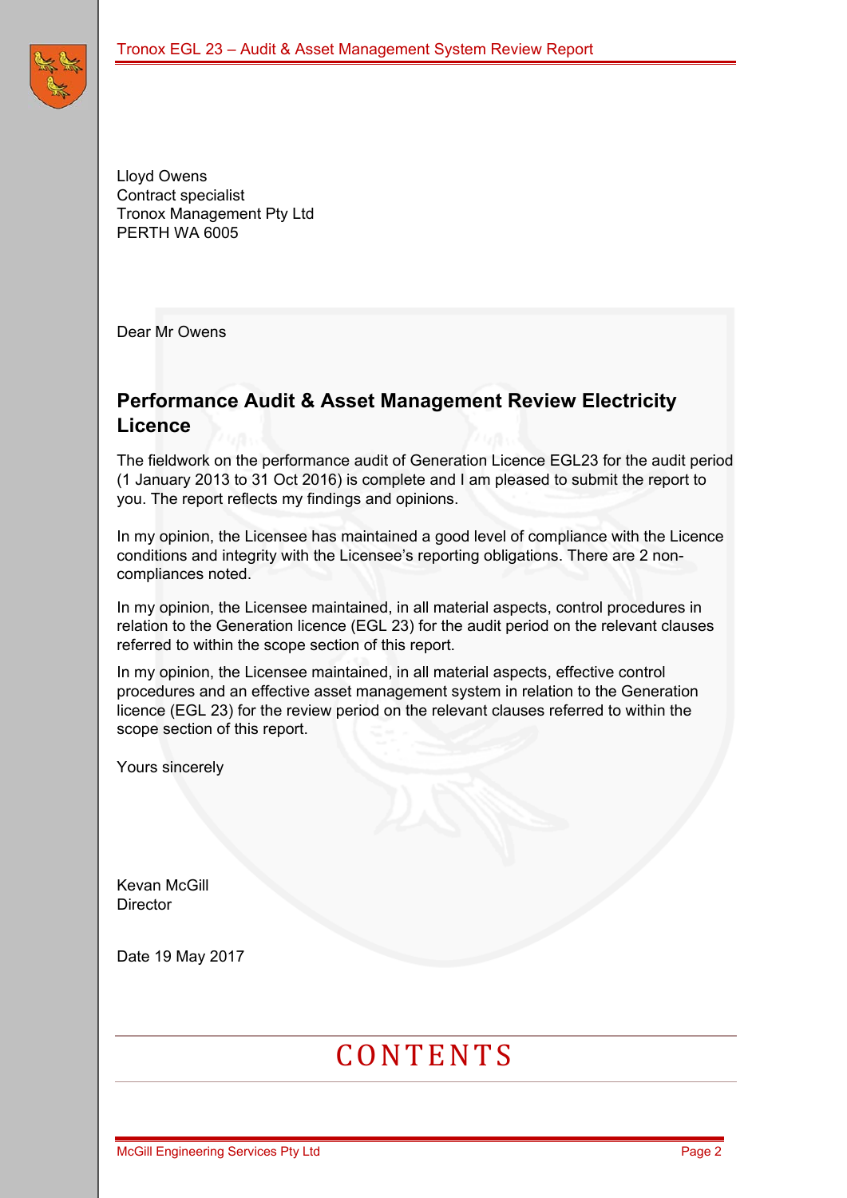Lloyd Owens
Contract specialist
Tronox Management Pty Ltd
PERTH WA 6005

Dear Mr Owens

## Performance Audit & Asset Management Review Electricity Licence

The fieldwork on the performance audit of Generation Licence EGL23 for the audit period (1 January 2013 to 31 Oct 2016) is complete and I am pleased to submit the report to you. The report reflects my findings and opinions.

In my opinion, the Licensee has maintained a good level of compliance with the Licence conditions and integrity with the Licensee's reporting obligations. There are 2 non-compliances noted.

In my opinion, the Licensee maintained, in all material aspects, control procedures in relation to the Generation licence (EGL 23) for the audit period on the relevant clauses referred to within the scope section of this report.

In my opinion, the Licensee maintained, in all material aspects, effective control procedures and an effective asset management system in relation to the Generation licence (EGL 23) for the review period on the relevant clauses referred to within the scope section of this report.

Yours sincerely

Kevan McGill
Director

Date 19 May 2017

# CONTENTS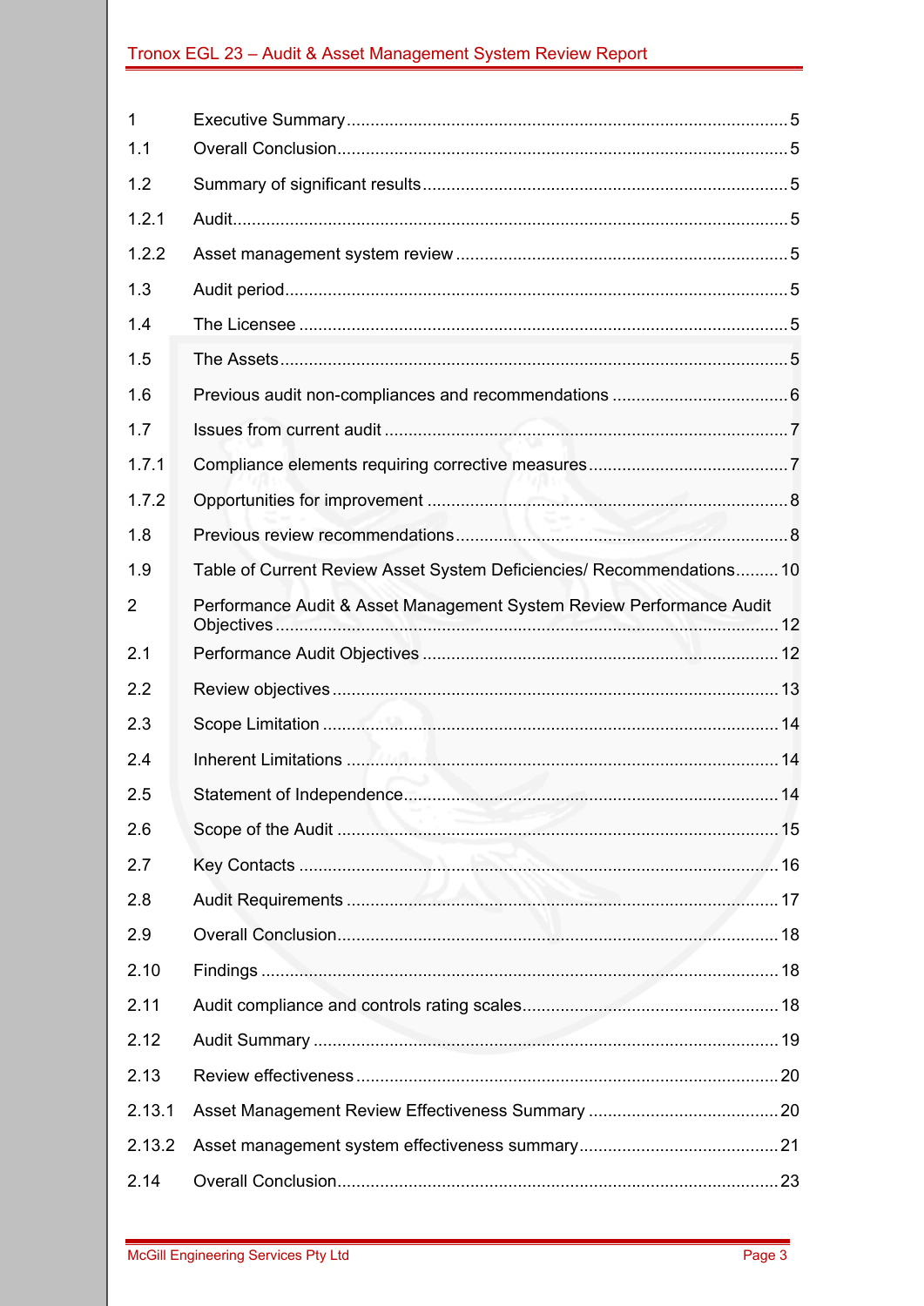| | | |
|---|---|---|
| 1 | Executive Summary | 5 |
| 1.1 | Overall Conclusion | 5 |
| 1.2 | Summary of significant results | 5 |
| 1.2.1 | Audit | 5 |
| 1.2.2 | Asset management system review | 5 |
| 1.3 | Audit period | 5 |
| 1.4 | The Licensee | 5 |
| 1.5 | The Assets | 5 |
| 1.6 | Previous audit non-compliances and recommendations | 6 |
| 1.7 | Issues from current audit | 7 |
| 1.7.1 | Compliance elements requiring corrective measures | 7 |
| 1.7.2 | Opportunities for improvement | 8 |
| 1.8 | Previous review recommendations | 8 |
| 1.9 | Table of Current Review Asset System Deficiencies/ Recommendations | 10 |
| 2 | Performance Audit & Asset Management System Review Performance Audit Objectives | 12 |
| 2.1 | Performance Audit Objectives | 12 |
| 2.2 | Review objectives | 13 |
| 2.3 | Scope Limitation | 14 |
| 2.4 | Inherent Limitations | 14 |
| 2.5 | Statement of Independence | 14 |
| 2.6 | Scope of the Audit | 15 |
| 2.7 | Key Contacts | 16 |
| 2.8 | Audit Requirements | 17 |
| 2.9 | Overall Conclusion | 18 |
| 2.10 | Findings | 18 |
| 2.11 | Audit compliance and controls rating scales | 18 |
| 2.12 | Audit Summary | 19 |
| 2.13 | Review effectiveness | 20 |
| 2.13.1 | Asset Management Review Effectiveness Summary | 20 |
| 2.13.2 | Asset management system effectiveness summary | 21 |
| 2.14 | Overall Conclusion | 23 |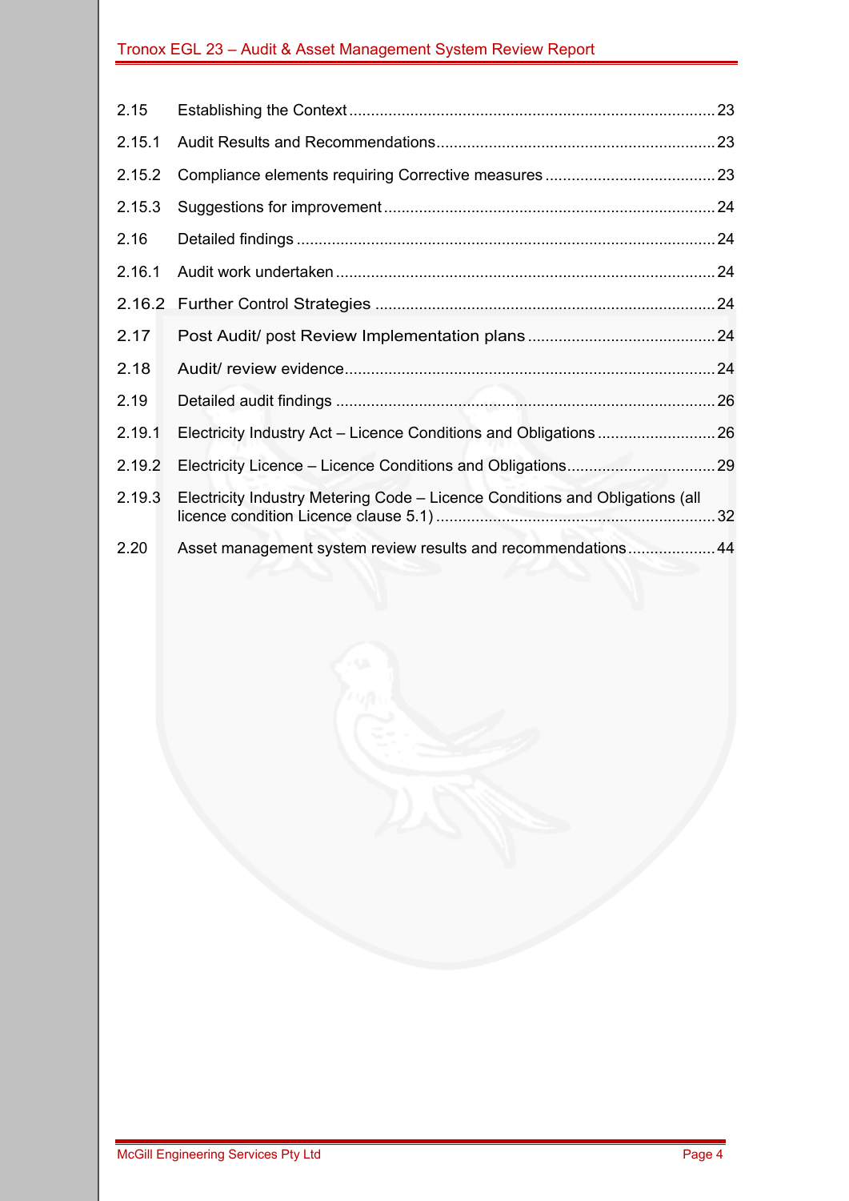| | | |
|---|---|---|
| 2.15 | Establishing the Context | 23 |
| 2.15.1 | Audit Results and Recommendations | 23 |
| 2.15.2 | Compliance elements requiring Corrective measures | 23 |
| 2.15.3 | Suggestions for improvement | 24 |
| 2.16 | Detailed findings | 24 |
| 2.16.1 | Audit work undertaken | 24 |
| 2.16.2 | Further Control Strategies | 24 |
| 2.17 | Post Audit/ post Review Implementation plans | 24 |
| 2.18 | Audit/ review evidence | 24 |
| 2.19 | Detailed audit findings | 26 |
| 2.19.1 | Electricity Industry Act – Licence Conditions and Obligations | 26 |
| 2.19.2 | Electricity Licence – Licence Conditions and Obligations | 29 |
| 2.19.3 | Electricity Industry Metering Code – Licence Conditions and Obligations (all licence condition Licence clause 5.1) | 32 |
| 2.20 | Asset management system review results and recommendations | 44 |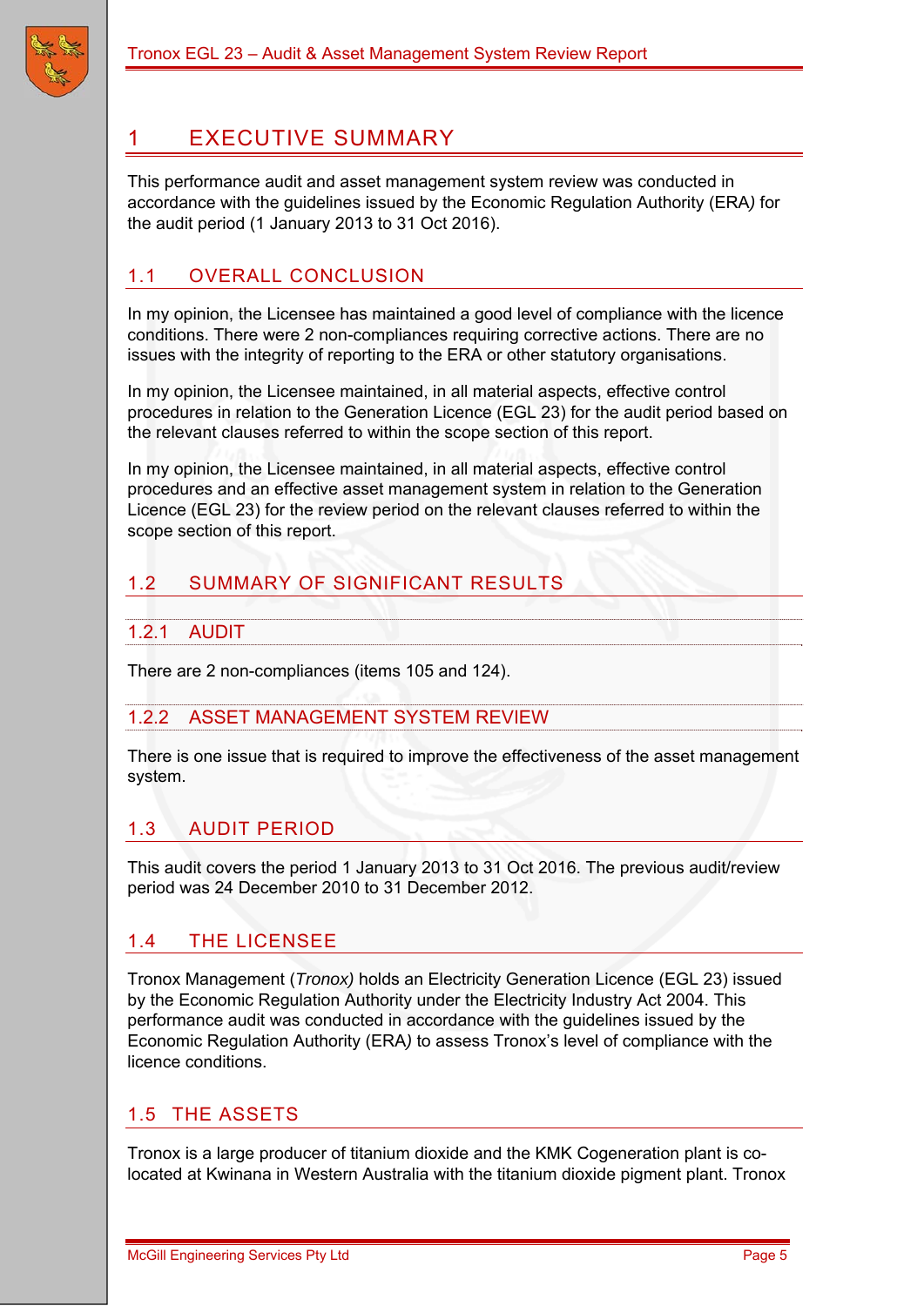# 1 EXECUTIVE SUMMARY

This performance audit and asset management system review was conducted in accordance with the guidelines issued by the Economic Regulation Authority (ERA*)* for the audit period (1 January 2013 to 31 Oct 2016).

## 1.1 OVERALL CONCLUSION

In my opinion, the Licensee has maintained a good level of compliance with the licence conditions. There were 2 non-compliances requiring corrective actions. There are no issues with the integrity of reporting to the ERA or other statutory organisations.

In my opinion, the Licensee maintained, in all material aspects, effective control procedures in relation to the Generation Licence (EGL 23) for the audit period based on the relevant clauses referred to within the scope section of this report.

In my opinion, the Licensee maintained, in all material aspects, effective control procedures and an effective asset management system in relation to the Generation Licence (EGL 23) for the review period on the relevant clauses referred to within the scope section of this report.

## 1.2 SUMMARY OF SIGNIFICANT RESULTS

### 1.2.1 AUDIT

There are 2 non-compliances (items 105 and 124).

### 1.2.2 ASSET MANAGEMENT SYSTEM REVIEW

There is one issue that is required to improve the effectiveness of the asset management system.

## 1.3 AUDIT PERIOD

This audit covers the period 1 January 2013 to 31 Oct 2016. The previous audit/review period was 24 December 2010 to 31 December 2012.

## 1.4 THE LICENSEE

Tronox Management (*Tronox)* holds an Electricity Generation Licence (EGL 23) issued by the Economic Regulation Authority under the Electricity Industry Act 2004. This performance audit was conducted in accordance with the guidelines issued by the Economic Regulation Authority (ERA*)* to assess Tronox's level of compliance with the licence conditions.

## 1.5 THE ASSETS

Tronox is a large producer of titanium dioxide and the KMK Cogeneration plant is co-located at Kwinana in Western Australia with the titanium dioxide pigment plant. Tronox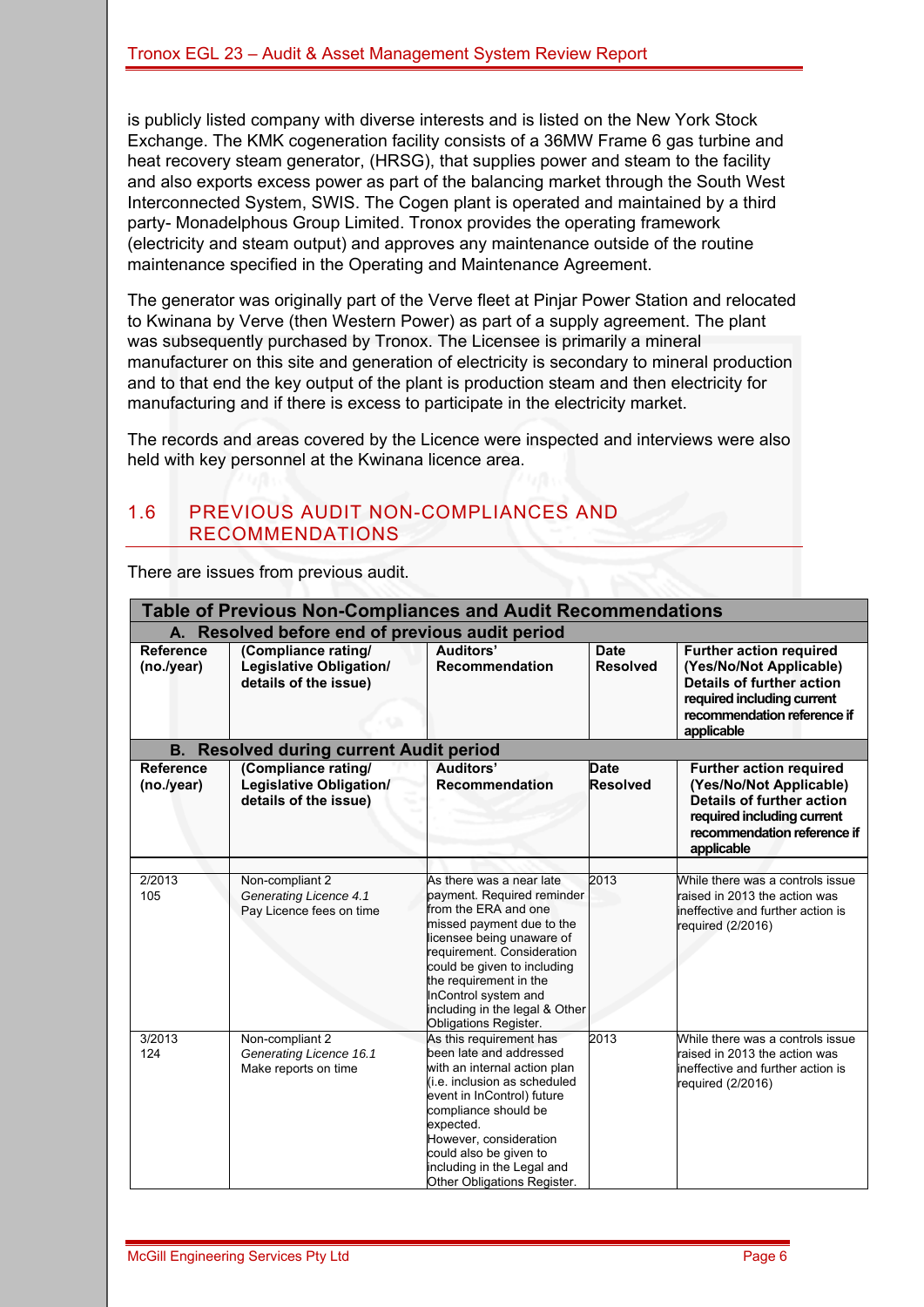is publicly listed company with diverse interests and is listed on the New York Stock Exchange. The KMK cogeneration facility consists of a 36MW Frame 6 gas turbine and heat recovery steam generator, (HRSG), that supplies power and steam to the facility and also exports excess power as part of the balancing market through the South West Interconnected System, SWIS. The Cogen plant is operated and maintained by a third party- Monadelphous Group Limited. Tronox provides the operating framework (electricity and steam output) and approves any maintenance outside of the routine maintenance specified in the Operating and Maintenance Agreement.

The generator was originally part of the Verve fleet at Pinjar Power Station and relocated to Kwinana by Verve (then Western Power) as part of a supply agreement. The plant was subsequently purchased by Tronox. The Licensee is primarily a mineral manufacturer on this site and generation of electricity is secondary to mineral production and to that end the key output of the plant is production steam and then electricity for manufacturing and if there is excess to participate in the electricity market.

The records and areas covered by the Licence were inspected and interviews were also held with key personnel at the Kwinana licence area.

## 1.6 PREVIOUS AUDIT NON-COMPLIANCES AND RECOMMENDATIONS

There are issues from previous audit.

| **Table of Previous Non-Compliances and Audit Recommendations** | | | | |
|---|---|---|---|---|
| **A. Resolved before end of previous audit period** | | | | |
| **Reference (no./year)** | **(Compliance rating/ Legislative Obligation/ details of the issue)** | **Auditors' Recommendation** | **Date Resolved** | **Further action required (Yes/No/Not Applicable) Details of further action required including current recommendation reference if applicable** |
| **B. Resolved during current Audit period** | | | | |
| **Reference (no./year)** | **(Compliance rating/ Legislative Obligation/ details of the issue)** | **Auditors' Recommendation** | **Date Resolved** | **Further action required (Yes/No/Not Applicable) Details of further action required including current recommendation reference if applicable** |
| | | | | |
| 2/2013<br>105 | Non-compliant 2<br>*Generating Licence 4.1*<br>Pay Licence fees on time | As there was a near late payment. Required reminder from the ERA and one missed payment due to the licensee being unaware of requirement. Consideration could be given to including the requirement in the InControl system and including in the legal & Other Obligations Register. | 2013 | While there was a controls issue raised in 2013 the action was ineffective and further action is required (2/2016) |
| 3/2013<br>124 | Non-compliant 2<br>*Generating Licence 16.1*<br>Make reports on time | As this requirement has been late and addressed with an internal action plan (i.e. inclusion as scheduled event in InControl) future compliance should be expected.<br>However, consideration could also be given to including in the Legal and Other Obligations Register. | 2013 | While there was a controls issue raised in 2013 the action was ineffective and further action is required (2/2016) |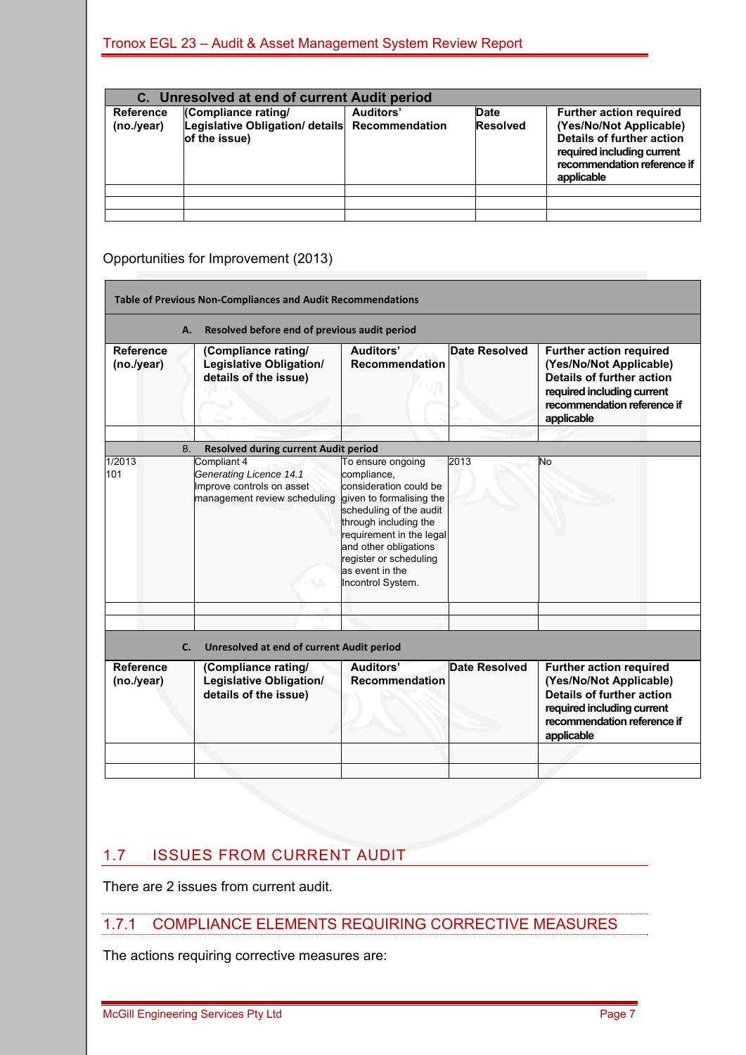| C. Unresolved at end of current Audit period | | | | |
|---|---|---|---|---|
| **Reference (no./year)** | **(Compliance rating/ Legislative Obligation/ details of the issue)** | **Auditors' Recommendation** | **Date Resolved** | **Further action required (Yes/No/Not Applicable) Details of further action required including current recommendation reference if applicable** |
| | | | | |
| | | | | |
| | | | | |

Opportunities for Improvement (2013)

| Table of Previous Non-Compliances and Audit Recommendations | | | | |
|---|---|---|---|---|
| **A. Resolved before end of previous audit period** | | | | |
| **Reference (no./year)** | **(Compliance rating/ Legislative Obligation/ details of the issue)** | **Auditors' Recommendation** | **Date Resolved** | **Further action required (Yes/No/Not Applicable) Details of further action required including current recommendation reference if applicable** |
| | | | | |
| **B. Resolved during current Audit period** | | | | |
| 1/2013 101 | Compliant 4 *Generating Licence 14.1* Improve controls on asset management review scheduling | To ensure ongoing compliance, consideration could be given to formalising the scheduling of the audit through including the requirement in the legal and other obligations register or scheduling as event in the Incontrol System. | 2013 | No |
| | | | | |
| | | | | |
| **C. Unresolved at end of current Audit period** | | | | |
| **Reference (no./year)** | **(Compliance rating/ Legislative Obligation/ details of the issue)** | **Auditors' Recommendation** | **Date Resolved** | **Further action required (Yes/No/Not Applicable) Details of further action required including current recommendation reference if applicable** |
| | | | | |
| | | | | |

## 1.7 ISSUES FROM CURRENT AUDIT

There are 2 issues from current audit.

### 1.7.1 COMPLIANCE ELEMENTS REQUIRING CORRECTIVE MEASURES

The actions requiring corrective measures are: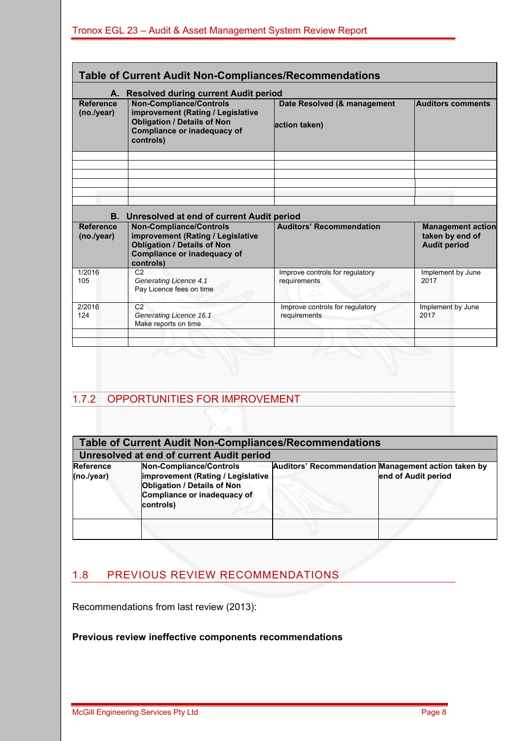**Table of Current Audit Non-Compliances/Recommendations**

**A. Resolved during current Audit period**

| Reference (no./year) | Non-Compliance/Controls improvement (Rating / Legislative Obligation / Details of Non Compliance or inadequacy of controls) | Date Resolved (& management action taken) | Auditors comments |
|---|---|---|---|
| | | | |
| | | | |
| | | | |
| | | | |
| | | | |
| | | | |

**B. Unresolved at end of current Audit period**

| Reference (no./year) | Non-Compliance/Controls improvement (Rating / Legislative Obligation / Details of Non Compliance or inadequacy of controls) | Auditors' Recommendation | Management action taken by end of Audit period |
|---|---|---|---|
| 1/2016<br>105 | C2<br>*Generating Licence 4.1*<br>Pay Licence fees on time | Improve controls for regulatory requirements | Implement by June 2017 |
| 2/2016<br>124 | C2<br>*Generating Licence 16.1*<br>Make reports on time | Improve controls for regulatory requirements | Implement by June 2017 |
| | | | |
| | | | |

### 1.7.2 OPPORTUNITIES FOR IMPROVEMENT

**Table of Current Audit Non-Compliances/Recommendations**

**Unresolved at end of current Audit period**

| Reference (no./year) | Non-Compliance/Controls improvement (Rating / Legislative Obligation / Details of Non Compliance or inadequacy of controls) | Auditors' Recommendation | Management action taken by end of Audit period |
|---|---|---|---|
| | | | |

## 1.8 PREVIOUS REVIEW RECOMMENDATIONS

Recommendations from last review (2013):

**Previous review ineffective components recommendations**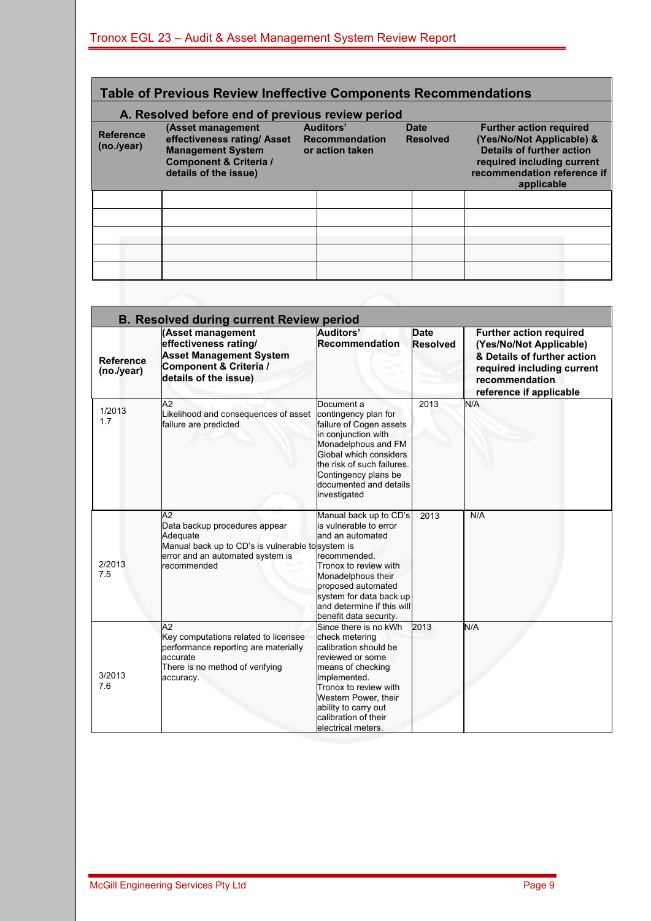## Table of Previous Review Ineffective Components Recommendations

### A. Resolved before end of previous review period

| Reference (no./year) | (Asset management effectiveness rating/ Asset Management System Component & Criteria / details of the issue) | Auditors' Recommendation or action taken | Date Resolved | Further action required (Yes/No/Not Applicable) & Details of further action required including current recommendation reference if applicable |
|---|---|---|---|---|
| | | | | |
| | | | | |
| | | | | |
| | | | | |
| | | | | |

### B. Resolved during current Review period

| Reference (no./year) | (Asset management effectiveness rating/ Asset Management System Component & Criteria / details of the issue) | Auditors' Recommendation | Date Resolved | Further action required (Yes/No/Not Applicable) & Details of further action required including current recommendation reference if applicable |
|---|---|---|---|---|
| 1/2013 1.7 | A2 Likelihood and consequences of asset failure are predicted | Document a contingency plan for failure of Cogen assets in conjunction with Monadelphous and FM Global which considers the risk of such failures. Contingency plans be documented and details investigated | 2013 | N/A |
| 2/2013 7.5 | A2 Data backup procedures appear Adequate Manual back up to CD's is vulnerable to error and an automated system is recommended | Manual back up to CD's is vulnerable to error and an automated system is recommended. Tronox to review with Monadelphous their proposed automated system for data back up and determine if this will benefit data security. | 2013 | N/A |
| 3/2013 7.6 | A2 Key computations related to licensee performance reporting are materially accurate There is no method of verifying accuracy. | Since there is no kWh check metering calibration should be reviewed or some means of checking implemented. Tronox to review with Western Power, their ability to carry out calibration of their electrical meters. | 2013 | N/A |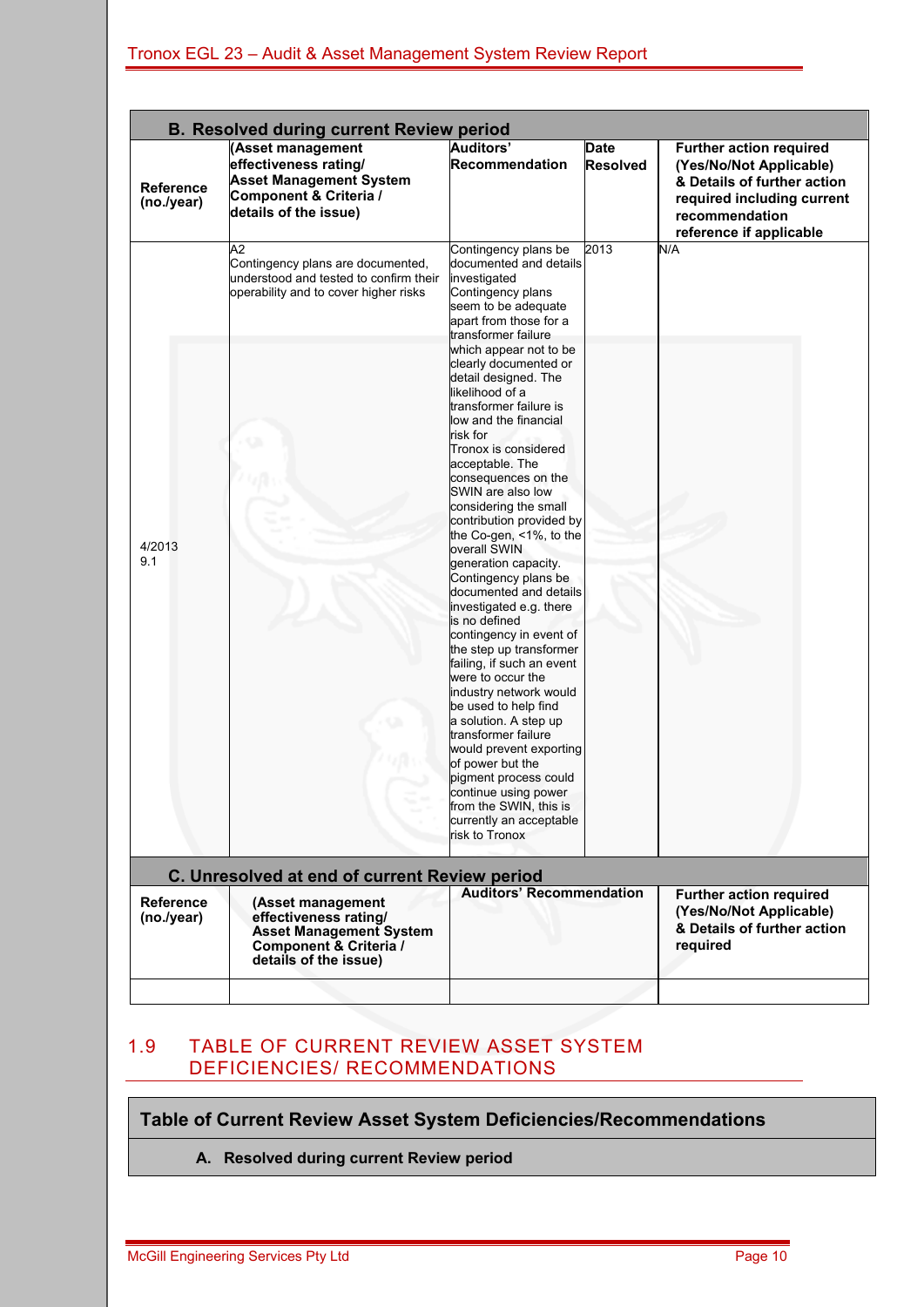**B. Resolved during current Review period**

| Reference (no./year) | (Asset management effectiveness rating/ Asset Management System Component & Criteria / details of the issue) | Auditors' Recommendation | Date Resolved | Further action required (Yes/No/Not Applicable) & Details of further action required including current recommendation reference if applicable |
|---|---|---|---|---|
| 4/2013 9.1 | A2 Contingency plans are documented, understood and tested to confirm their operability and to cover higher risks | Contingency plans be documented and details investigated Contingency plans seem to be adequate apart from those for a transformer failure which appear not to be clearly documented or detail designed. The likelihood of a transformer failure is low and the financial risk for Tronox is considered acceptable. The consequences on the SWIN are also low considering the small contribution provided by the Co-gen, <1%, to the overall SWIN generation capacity. Contingency plans be documented and details investigated e.g. there is no defined contingency in event of the step up transformer failing, if such an event were to occur the industry network would be used to help find a solution. A step up transformer failure would prevent exporting of power but the pigment process could continue using power from the SWIN, this is currently an acceptable risk to Tronox | 2013 | N/A |

**C. Unresolved at end of current Review period**

| Reference (no./year) | (Asset management effectiveness rating/ Asset Management System Component & Criteria / details of the issue) | Auditors' Recommendation | Further action required (Yes/No/Not Applicable) & Details of further action required |
|---|---|---|---|
| | | | |

## 1.9 TABLE OF CURRENT REVIEW ASSET SYSTEM DEFICIENCIES/ RECOMMENDATIONS

**Table of Current Review Asset System Deficiencies/Recommendations**

**A. Resolved during current Review period**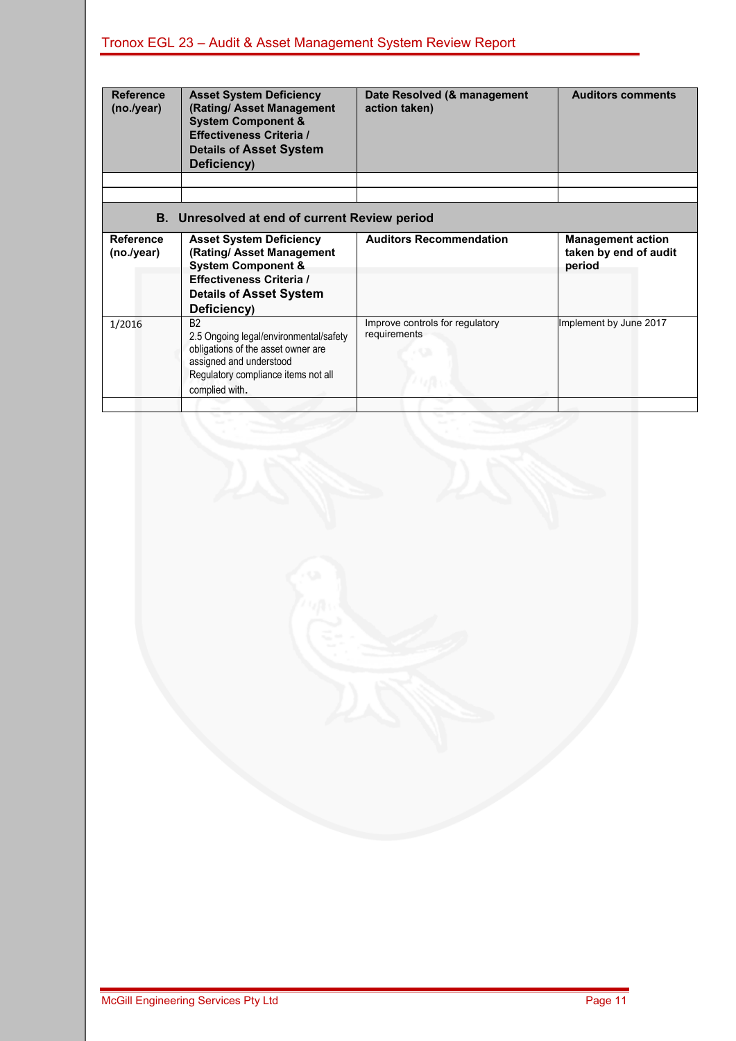| Reference (no./year) | Asset System Deficiency (Rating/ Asset Management System Component & Effectiveness Criteria / Details of Asset System Deficiency) | Date Resolved (& management action taken) | Auditors comments |
|---|---|---|---|
| | | | |
| | | | |

**B. Unresolved at end of current Review period**

| Reference (no./year) | Asset System Deficiency (Rating/ Asset Management System Component & Effectiveness Criteria / Details of Asset System Deficiency) | Auditors Recommendation | Management action taken by end of audit period |
|---|---|---|---|
| 1/2016 | B2<br>2.5 Ongoing legal/environmental/safety obligations of the asset owner are assigned and understood<br>Regulatory compliance items not all complied with. | Improve controls for regulatory requirements | Implement by June 2017 |
| | | | |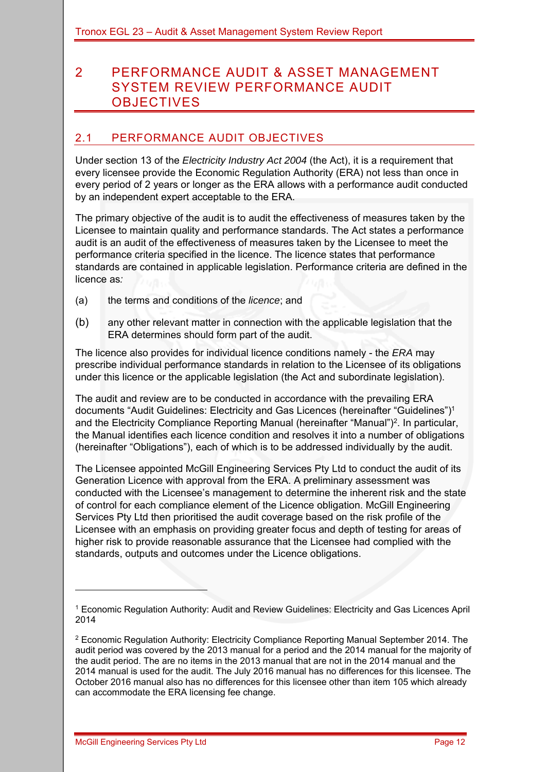# 2 PERFORMANCE AUDIT & ASSET MANAGEMENT SYSTEM REVIEW PERFORMANCE AUDIT OBJECTIVES

## 2.1 PERFORMANCE AUDIT OBJECTIVES

Under section 13 of the *Electricity Industry Act 2004* (the Act), it is a requirement that every licensee provide the Economic Regulation Authority (ERA) not less than once in every period of 2 years or longer as the ERA allows with a performance audit conducted by an independent expert acceptable to the ERA.

The primary objective of the audit is to audit the effectiveness of measures taken by the Licensee to maintain quality and performance standards. The Act states a performance audit is an audit of the effectiveness of measures taken by the Licensee to meet the performance criteria specified in the licence. The licence states that performance standards are contained in applicable legislation. Performance criteria are defined in the licence as*:*

(a) the terms and conditions of the *licence*; and

(b) any other relevant matter in connection with the applicable legislation that the ERA determines should form part of the audit.

The licence also provides for individual licence conditions namely - the *ERA* may prescribe individual performance standards in relation to the Licensee of its obligations under this licence or the applicable legislation (the Act and subordinate legislation).

The audit and review are to be conducted in accordance with the prevailing ERA documents "Audit Guidelines: Electricity and Gas Licences (hereinafter "Guidelines")[1] and the Electricity Compliance Reporting Manual (hereinafter "Manual")[2]. In particular, the Manual identifies each licence condition and resolves it into a number of obligations (hereinafter "Obligations"), each of which is to be addressed individually by the audit.

The Licensee appointed McGill Engineering Services Pty Ltd to conduct the audit of its Generation Licence with approval from the ERA. A preliminary assessment was conducted with the Licensee's management to determine the inherent risk and the state of control for each compliance element of the Licence obligation. McGill Engineering Services Pty Ltd then prioritised the audit coverage based on the risk profile of the Licensee with an emphasis on providing greater focus and depth of testing for areas of higher risk to provide reasonable assurance that the Licensee had complied with the standards, outputs and outcomes under the Licence obligations.

---

[1] Economic Regulation Authority: Audit and Review Guidelines: Electricity and Gas Licences April 2014

[2] Economic Regulation Authority: Electricity Compliance Reporting Manual September 2014. The audit period was covered by the 2013 manual for a period and the 2014 manual for the majority of the audit period. The are no items in the 2013 manual that are not in the 2014 manual and the 2014 manual is used for the audit. The July 2016 manual has no differences for this licensee. The October 2016 manual also has no differences for this licensee other than item 105 which already can accommodate the ERA licensing fee change.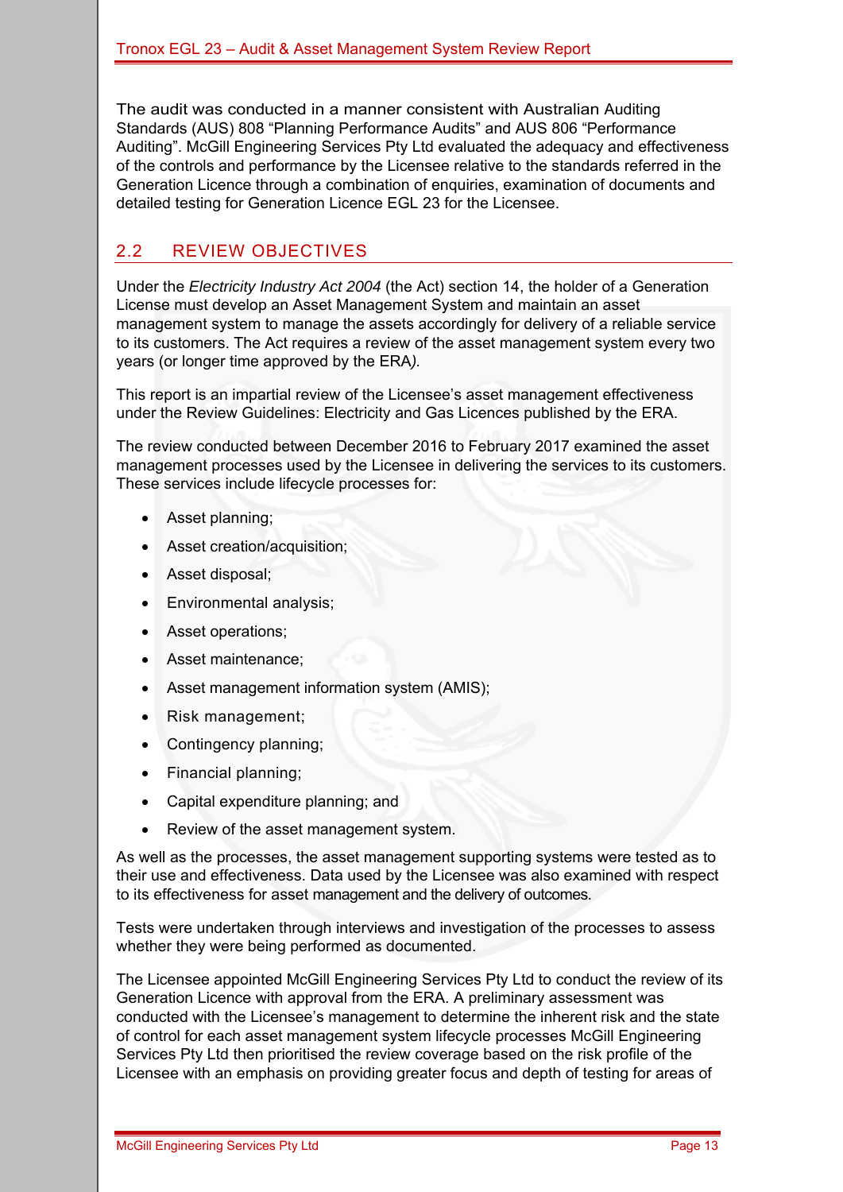The audit was conducted in a manner consistent with Australian Auditing Standards (AUS) 808 "Planning Performance Audits" and AUS 806 "Performance Auditing". McGill Engineering Services Pty Ltd evaluated the adequacy and effectiveness of the controls and performance by the Licensee relative to the standards referred in the Generation Licence through a combination of enquiries, examination of documents and detailed testing for Generation Licence EGL 23 for the Licensee.

## 2.2 REVIEW OBJECTIVES

Under the *Electricity Industry Act 2004* (the Act) section 14, the holder of a Generation License must develop an Asset Management System and maintain an asset management system to manage the assets accordingly for delivery of a reliable service to its customers. The Act requires a review of the asset management system every two years (or longer time approved by the ERA*).*

This report is an impartial review of the Licensee's asset management effectiveness under the Review Guidelines: Electricity and Gas Licences published by the ERA.

The review conducted between December 2016 to February 2017 examined the asset management processes used by the Licensee in delivering the services to its customers. These services include lifecycle processes for:

- Asset planning;
- Asset creation/acquisition;
- Asset disposal;
- Environmental analysis;
- Asset operations;
- Asset maintenance;
- Asset management information system (AMIS);
- Risk management;
- Contingency planning;
- Financial planning;
- Capital expenditure planning; and
- Review of the asset management system.

As well as the processes, the asset management supporting systems were tested as to their use and effectiveness. Data used by the Licensee was also examined with respect to its effectiveness for asset management and the delivery of outcomes.

Tests were undertaken through interviews and investigation of the processes to assess whether they were being performed as documented.

The Licensee appointed McGill Engineering Services Pty Ltd to conduct the review of its Generation Licence with approval from the ERA. A preliminary assessment was conducted with the Licensee's management to determine the inherent risk and the state of control for each asset management system lifecycle processes McGill Engineering Services Pty Ltd then prioritised the review coverage based on the risk profile of the Licensee with an emphasis on providing greater focus and depth of testing for areas of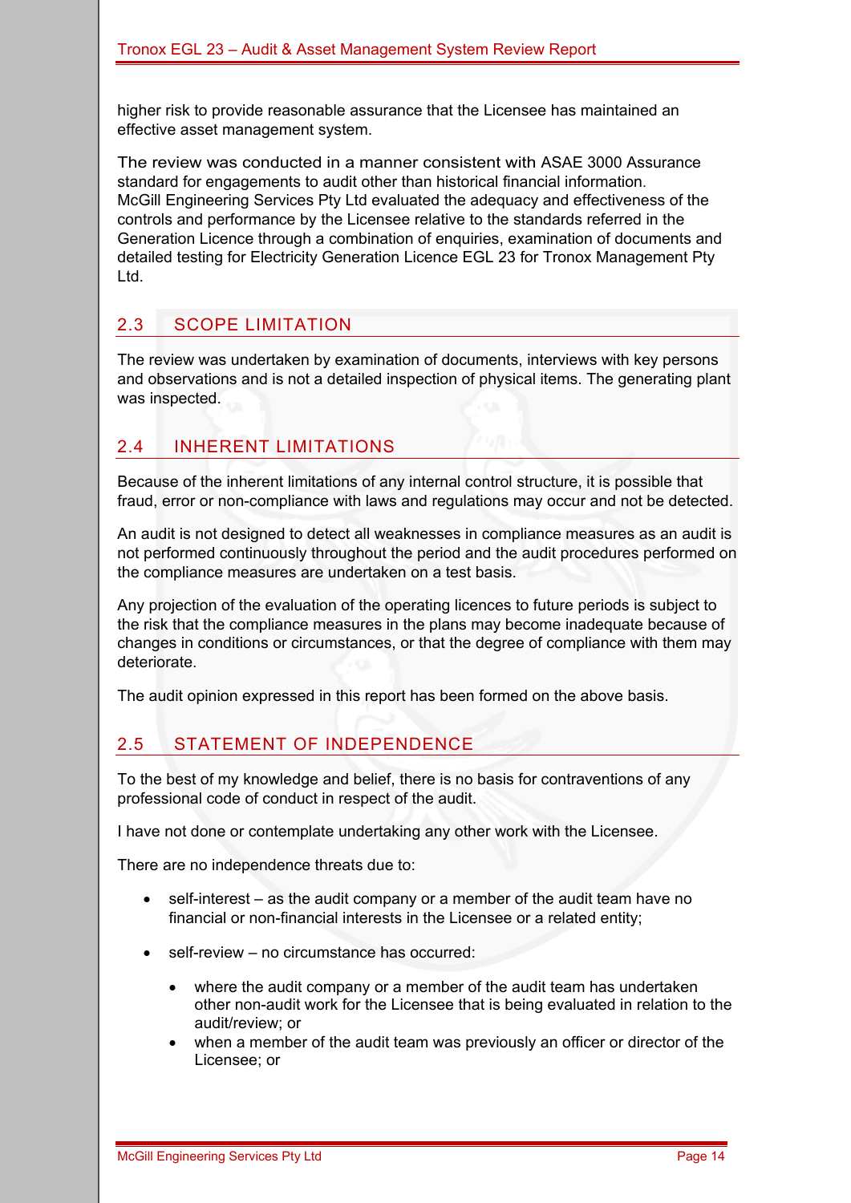higher risk to provide reasonable assurance that the Licensee has maintained an effective asset management system.

The review was conducted in a manner consistent with ASAE 3000 Assurance standard for engagements to audit other than historical financial information. McGill Engineering Services Pty Ltd evaluated the adequacy and effectiveness of the controls and performance by the Licensee relative to the standards referred in the Generation Licence through a combination of enquiries, examination of documents and detailed testing for Electricity Generation Licence EGL 23 for Tronox Management Pty Ltd.

## 2.3 SCOPE LIMITATION

The review was undertaken by examination of documents, interviews with key persons and observations and is not a detailed inspection of physical items. The generating plant was inspected.

## 2.4 INHERENT LIMITATIONS

Because of the inherent limitations of any internal control structure, it is possible that fraud, error or non-compliance with laws and regulations may occur and not be detected.

An audit is not designed to detect all weaknesses in compliance measures as an audit is not performed continuously throughout the period and the audit procedures performed on the compliance measures are undertaken on a test basis.

Any projection of the evaluation of the operating licences to future periods is subject to the risk that the compliance measures in the plans may become inadequate because of changes in conditions or circumstances, or that the degree of compliance with them may deteriorate.

The audit opinion expressed in this report has been formed on the above basis.

## 2.5 STATEMENT OF INDEPENDENCE

To the best of my knowledge and belief, there is no basis for contraventions of any professional code of conduct in respect of the audit.

I have not done or contemplate undertaking any other work with the Licensee.

There are no independence threats due to:

- self-interest – as the audit company or a member of the audit team have no financial or non-financial interests in the Licensee or a related entity;
- self-review – no circumstance has occurred:
  - where the audit company or a member of the audit team has undertaken other non-audit work for the Licensee that is being evaluated in relation to the audit/review; or
  - when a member of the audit team was previously an officer or director of the Licensee; or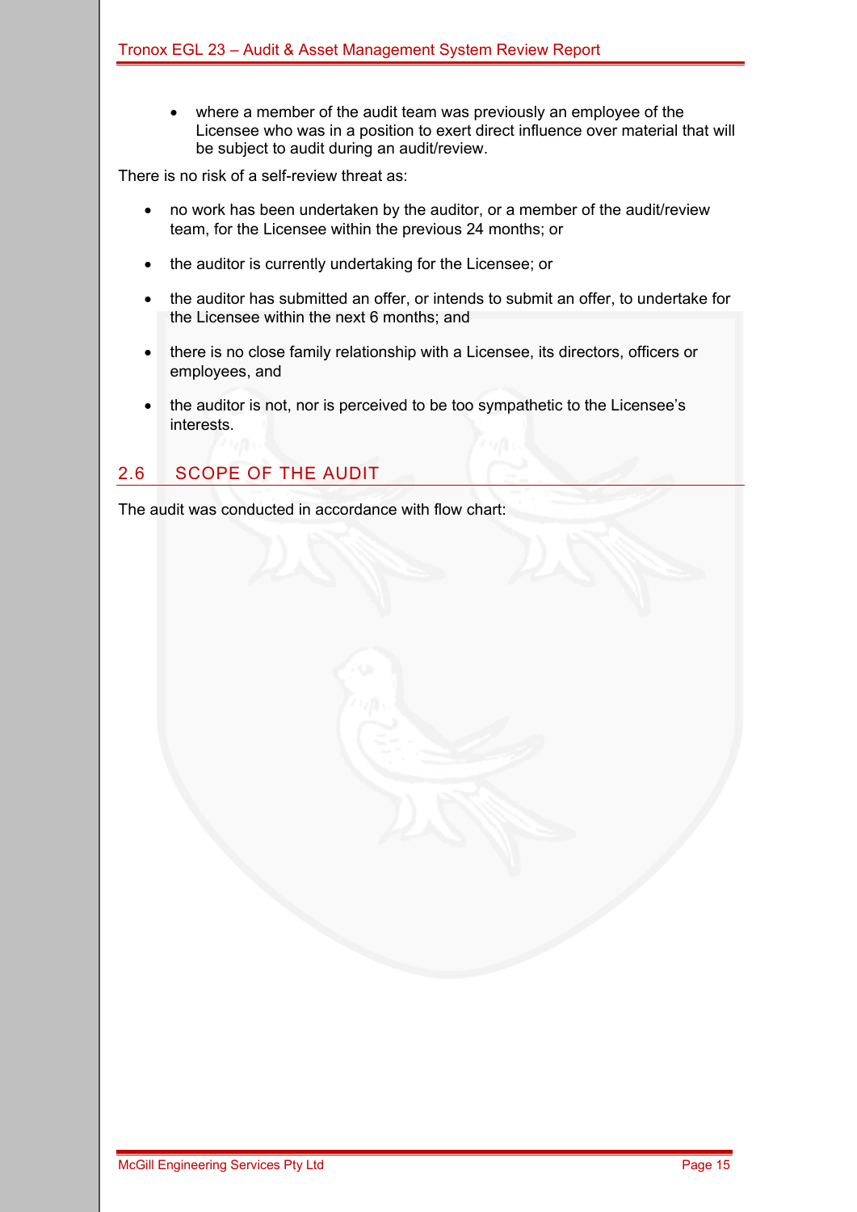- where a member of the audit team was previously an employee of the Licensee who was in a position to exert direct influence over material that will be subject to audit during an audit/review.

There is no risk of a self-review threat as:

- no work has been undertaken by the auditor, or a member of the audit/review team, for the Licensee within the previous 24 months; or
- the auditor is currently undertaking for the Licensee; or
- the auditor has submitted an offer, or intends to submit an offer, to undertake for the Licensee within the next 6 months; and
- there is no close family relationship with a Licensee, its directors, officers or employees, and
- the auditor is not, nor is perceived to be too sympathetic to the Licensee's interests.

## 2.6 SCOPE OF THE AUDIT

The audit was conducted in accordance with flow chart: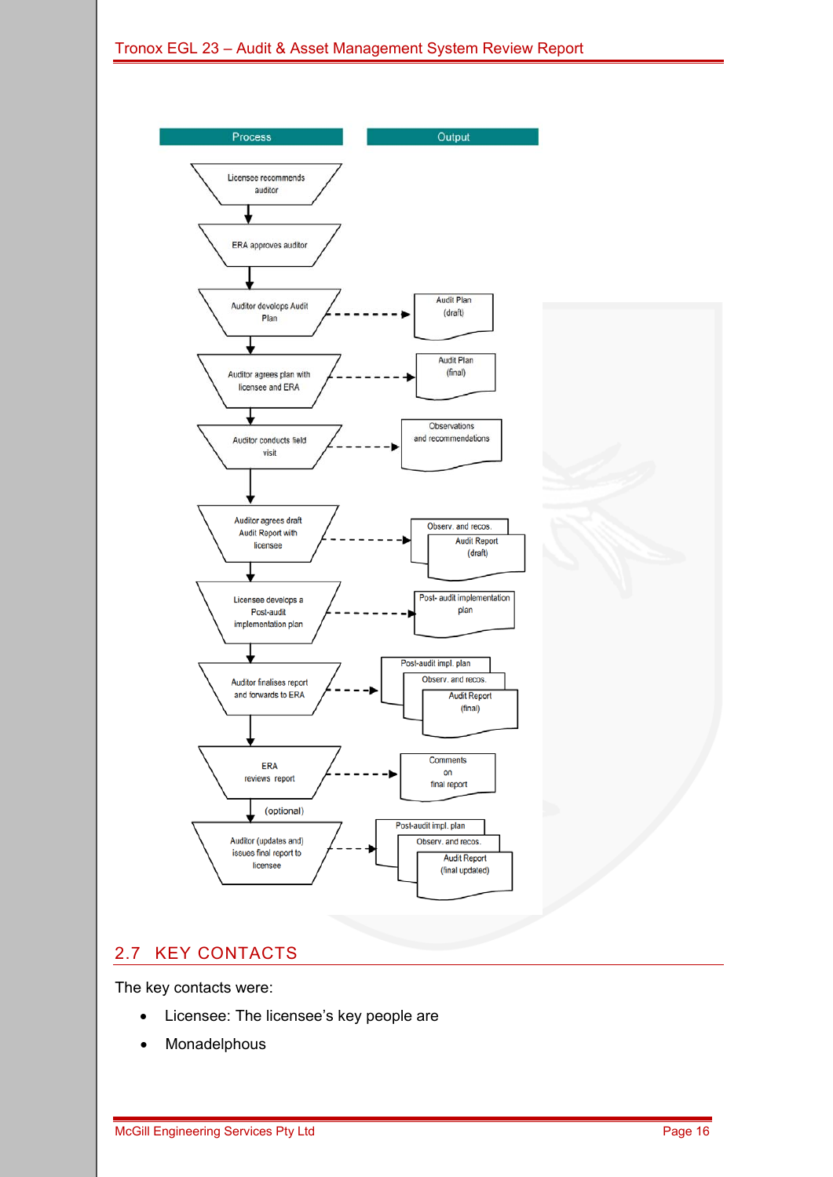| Process | Output |
|---|---|
| Licensee recommends auditor | |
| ERA approves auditor | |
| Auditor develops Audit Plan | Audit Plan (draft) |
| Auditor agrees plan with licensee and ERA | Audit Plan (final) |
| Auditor conducts field visit | Observations and recommendations |
| Auditor agrees draft Audit Report with licensee | Observ. and recos. / Audit Report (draft) |
| Licensee develops a Post-audit implementation plan | Post- audit implementation plan |
| Auditor finalises report and forwards to ERA | Post-audit impl. plan / Observ. and recos. / Audit Report (final) |
| ERA reviews report | Comments on final report |
| (optional) Auditor (updates and) issues final report to licensee | Post-audit impl. plan / Observ. and recos. / Audit Report (final updated) |

## 2.7 KEY CONTACTS

The key contacts were:

- Licensee: The licensee's key people are
- Monadelphous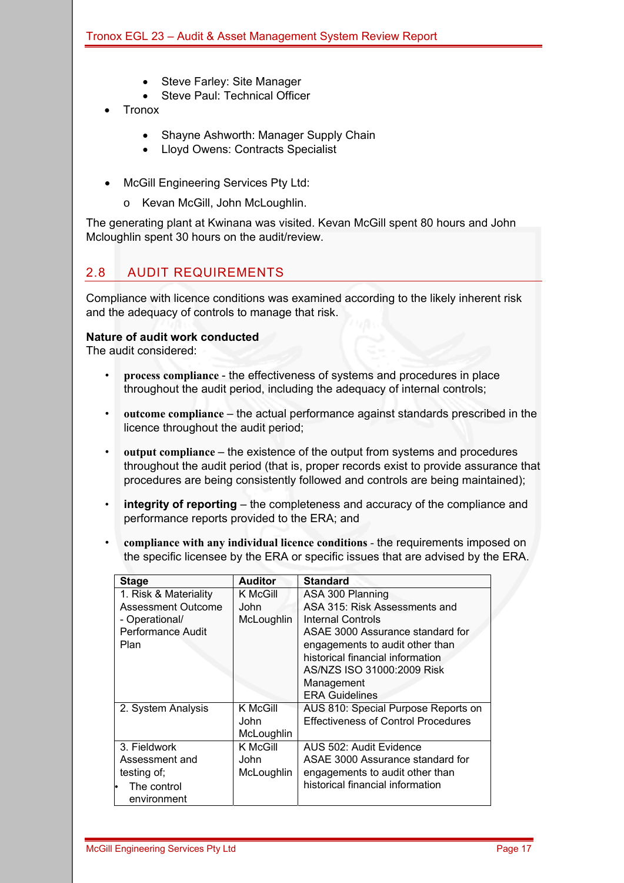- Steve Farley: Site Manager
    - Steve Paul: Technical Officer
- Tronox
    - Shayne Ashworth: Manager Supply Chain
    - Lloyd Owens: Contracts Specialist
- McGill Engineering Services Pty Ltd:
    - Kevan McGill, John McLoughlin.

The generating plant at Kwinana was visited. Kevan McGill spent 80 hours and John Mcloughlin spent 30 hours on the audit/review.

## 2.8 AUDIT REQUIREMENTS

Compliance with licence conditions was examined according to the likely inherent risk and the adequacy of controls to manage that risk.

**Nature of audit work conducted**
The audit considered:

- **process compliance** - the effectiveness of systems and procedures in place throughout the audit period, including the adequacy of internal controls;
- **outcome compliance** – the actual performance against standards prescribed in the licence throughout the audit period;
- **output compliance** – the existence of the output from systems and procedures throughout the audit period (that is, proper records exist to provide assurance that procedures are being consistently followed and controls are being maintained);
- **integrity of reporting** – the completeness and accuracy of the compliance and performance reports provided to the ERA; and
- **compliance with any individual licence conditions** - the requirements imposed on the specific licensee by the ERA or specific issues that are advised by the ERA.

| Stage | Auditor | Standard |
|---|---|---|
| 1. Risk & Materiality Assessment Outcome - Operational/ Performance Audit Plan | K McGill<br>John McLoughlin | ASA 300 Planning<br>ASA 315: Risk Assessments and Internal Controls<br>ASAE 3000 Assurance standard for engagements to audit other than historical financial information<br>AS/NZS ISO 31000:2009 Risk Management<br>ERA Guidelines |
| 2. System Analysis | K McGill<br>John McLoughlin | AUS 810: Special Purpose Reports on Effectiveness of Control Procedures |
| 3. Fieldwork Assessment and testing of;<br>• The control environment | K McGill<br>John McLoughlin | AUS 502: Audit Evidence<br>ASAE 3000 Assurance standard for engagements to audit other than historical financial information |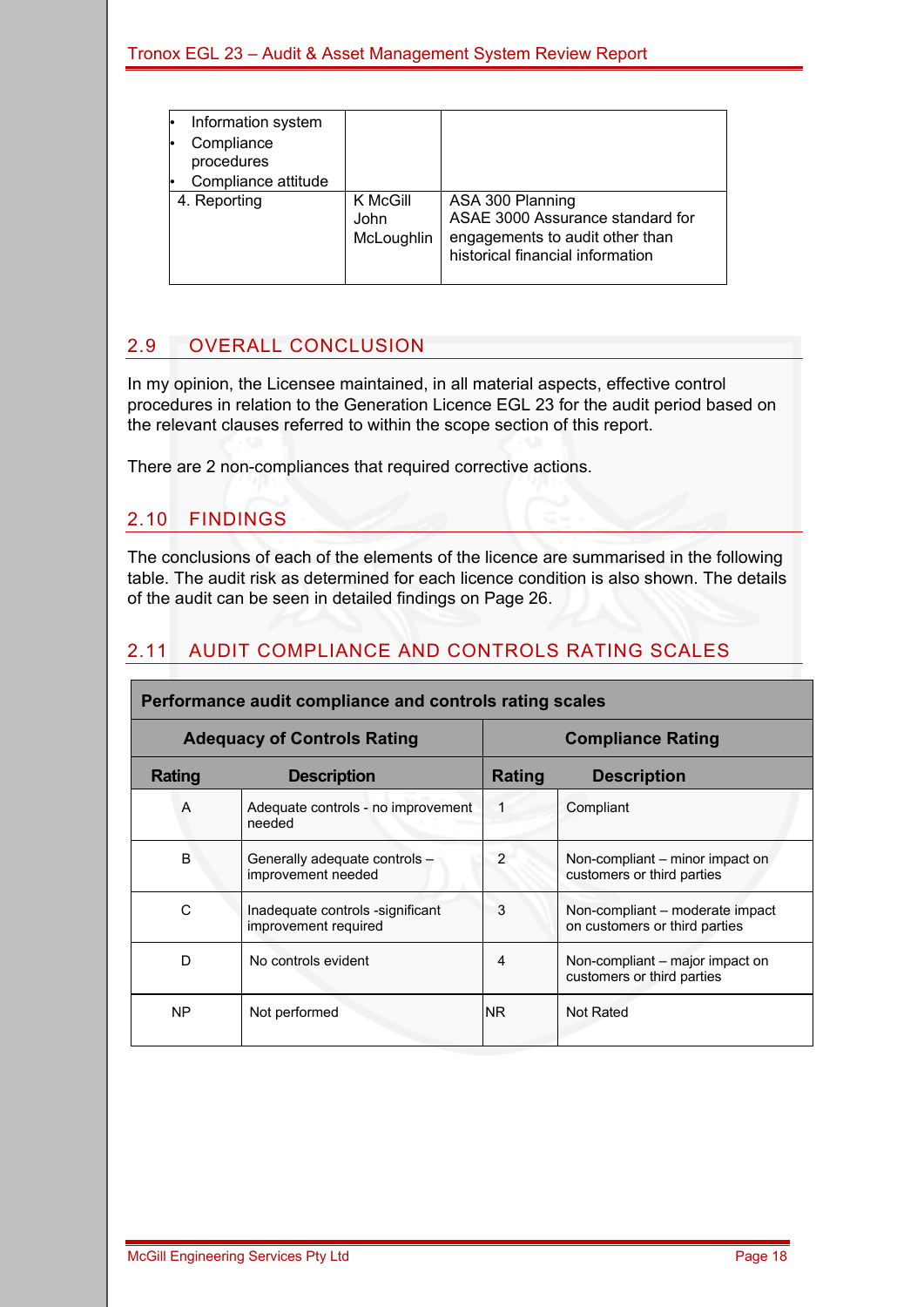| | | |
|---|---|---|
| • Information system<br>• Compliance procedures<br>• Compliance attitude | | |
| 4. Reporting | K McGill<br>John McLoughlin | ASA 300 Planning<br>ASAE 3000 Assurance standard for engagements to audit other than historical financial information |

## 2.9 OVERALL CONCLUSION

In my opinion, the Licensee maintained, in all material aspects, effective control procedures in relation to the Generation Licence EGL 23 for the audit period based on the relevant clauses referred to within the scope section of this report.

There are 2 non-compliances that required corrective actions.

## 2.10 FINDINGS

The conclusions of each of the elements of the licence are summarised in the following table. The audit risk as determined for each licence condition is also shown. The details of the audit can be seen in detailed findings on Page 26.

## 2.11 AUDIT COMPLIANCE AND CONTROLS RATING SCALES

| **Performance audit compliance and controls rating scales** | | | |
|---|---|---|---|
| **Adequacy of Controls Rating** | | **Compliance Rating** | |
| **Rating** | **Description** | **Rating** | **Description** |
| A | Adequate controls - no improvement needed | 1 | Compliant |
| B | Generally adequate controls – improvement needed | 2 | Non-compliant – minor impact on customers or third parties |
| C | Inadequate controls -significant improvement required | 3 | Non-compliant – moderate impact on customers or third parties |
| D | No controls evident | 4 | Non-compliant – major impact on customers or third parties |
| NP | Not performed | NR | Not Rated |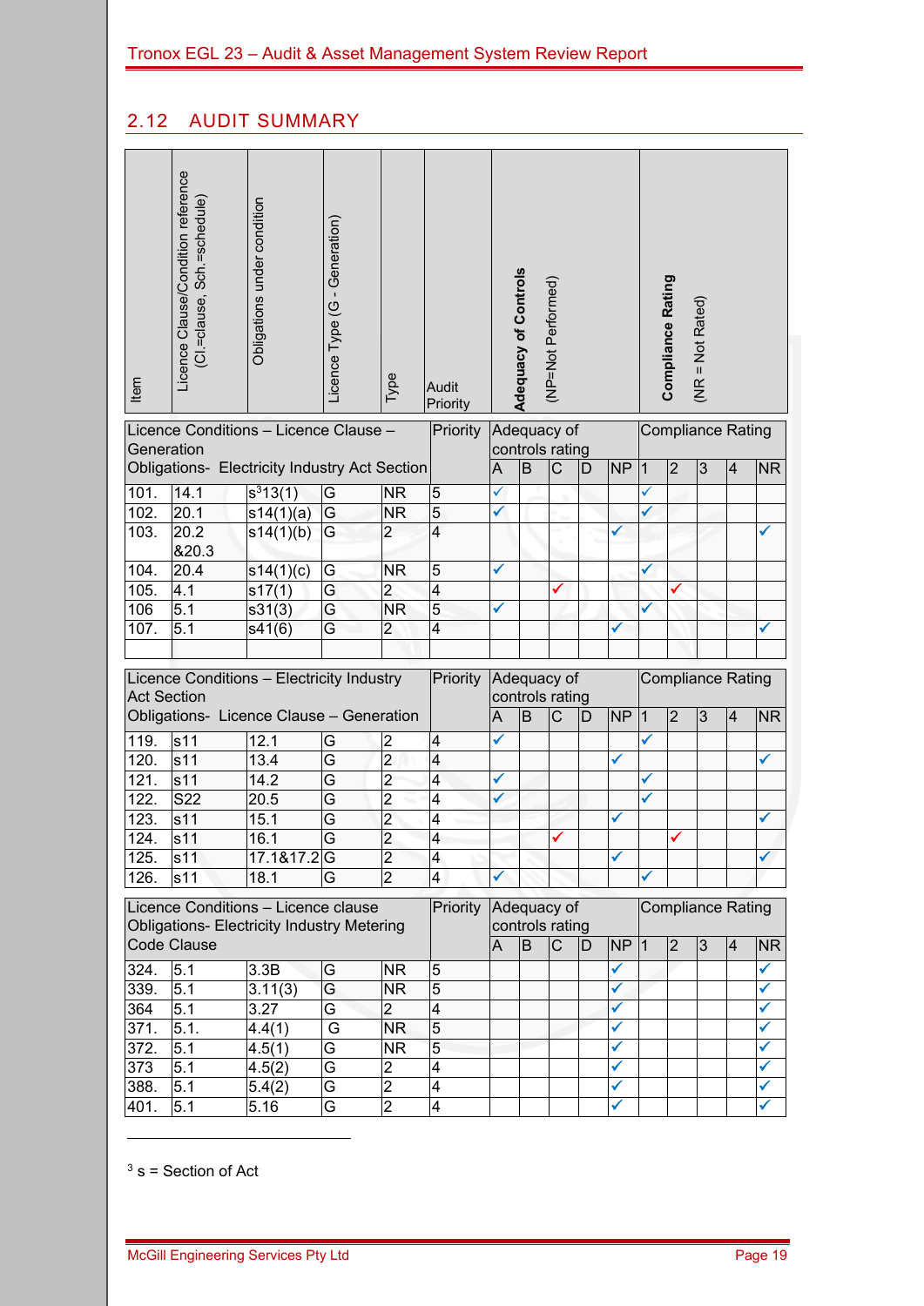## 2.12 AUDIT SUMMARY

| Item | Licence Clause/Condition reference (Cl.=clause, Sch.=schedule) | Obligations under condition | Licence Type (G - Generation) | Type | Audit Priority | Adequacy of Controls (NP=Not Performed) | | | | | Compliance Rating (NR = Not Rated) | | | | |
|---|---|---|---|---|---|---|---|---|---|---|---|---|---|---|---|
| Licence Conditions – Licence Clause – Generation<br>Obligations- Electricity Industry Act Section | | | | | Priority | Adequacy of controls rating | | | | | Compliance Rating | | | | |
| | | | | | | A | B | C | D | NP | 1 | 2 | 3 | 4 | NR |
| 101. | 14.1 | s[3]13(1) | G | NR | 5 | ✓ | | | | | ✓ | | | | |
| 102. | 20.1 | s14(1)(a) | G | NR | 5 | ✓ | | | | | ✓ | | | | |
| 103. | 20.2 &20.3 | s14(1)(b) | G | 2 | 4 | | | | | ✓ | | | | | ✓ |
| 104. | 20.4 | s14(1)(c) | G | NR | 5 | ✓ | | | | | ✓ | | | | |
| 105. | 4.1 | s17(1) | G | 2 | 4 | | | ✓ | | | | ✓ | | | |
| 106 | 5.1 | s31(3) | G | NR | 5 | ✓ | | | | | ✓ | | | | |
| 107. | 5.1 | s41(6) | G | 2 | 4 | | | | | ✓ | | | | | ✓ |
| | | | | | | | | | | | | | | | |
| Licence Conditions – Electricity Industry Act Section<br>Obligations- Licence Clause – Generation | | | | | Priority | Adequacy of controls rating | | | | | Compliance Rating | | | | |
| | | | | | | A | B | C | D | NP | 1 | 2 | 3 | 4 | NR |
| 119. | s11 | 12.1 | G | 2 | 4 | ✓ | | | | | ✓ | | | | |
| 120. | s11 | 13.4 | G | 2 | 4 | | | | | ✓ | | | | | ✓ |
| 121. | s11 | 14.2 | G | 2 | 4 | ✓ | | | | | ✓ | | | | |
| 122. | S22 | 20.5 | G | 2 | 4 | ✓ | | | | | ✓ | | | | |
| 123. | s11 | 15.1 | G | 2 | 4 | | | | | ✓ | | | | | ✓ |
| 124. | s11 | 16.1 | G | 2 | 4 | | | ✓ | | | | ✓ | | | |
| 125. | s11 | 17.1&17.2 | G | 2 | 4 | | | | | ✓ | | | | | ✓ |
| 126. | s11 | 18.1 | G | 2 | 4 | ✓ | | | | | ✓ | | | | |
| Licence Conditions – Licence clause<br>Obligations- Electricity Industry Metering Code Clause | | | | | Priority | Adequacy of controls rating | | | | | Compliance Rating | | | | |
| | | | | | | A | B | C | D | NP | 1 | 2 | 3 | 4 | NR |
| 324. | 5.1 | 3.3B | G | NR | 5 | | | | | ✓ | | | | | ✓ |
| 339. | 5.1 | 3.11(3) | G | NR | 5 | | | | | ✓ | | | | | ✓ |
| 364 | 5.1 | 3.27 | G | 2 | 4 | | | | | ✓ | | | | | ✓ |
| 371. | 5.1. | 4.4(1) | G | NR | 5 | | | | | ✓ | | | | | ✓ |
| 372. | 5.1 | 4.5(1) | G | NR | 5 | | | | | ✓ | | | | | ✓ |
| 373 | 5.1 | 4.5(2) | G | 2 | 4 | | | | | ✓ | | | | | ✓ |
| 388. | 5.1 | 5.4(2) | G | 2 | 4 | | | | | ✓ | | | | | ✓ |
| 401. | 5.1 | 5.16 | G | 2 | 4 | | | | | ✓ | | | | | ✓ |

[3] s = Section of Act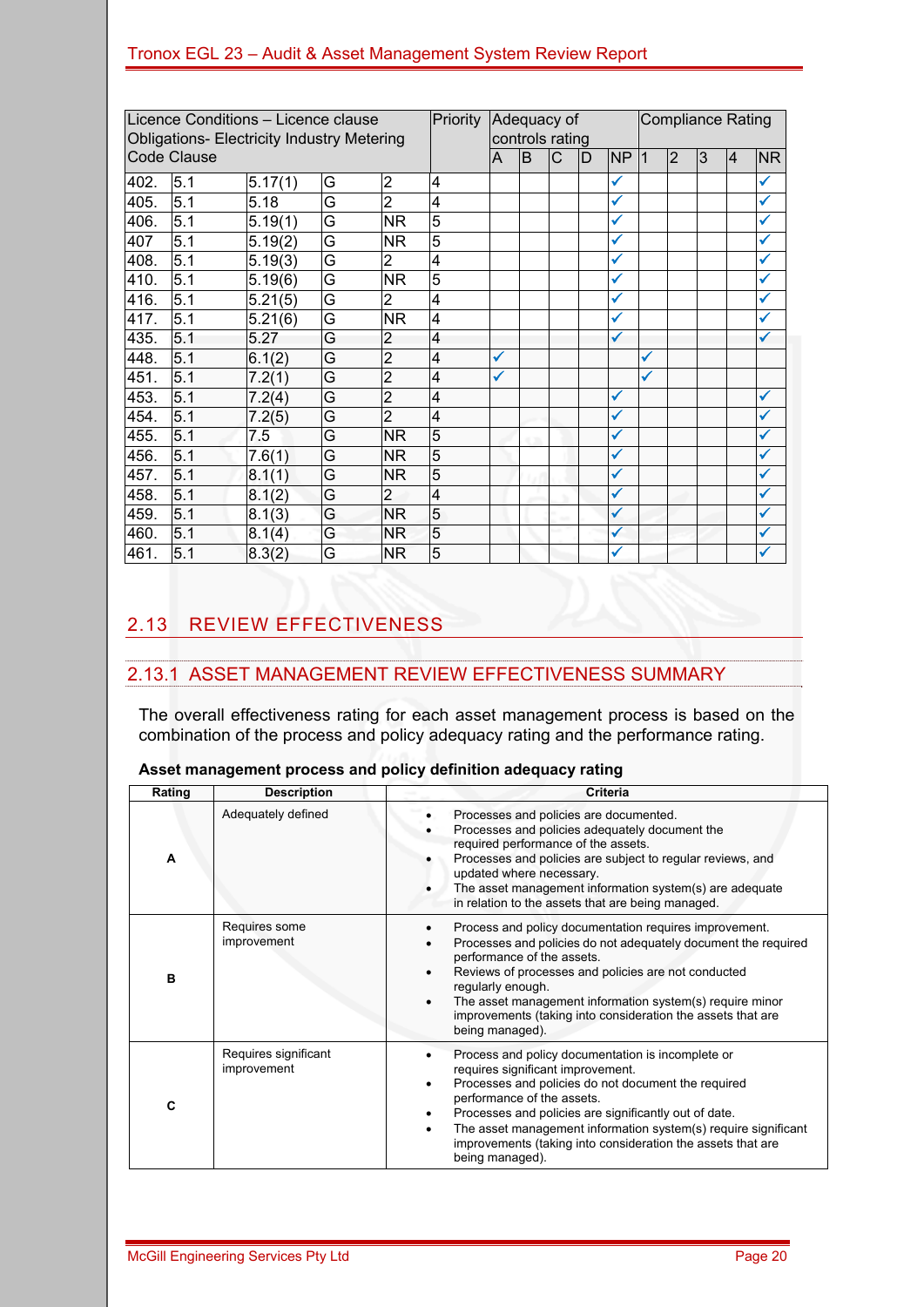| Licence Conditions – Licence clause Obligations- Electricity Industry Metering Code Clause | | | | | Priority | Adequacy of controls rating | | | | | Compliance Rating | | | | |
|---|---|---|---|---|---|---|---|---|---|---|---|---|---|---|---|
| | | | | | | A | B | C | D | NP | 1 | 2 | 3 | 4 | NR |
| 402. | 5.1 | 5.17(1) | G | 2 | 4 | | | | | ✓ | | | | | ✓ |
| 405. | 5.1 | 5.18 | G | 2 | 4 | | | | | ✓ | | | | | ✓ |
| 406. | 5.1 | 5.19(1) | G | NR | 5 | | | | | ✓ | | | | | ✓ |
| 407 | 5.1 | 5.19(2) | G | NR | 5 | | | | | ✓ | | | | | ✓ |
| 408. | 5.1 | 5.19(3) | G | 2 | 4 | | | | | ✓ | | | | | ✓ |
| 410. | 5.1 | 5.19(6) | G | NR | 5 | | | | | ✓ | | | | | ✓ |
| 416. | 5.1 | 5.21(5) | G | 2 | 4 | | | | | ✓ | | | | | ✓ |
| 417. | 5.1 | 5.21(6) | G | NR | 4 | | | | | ✓ | | | | | ✓ |
| 435. | 5.1 | 5.27 | G | 2 | 4 | | | | | ✓ | | | | | ✓ |
| 448. | 5.1 | 6.1(2) | G | 2 | 4 | ✓ | | | | | ✓ | | | | |
| 451. | 5.1 | 7.2(1) | G | 2 | 4 | ✓ | | | | | ✓ | | | | |
| 453. | 5.1 | 7.2(4) | G | 2 | 4 | | | | | ✓ | | | | | ✓ |
| 454. | 5.1 | 7.2(5) | G | 2 | 4 | | | | | ✓ | | | | | ✓ |
| 455. | 5.1 | 7.5 | G | NR | 5 | | | | | ✓ | | | | | ✓ |
| 456. | 5.1 | 7.6(1) | G | NR | 5 | | | | | ✓ | | | | | ✓ |
| 457. | 5.1 | 8.1(1) | G | NR | 5 | | | | | ✓ | | | | | ✓ |
| 458. | 5.1 | 8.1(2) | G | 2 | 4 | | | | | ✓ | | | | | ✓ |
| 459. | 5.1 | 8.1(3) | G | NR | 5 | | | | | ✓ | | | | | ✓ |
| 460. | 5.1 | 8.1(4) | G | NR | 5 | | | | | ✓ | | | | | ✓ |
| 461. | 5.1 | 8.3(2) | G | NR | 5 | | | | | ✓ | | | | | ✓ |

## 2.13 REVIEW EFFECTIVENESS

### 2.13.1 ASSET MANAGEMENT REVIEW EFFECTIVENESS SUMMARY

The overall effectiveness rating for each asset management process is based on the combination of the process and policy adequacy rating and the performance rating.

**Asset management process and policy definition adequacy rating**

| Rating | Description | Criteria |
|---|---|---|
| **A** | Adequately defined | • Processes and policies are documented.<br>• Processes and policies adequately document the required performance of the assets.<br>• Processes and policies are subject to regular reviews, and updated where necessary.<br>• The asset management information system(s) are adequate in relation to the assets that are being managed. |
| **B** | Requires some improvement | • Process and policy documentation requires improvement.<br>• Processes and policies do not adequately document the required performance of the assets.<br>• Reviews of processes and policies are not conducted regularly enough.<br>• The asset management information system(s) require minor improvements (taking into consideration the assets that are being managed). |
| **C** | Requires significant improvement | • Process and policy documentation is incomplete or requires significant improvement.<br>• Processes and policies do not document the required performance of the assets.<br>• Processes and policies are significantly out of date.<br>• The asset management information system(s) require significant improvements (taking into consideration the assets that are being managed). |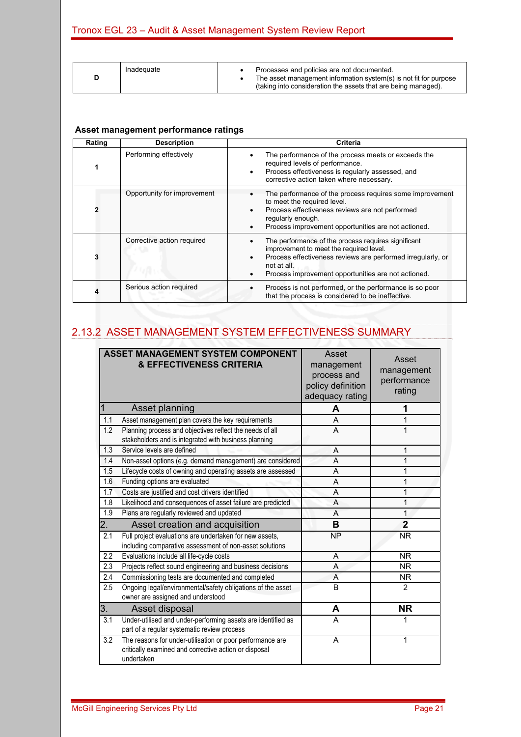| D | Inadequate | • Processes and policies are not documented. • The asset management information system(s) is not fit for purpose (taking into consideration the assets that are being managed). |
|---|---|---|

**Asset management performance ratings**

| Rating | Description | Criteria |
|---|---|---|
| 1 | Performing effectively | • The performance of the process meets or exceeds the required levels of performance. • Process effectiveness is regularly assessed, and corrective action taken where necessary. |
| 2 | Opportunity for improvement | • The performance of the process requires some improvement to meet the required level. • Process effectiveness reviews are not performed regularly enough. • Process improvement opportunities are not actioned. |
| 3 | Corrective action required | • The performance of the process requires significant improvement to meet the required level. • Process effectiveness reviews are performed irregularly, or not at all. • Process improvement opportunities are not actioned. |
| 4 | Serious action required | • Process is not performed, or the performance is so poor that the process is considered to be ineffective. |

## 2.13.2 ASSET MANAGEMENT SYSTEM EFFECTIVENESS SUMMARY

| | ASSET MANAGEMENT SYSTEM COMPONENT & EFFECTIVENESS CRITERIA | Asset management process and policy definition adequacy rating | Asset management performance rating |
|---|---|---|---|
| **1** | **Asset planning** | **A** | **1** |
| 1.1 | Asset management plan covers the key requirements | A | 1 |
| 1.2 | Planning process and objectives reflect the needs of all stakeholders and is integrated with business planning | A | 1 |
| 1.3 | Service levels are defined | A | 1 |
| 1.4 | Non-asset options (e.g. demand management) are considered | A | 1 |
| 1.5 | Lifecycle costs of owning and operating assets are assessed | A | 1 |
| 1.6 | Funding options are evaluated | A | 1 |
| 1.7 | Costs are justified and cost drivers identified | A | 1 |
| 1.8 | Likelihood and consequences of asset failure are predicted | A | 1 |
| 1.9 | Plans are regularly reviewed and updated | A | 1 |
| **2.** | **Asset creation and acquisition** | **B** | **2** |
| 2.1 | Full project evaluations are undertaken for new assets, including comparative assessment of non-asset solutions | NP | NR |
| 2.2 | Evaluations include all life-cycle costs | A | NR |
| 2.3 | Projects reflect sound engineering and business decisions | A | NR |
| 2.4 | Commissioning tests are documented and completed | A | NR |
| 2.5 | Ongoing legal/environmental/safety obligations of the asset owner are assigned and understood | B | 2 |
| **3.** | **Asset disposal** | **A** | **NR** |
| 3.1 | Under-utilised and under-performing assets are identified as part of a regular systematic review process | A | 1 |
| 3.2 | The reasons for under-utilisation or poor performance are critically examined and corrective action or disposal undertaken | A | 1 |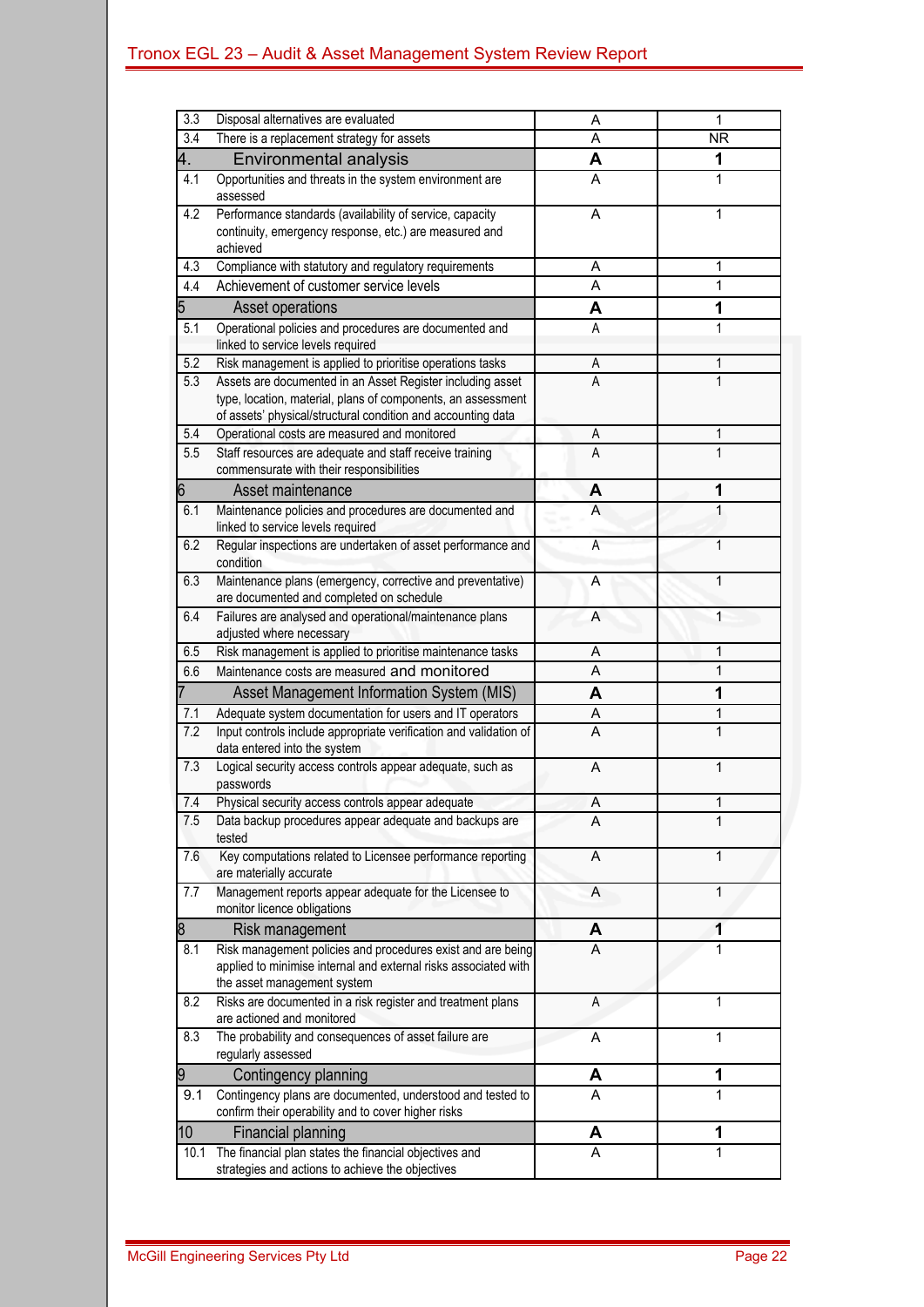| | | | |
|---|---|---|---|
| 3.3 | Disposal alternatives are evaluated | A | 1 |
| 3.4 | There is a replacement strategy for assets | A | NR |
| **4.** | **Environmental analysis** | **A** | **1** |
| 4.1 | Opportunities and threats in the system environment are assessed | A | 1 |
| 4.2 | Performance standards (availability of service, capacity continuity, emergency response, etc.) are measured and achieved | A | 1 |
| 4.3 | Compliance with statutory and regulatory requirements | A | 1 |
| 4.4 | Achievement of customer service levels | A | 1 |
| **5** | **Asset operations** | **A** | **1** |
| 5.1 | Operational policies and procedures are documented and linked to service levels required | A | 1 |
| 5.2 | Risk management is applied to prioritise operations tasks | A | 1 |
| 5.3 | Assets are documented in an Asset Register including asset type, location, material, plans of components, an assessment of assets' physical/structural condition and accounting data | A | 1 |
| 5.4 | Operational costs are measured and monitored | A | 1 |
| 5.5 | Staff resources are adequate and staff receive training commensurate with their responsibilities | A | 1 |
| **6** | **Asset maintenance** | **A** | **1** |
| 6.1 | Maintenance policies and procedures are documented and linked to service levels required | A | 1 |
| 6.2 | Regular inspections are undertaken of asset performance and condition | A | 1 |
| 6.3 | Maintenance plans (emergency, corrective and preventative) are documented and completed on schedule | A | 1 |
| 6.4 | Failures are analysed and operational/maintenance plans adjusted where necessary | A | 1 |
| 6.5 | Risk management is applied to prioritise maintenance tasks | A | 1 |
| 6.6 | Maintenance costs are measured and monitored | A | 1 |
| **7** | **Asset Management Information System (MIS)** | **A** | **1** |
| 7.1 | Adequate system documentation for users and IT operators | A | 1 |
| 7.2 | Input controls include appropriate verification and validation of data entered into the system | A | 1 |
| 7.3 | Logical security access controls appear adequate, such as passwords | A | 1 |
| 7.4 | Physical security access controls appear adequate | A | 1 |
| 7.5 | Data backup procedures appear adequate and backups are tested | A | 1 |
| 7.6 | Key computations related to Licensee performance reporting are materially accurate | A | 1 |
| 7.7 | Management reports appear adequate for the Licensee to monitor licence obligations | A | 1 |
| **8** | **Risk management** | **A** | **1** |
| 8.1 | Risk management policies and procedures exist and are being applied to minimise internal and external risks associated with the asset management system | A | 1 |
| 8.2 | Risks are documented in a risk register and treatment plans are actioned and monitored | A | 1 |
| 8.3 | The probability and consequences of asset failure are regularly assessed | A | 1 |
| **9** | **Contingency planning** | **A** | **1** |
| 9.1 | Contingency plans are documented, understood and tested to confirm their operability and to cover higher risks | A | 1 |
| **10** | **Financial planning** | **A** | **1** |
| 10.1 | The financial plan states the financial objectives and strategies and actions to achieve the objectives | A | 1 |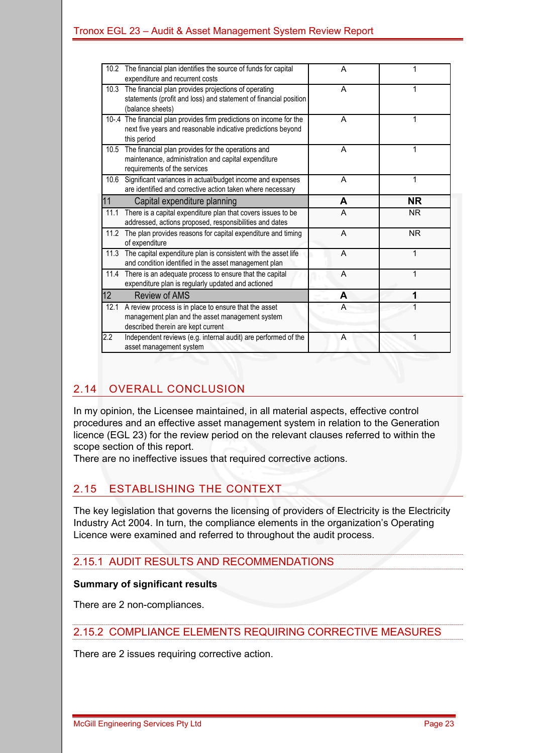| | | |
|---|---|---|
| 10.2 The financial plan identifies the source of funds for capital expenditure and recurrent costs | A | 1 |
| 10.3 The financial plan provides projections of operating statements (profit and loss) and statement of financial position (balance sheets) | A | 1 |
| 10-.4 The financial plan provides firm predictions on income for the next five years and reasonable indicative predictions beyond this period | A | 1 |
| 10.5 The financial plan provides for the operations and maintenance, administration and capital expenditure requirements of the services | A | 1 |
| 10.6 Significant variances in actual/budget income and expenses are identified and corrective action taken where necessary | A | 1 |
| **11 Capital expenditure planning** | **A** | **NR** |
| 11.1 There is a capital expenditure plan that covers issues to be addressed, actions proposed, responsibilities and dates | A | NR |
| 11.2 The plan provides reasons for capital expenditure and timing of expenditure | A | NR |
| 11.3 The capital expenditure plan is consistent with the asset life and condition identified in the asset management plan | A | 1 |
| 11.4 There is an adequate process to ensure that the capital expenditure plan is regularly updated and actioned | A | 1 |
| **12 Review of AMS** | **A** | **1** |
| 12.1 A review process is in place to ensure that the asset management plan and the asset management system described therein are kept current | A | 1 |
| 2.2 Independent reviews (e.g. internal audit) are performed of the asset management system | A | 1 |

## 2.14 OVERALL CONCLUSION

In my opinion, the Licensee maintained, in all material aspects, effective control procedures and an effective asset management system in relation to the Generation licence (EGL 23) for the review period on the relevant clauses referred to within the scope section of this report.
There are no ineffective issues that required corrective actions.

## 2.15 ESTABLISHING THE CONTEXT

The key legislation that governs the licensing of providers of Electricity is the Electricity Industry Act 2004. In turn, the compliance elements in the organization's Operating Licence were examined and referred to throughout the audit process.

### 2.15.1 AUDIT RESULTS AND RECOMMENDATIONS

**Summary of significant results**

There are 2 non-compliances.

### 2.15.2 COMPLIANCE ELEMENTS REQUIRING CORRECTIVE MEASURES

There are 2 issues requiring corrective action.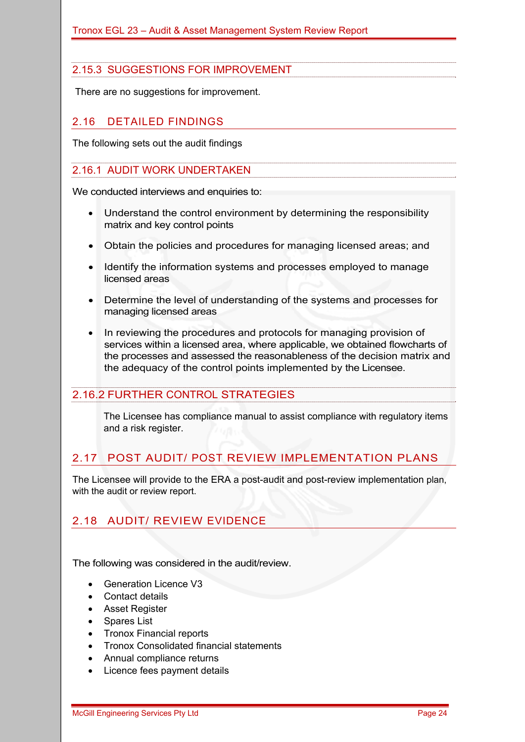### 2.15.3 SUGGESTIONS FOR IMPROVEMENT

There are no suggestions for improvement.

## 2.16 DETAILED FINDINGS

The following sets out the audit findings

### 2.16.1 AUDIT WORK UNDERTAKEN

We conducted interviews and enquiries to:

- Understand the control environment by determining the responsibility matrix and key control points
- Obtain the policies and procedures for managing licensed areas; and
- Identify the information systems and processes employed to manage licensed areas
- Determine the level of understanding of the systems and processes for managing licensed areas
- In reviewing the procedures and protocols for managing provision of services within a licensed area, where applicable, we obtained flowcharts of the processes and assessed the reasonableness of the decision matrix and the adequacy of the control points implemented by the Licensee.

### 2.16.2 FURTHER CONTROL STRATEGIES

The Licensee has compliance manual to assist compliance with regulatory items and a risk register.

## 2.17 POST AUDIT/ POST REVIEW IMPLEMENTATION PLANS

The Licensee will provide to the ERA a post-audit and post-review implementation plan, with the audit or review report.

## 2.18 AUDIT/ REVIEW EVIDENCE

The following was considered in the audit/review.

- Generation Licence V3
- Contact details
- Asset Register
- Spares List
- Tronox Financial reports
- Tronox Consolidated financial statements
- Annual compliance returns
- Licence fees payment details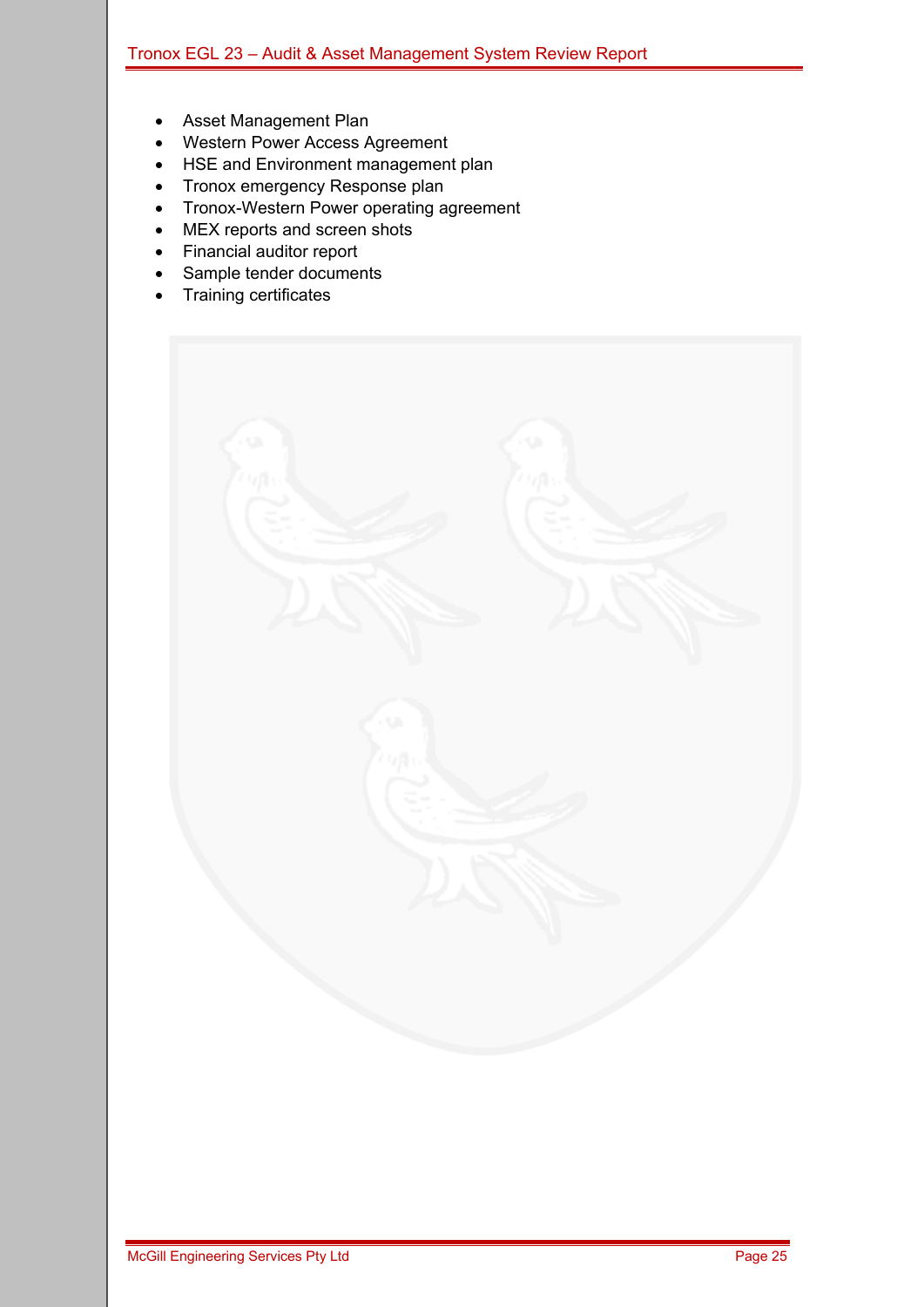- Asset Management Plan
- Western Power Access Agreement
- HSE and Environment management plan
- Tronox emergency Response plan
- Tronox-Western Power operating agreement
- MEX reports and screen shots
- Financial auditor report
- Sample tender documents
- Training certificates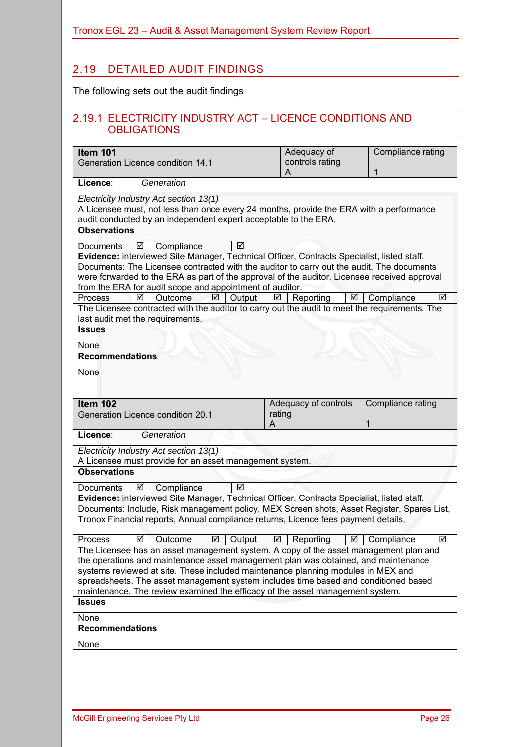## 2.19 DETAILED AUDIT FINDINGS

The following sets out the audit findings

### 2.19.1 ELECTRICITY INDUSTRY ACT – LICENCE CONDITIONS AND OBLIGATIONS

| **Item 101**<br>Generation Licence condition 14.1 | | | | | | | | | Adequacy of controls rating<br>A | Compliance rating<br>1 |
|---|---|---|---|---|---|---|---|---|---|---|
| **Licence**: *Generation* | | | | | | | | | | |
| *Electricity Industry Act section 13(1)*<br>A Licensee must, not less than once every 24 months, provide the ERA with a performance audit conducted by an independent expert acceptable to the ERA. | | | | | | | | | | |
| **Observations** | | | | | | | | | | |
| Documents | ☑ | Compliance | ☑ | | | | | | | |
| **Evidence:** interviewed Site Manager, Technical Officer, Contracts Specialist, listed staff. Documents: The Licensee contracted with the auditor to carry out the audit. The documents were forwarded to the ERA as part of the approval of the auditor. Licensee received approval from the ERA for audit scope and appointment of auditor. | | | | | | | | | | |
| Process | ☑ | Outcome | ☑ | Output | ☑ | Reporting | ☑ | Compliance | ☑ | |
| The Licensee contracted with the auditor to carry out the audit to meet the requirements. The last audit met the requirements. | | | | | | | | | | |
| **Issues** | | | | | | | | | | |
| None | | | | | | | | | | |
| **Recommendations** | | | | | | | | | | |
| None | | | | | | | | | | |

| **Item 102**<br>Generation Licence condition 20.1 | | | | | | | | | Adequacy of controls rating<br>A | Compliance rating<br>1 |
|---|---|---|---|---|---|---|---|---|---|---|
| **Licence**: *Generation* | | | | | | | | | | |
| *Electricity Industry Act section 13(1)*<br>A Licensee must provide for an asset management system. | | | | | | | | | | |
| **Observations** | | | | | | | | | | |
| Documents | ☑ | Compliance | ☑ | | | | | | | |
| **Evidence:** interviewed Site Manager, Technical Officer, Contracts Specialist, listed staff. Documents: Include, Risk management policy, MEX Screen shots, Asset Register, Spares List, Tronox Financial reports, Annual compliance returns, Licence fees payment details, | | | | | | | | | | |
| Process | ☑ | Outcome | ☑ | Output | ☑ | Reporting | ☑ | Compliance | ☑ | |
| The Licensee has an asset management system. A copy of the asset management plan and the operations and maintenance asset management plan was obtained, and maintenance systems reviewed at site. These included maintenance planning modules in MEX and spreadsheets. The asset management system includes time based and conditioned based maintenance. The review examined the efficacy of the asset management system. | | | | | | | | | | |
| **Issues** | | | | | | | | | | |
| None | | | | | | | | | | |
| **Recommendations** | | | | | | | | | | |
| None | | | | | | | | | | |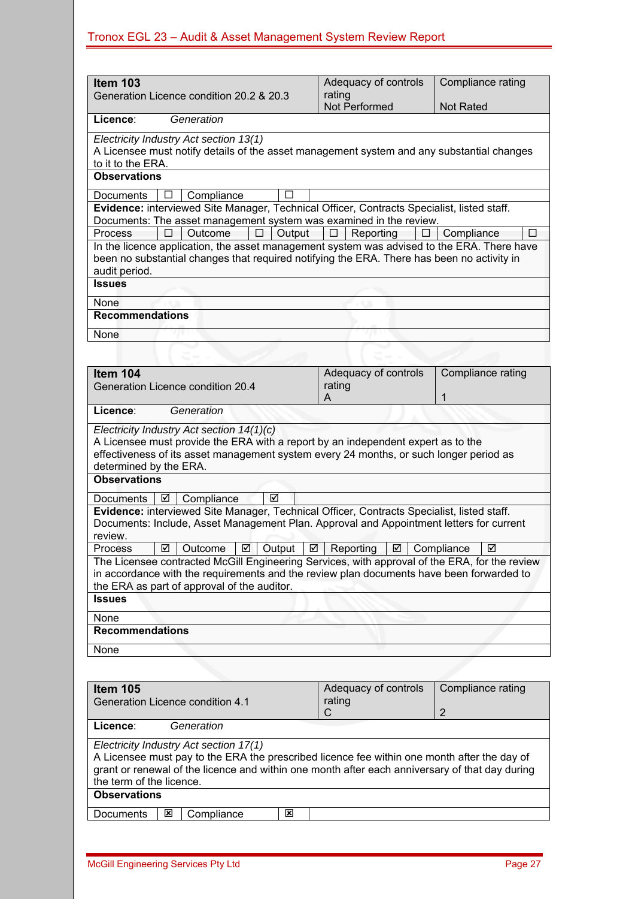| **Item 103**<br>Generation Licence condition 20.2 & 20.3 | Adequacy of controls rating<br>Not Performed | Compliance rating<br>Not Rated |
|---|---|---|
| **Licence**: *Generation* | | |
| *Electricity Industry Act section 13(1)*<br>A Licensee must notify details of the asset management system and any substantial changes to it to the ERA. | | |
| **Observations** | | |
| Documents ☐ Compliance ☐ | | |
| **Evidence:** interviewed Site Manager, Technical Officer, Contracts Specialist, listed staff.<br>Documents: The asset management system was examined in the review. | | |
| Process ☐ Outcome ☐ Output ☐ Reporting ☐ Compliance ☐ | | |
| In the licence application, the asset management system was advised to the ERA. There have been no substantial changes that required notifying the ERA. There has been no activity in audit period. | | |
| **Issues** | | |
| None | | |
| **Recommendations** | | |
| None | | |

| **Item 104**<br>Generation Licence condition 20.4 | Adequacy of controls rating<br>A | Compliance rating<br>1 |
|---|---|---|
| **Licence**: *Generation* | | |
| *Electricity Industry Act section 14(1)(c)*<br>A Licensee must provide the ERA with a report by an independent expert as to the effectiveness of its asset management system every 24 months, or such longer period as determined by the ERA. | | |
| **Observations** | | |
| Documents ☑ Compliance ☑ | | |
| **Evidence:** interviewed Site Manager, Technical Officer, Contracts Specialist, listed staff.<br>Documents: Include, Asset Management Plan. Approval and Appointment letters for current review. | | |
| Process ☑ Outcome ☑ Output ☑ Reporting ☑ Compliance ☑ | | |
| The Licensee contracted McGill Engineering Services, with approval of the ERA, for the review in accordance with the requirements and the review plan documents have been forwarded to the ERA as part of approval of the auditor. | | |
| **Issues** | | |
| None | | |
| **Recommendations** | | |
| None | | |

| **Item 105**<br>Generation Licence condition 4.1 | Adequacy of controls rating<br>C | Compliance rating<br>2 |
|---|---|---|
| **Licence**: *Generation* | | |
| *Electricity Industry Act section 17(1)*<br>A Licensee must pay to the ERA the prescribed licence fee within one month after the day of grant or renewal of the licence and within one month after each anniversary of that day during the term of the licence. | | |
| **Observations** | | |
| Documents ☒ Compliance ☒ | | |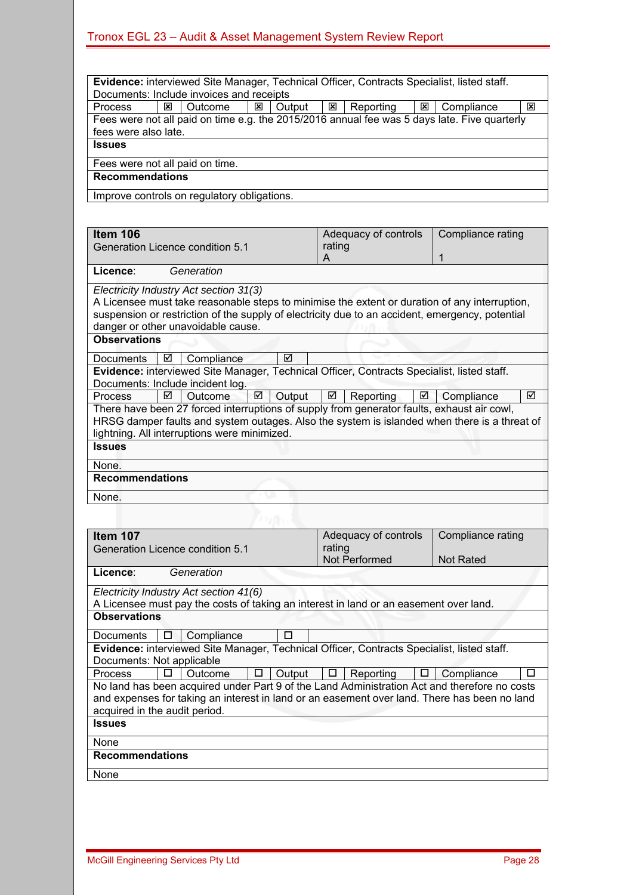| Evidence: interviewed Site Manager, Technical Officer, Contracts Specialist, listed staff. Documents: Include invoices and receipts | | | | | | | | | |
|---|---|---|---|---|---|---|---|---|---|
| Process | ☒ | Outcome | ☒ | Output | ☒ | Reporting | ☒ | Compliance | ☒ |
| Fees were not all paid on time e.g. the 2015/2016 annual fee was 5 days late. Five quarterly fees were also late. | | | | | | | | | |
| **Issues** | | | | | | | | | |
| Fees were not all paid on time. | | | | | | | | | |
| **Recommendations** | | | | | | | | | |
| Improve controls on regulatory obligations. | | | | | | | | | |

| **Item 106**<br>Generation Licence condition 5.1 | Adequacy of controls rating<br>A | Compliance rating<br>1 |
|---|---|---|
| **Licence**: *Generation* | | |
| *Electricity Industry Act section 31(3)*<br>A Licensee must take reasonable steps to minimise the extent or duration of any interruption, suspension or restriction of the supply of electricity due to an accident, emergency, potential danger or other unavoidable cause. | | |
| **Observations** | | |
| Documents ☑ Compliance ☑ | | |
| **Evidence:** interviewed Site Manager, Technical Officer, Contracts Specialist, listed staff. Documents: Include incident log. | | |
| Process ☑ Outcome ☑ Output ☑ Reporting ☑ Compliance ☑ | | |
| There have been 27 forced interruptions of supply from generator faults, exhaust air cowl, HRSG damper faults and system outages. Also the system is islanded when there is a threat of lightning. All interruptions were minimized. | | |
| **Issues** | | |
| None. | | |
| **Recommendations** | | |
| None. | | |

| **Item 107**<br>Generation Licence condition 5.1 | Adequacy of controls rating<br>Not Performed | Compliance rating<br>Not Rated |
|---|---|---|
| **Licence**: *Generation* | | |
| *Electricity Industry Act section 41(6)*<br>A Licensee must pay the costs of taking an interest in land or an easement over land. | | |
| **Observations** | | |
| Documents ☐ Compliance ☐ | | |
| **Evidence:** interviewed Site Manager, Technical Officer, Contracts Specialist, listed staff. Documents: Not applicable | | |
| Process ☐ Outcome ☐ Output ☐ Reporting ☐ Compliance ☐ | | |
| No land has been acquired under Part 9 of the Land Administration Act and therefore no costs and expenses for taking an interest in land or an easement over land. There has been no land acquired in the audit period. | | |
| **Issues** | | |
| None | | |
| **Recommendations** | | |
| None | | |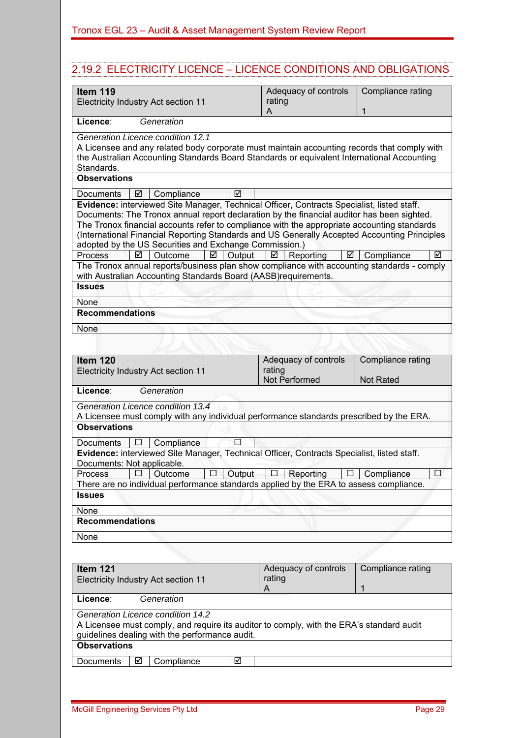## 2.19.2 ELECTRICITY LICENCE – LICENCE CONDITIONS AND OBLIGATIONS

| **Item 119**<br>Electricity Industry Act section 11 | Adequacy of controls rating<br>A | Compliance rating<br>1 |
|---|---|---|
| **Licence**: *Generation* | | |
| *Generation Licence condition 12.1*<br>A Licensee and any related body corporate must maintain accounting records that comply with the Australian Accounting Standards Board Standards or equivalent International Accounting Standards. | | |
| **Observations** | | |
| Documents ☑ Compliance ☑ | | |
| **Evidence:** interviewed Site Manager, Technical Officer, Contracts Specialist, listed staff.<br>Documents: The Tronox annual report declaration by the financial auditor has been sighted. The Tronox financial accounts refer to compliance with the appropriate accounting standards (International Financial Reporting Standards and US Generally Accepted Accounting Principles adopted by the US Securities and Exchange Commission.) | | |
| Process ☑ Outcome ☑ Output ☑ Reporting ☑ Compliance ☑ | | |
| The Tronox annual reports/business plan show compliance with accounting standards - comply with Australian Accounting Standards Board (AASB)requirements. | | |
| **Issues** | | |
| None | | |
| **Recommendations** | | |
| None | | |

| **Item 120**<br>Electricity Industry Act section 11 | Adequacy of controls rating<br>Not Performed | Compliance rating<br>Not Rated |
|---|---|---|
| **Licence**: *Generation* | | |
| *Generation Licence condition 13.4*<br>A Licensee must comply with any individual performance standards prescribed by the ERA. | | |
| **Observations** | | |
| Documents ☐ Compliance ☐ | | |
| **Evidence:** interviewed Site Manager, Technical Officer, Contracts Specialist, listed staff.<br>Documents: Not applicable. | | |
| Process ☐ Outcome ☐ Output ☐ Reporting ☐ Compliance ☐ | | |
| There are no individual performance standards applied by the ERA to assess compliance. | | |
| **Issues** | | |
| None | | |
| **Recommendations** | | |
| None | | |

| **Item 121**<br>Electricity Industry Act section 11 | Adequacy of controls rating<br>A | Compliance rating<br>1 |
|---|---|---|
| **Licence**: *Generation* | | |
| *Generation Licence condition 14.2*<br>A Licensee must comply, and require its auditor to comply, with the ERA's standard audit guidelines dealing with the performance audit. | | |
| **Observations** | | |
| Documents ☑ Compliance ☑ | | |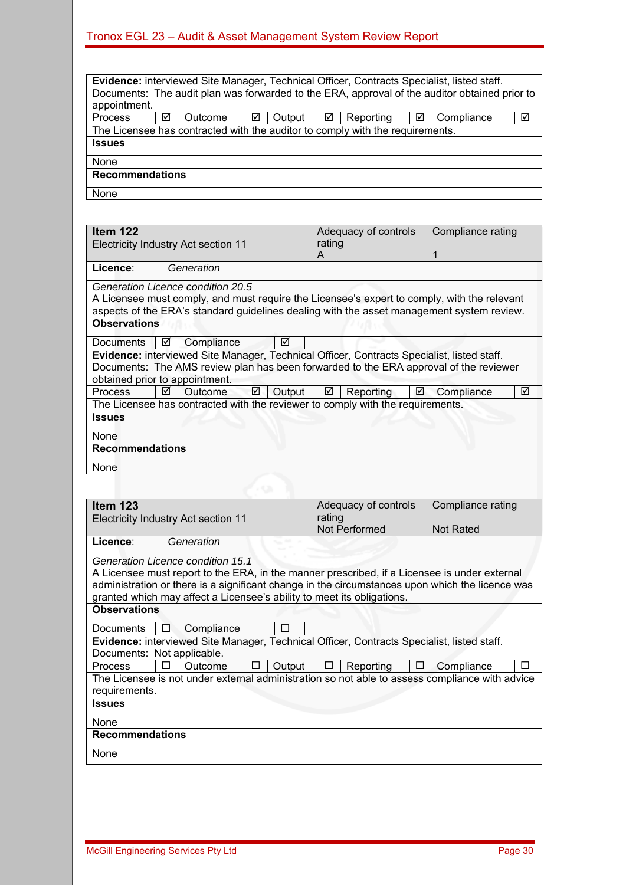| | | | | | | | | | |
|---|---|---|---|---|---|---|---|---|---|
| **Evidence:** interviewed Site Manager, Technical Officer, Contracts Specialist, listed staff. Documents: The audit plan was forwarded to the ERA, approval of the auditor obtained prior to appointment. | | | | | | | | | |
| Process | ☑ | Outcome | ☑ | Output | ☑ | Reporting | ☑ | Compliance | ☑ |
| The Licensee has contracted with the auditor to comply with the requirements. | | | | | | | | | |
| **Issues** | | | | | | | | | |
| None | | | | | | | | | |
| **Recommendations** | | | | | | | | | |
| None | | | | | | | | | |

| **Item 122** Electricity Industry Act section 11 | Adequacy of controls rating A | Compliance rating 1 |
|---|---|---|
| **Licence**: *Generation* | | |
| *Generation Licence condition 20.5* A Licensee must comply, and must require the Licensee's expert to comply, with the relevant aspects of the ERA's standard guidelines dealing with the asset management system review. | | |
| **Observations** | | |
| Documents ☑ Compliance ☑ | | |
| **Evidence:** interviewed Site Manager, Technical Officer, Contracts Specialist, listed staff. Documents: The AMS review plan has been forwarded to the ERA approval of the reviewer obtained prior to appointment. | | |
| Process ☑ Outcome ☑ Output ☑ Reporting ☑ Compliance ☑ | | |
| The Licensee has contracted with the reviewer to comply with the requirements. | | |
| **Issues** | | |
| None | | |
| **Recommendations** | | |
| None | | |

| **Item 123** Electricity Industry Act section 11 | Adequacy of controls rating Not Performed | Compliance rating Not Rated |
|---|---|---|
| **Licence**: *Generation* | | |
| *Generation Licence condition 15.1* A Licensee must report to the ERA, in the manner prescribed, if a Licensee is under external administration or there is a significant change in the circumstances upon which the licence was granted which may affect a Licensee's ability to meet its obligations. | | |
| **Observations** | | |
| Documents ☐ Compliance ☐ | | |
| **Evidence:** interviewed Site Manager, Technical Officer, Contracts Specialist, listed staff. Documents: Not applicable. | | |
| Process ☐ Outcome ☐ Output ☐ Reporting ☐ Compliance ☐ | | |
| The Licensee is not under external administration so not able to assess compliance with advice requirements. | | |
| **Issues** | | |
| None | | |
| **Recommendations** | | |
| None | | |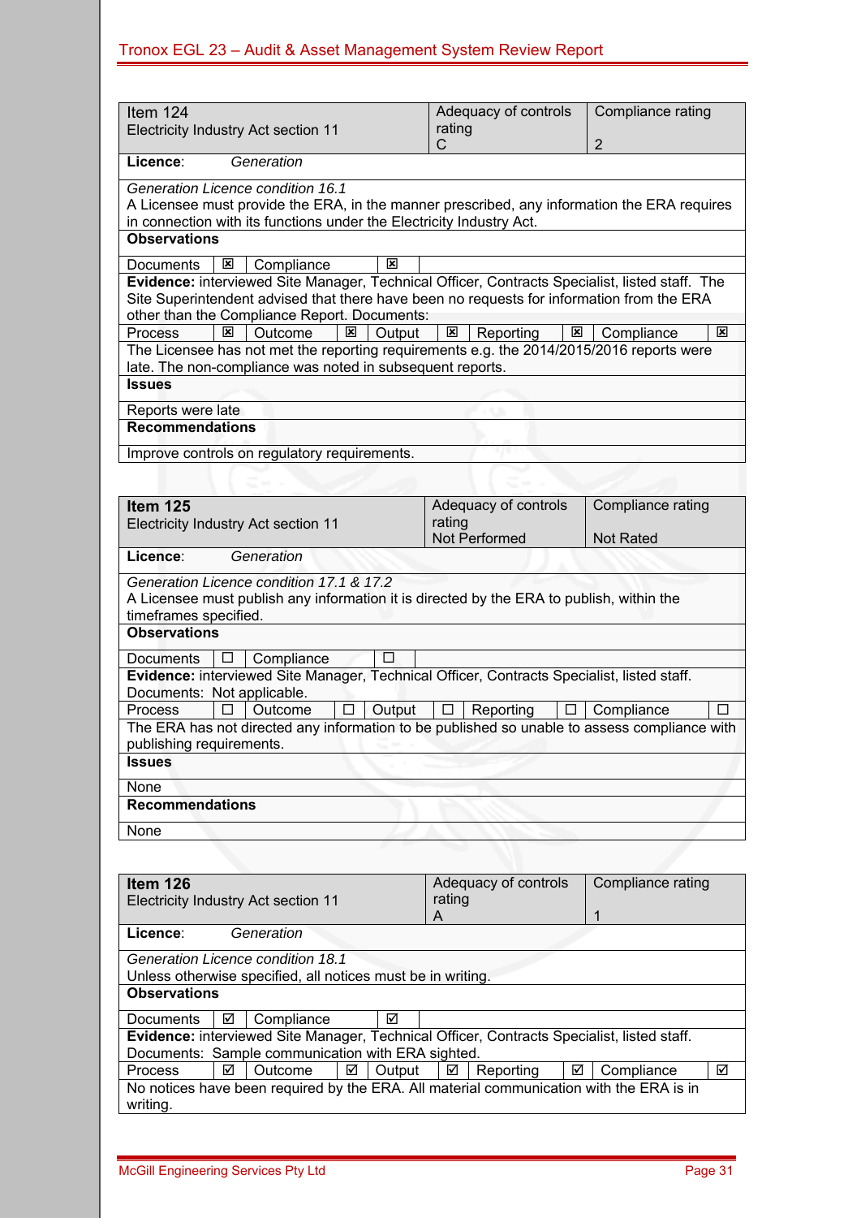| Item 124<br>Electricity Industry Act section 11 | Adequacy of controls rating<br>C | Compliance rating<br>2 |
|---|---|---|
| **Licence**: *Generation* | | |
| *Generation Licence condition 16.1*<br>A Licensee must provide the ERA, in the manner prescribed, any information the ERA requires in connection with its functions under the Electricity Industry Act. | | |
| **Observations** | | |
| Documents ☒ Compliance ☒ | | |
| **Evidence:** interviewed Site Manager, Technical Officer, Contracts Specialist, listed staff. The Site Superintendent advised that there have been no requests for information from the ERA other than the Compliance Report. Documents: | | |
| Process ☒ Outcome ☒ Output ☒ Reporting ☒ Compliance ☒ | | |
| The Licensee has not met the reporting requirements e.g. the 2014/2015/2016 reports were late. The non-compliance was noted in subsequent reports. | | |
| **Issues** | | |
| Reports were late | | |
| **Recommendations** | | |
| Improve controls on regulatory requirements. | | |

| **Item 125**<br>Electricity Industry Act section 11 | Adequacy of controls rating<br>Not Performed | Compliance rating<br>Not Rated |
|---|---|---|
| **Licence**: *Generation* | | |
| *Generation Licence condition 17.1 & 17.2*<br>A Licensee must publish any information it is directed by the ERA to publish, within the timeframes specified. | | |
| **Observations** | | |
| Documents ☐ Compliance ☐ | | |
| **Evidence:** interviewed Site Manager, Technical Officer, Contracts Specialist, listed staff.<br>Documents: Not applicable. | | |
| Process ☐ Outcome ☐ Output ☐ Reporting ☐ Compliance ☐ | | |
| The ERA has not directed any information to be published so unable to assess compliance with publishing requirements. | | |
| **Issues** | | |
| None | | |
| **Recommendations** | | |
| None | | |

| **Item 126**<br>Electricity Industry Act section 11 | Adequacy of controls rating<br>A | Compliance rating<br>1 |
|---|---|---|
| **Licence**: *Generation* | | |
| *Generation Licence condition 18.1*<br>Unless otherwise specified, all notices must be in writing. | | |
| **Observations** | | |
| Documents ☑ Compliance ☑ | | |
| **Evidence:** interviewed Site Manager, Technical Officer, Contracts Specialist, listed staff.<br>Documents: Sample communication with ERA sighted. | | |
| Process ☑ Outcome ☑ Output ☑ Reporting ☑ Compliance ☑ | | |
| No notices have been required by the ERA. All material communication with the ERA is in writing. | | |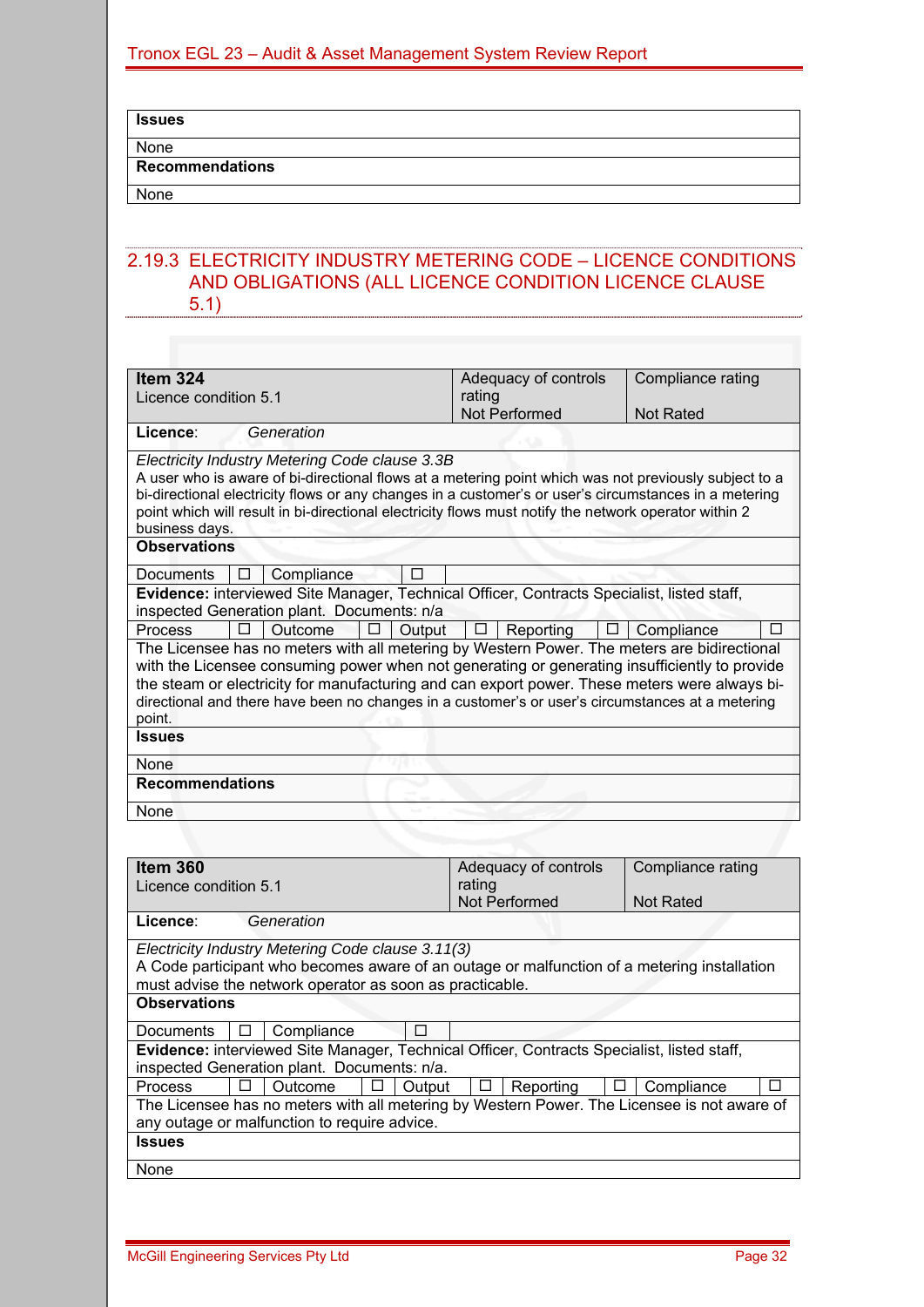| Issues |
|---|
| None |
| **Recommendations** |
| None |

### 2.19.3 ELECTRICITY INDUSTRY METERING CODE – LICENCE CONDITIONS AND OBLIGATIONS (ALL LICENCE CONDITION LICENCE CLAUSE 5.1)

| **Item 324**<br>Licence condition 5.1 | Adequacy of controls rating<br>Not Performed | Compliance rating<br>Not Rated |
|---|---|---|
| **Licence**: *Generation* | | |
| *Electricity Industry Metering Code clause 3.3B*<br>A user who is aware of bi-directional flows at a metering point which was not previously subject to a bi-directional electricity flows or any changes in a customer's or user's circumstances in a metering point which will result in bi-directional electricity flows must notify the network operator within 2 business days. | | |
| **Observations** | | |
| Documents ☐ Compliance ☐ | | |
| **Evidence:** interviewed Site Manager, Technical Officer, Contracts Specialist, listed staff, inspected Generation plant. Documents: n/a | | |
| Process ☐ Outcome ☐ Output ☐ Reporting ☐ Compliance ☐ | | |
| The Licensee has no meters with all metering by Western Power. The meters are bidirectional with the Licensee consuming power when not generating or generating insufficiently to provide the steam or electricity for manufacturing and can export power. These meters were always bi-directional and there have been no changes in a customer's or user's circumstances at a metering point. | | |
| **Issues** | | |
| None | | |
| **Recommendations** | | |
| None | | |

| **Item 360**<br>Licence condition 5.1 | Adequacy of controls rating<br>Not Performed | Compliance rating<br>Not Rated |
|---|---|---|
| **Licence**: *Generation* | | |
| *Electricity Industry Metering Code clause 3.11(3)*<br>A Code participant who becomes aware of an outage or malfunction of a metering installation must advise the network operator as soon as practicable. | | |
| **Observations** | | |
| Documents ☐ Compliance ☐ | | |
| **Evidence:** interviewed Site Manager, Technical Officer, Contracts Specialist, listed staff, inspected Generation plant. Documents: n/a. | | |
| Process ☐ Outcome ☐ Output ☐ Reporting ☐ Compliance ☐ | | |
| The Licensee has no meters with all metering by Western Power. The Licensee is not aware of any outage or malfunction to require advice. | | |
| **Issues** | | |
| None | | |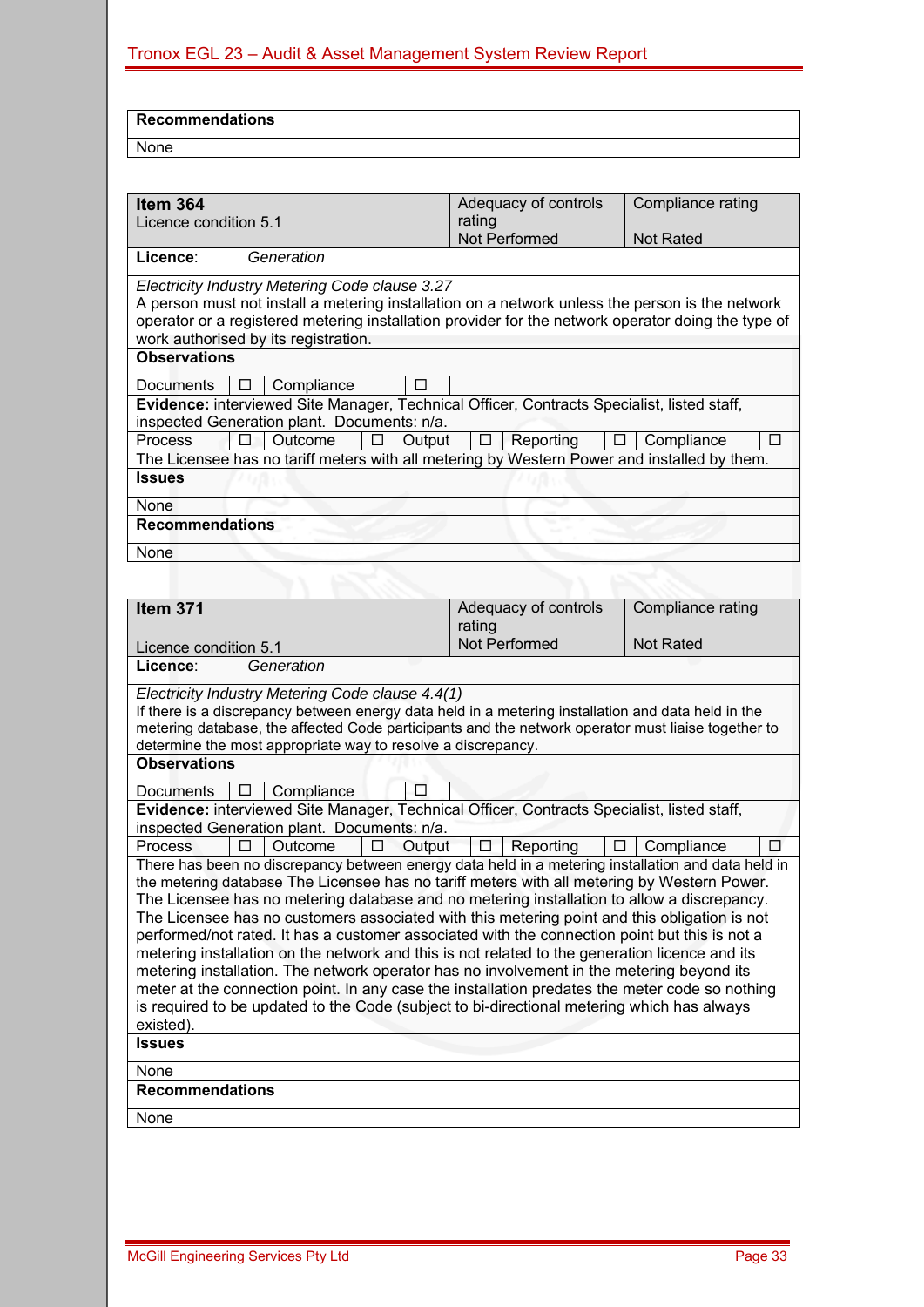| **Recommendations** |
|---|
| None |

| **Item 364**<br>Licence condition 5.1 | Adequacy of controls rating<br>Not Performed | Compliance rating<br>Not Rated |
|---|---|---|
| **Licence**: *Generation* | | |
| *Electricity Industry Metering Code clause 3.27*<br>A person must not install a metering installation on a network unless the person is the network operator or a registered metering installation provider for the network operator doing the type of work authorised by its registration. | | |
| **Observations** | | |
| Documents ☐ Compliance ☐ | | |
| **Evidence:** interviewed Site Manager, Technical Officer, Contracts Specialist, listed staff, inspected Generation plant. Documents: n/a. | | |
| Process ☐ Outcome ☐ Output ☐ Reporting ☐ Compliance ☐ | | |
| The Licensee has no tariff meters with all metering by Western Power and installed by them. | | |
| **Issues** | | |
| None | | |
| **Recommendations** | | |
| None | | |

| **Item 371**<br>Licence condition 5.1 | Adequacy of controls rating<br>Not Performed | Compliance rating<br>Not Rated |
|---|---|---|
| **Licence**: *Generation* | | |
| *Electricity Industry Metering Code clause 4.4(1)*<br>If there is a discrepancy between energy data held in a metering installation and data held in the metering database, the affected Code participants and the network operator must liaise together to determine the most appropriate way to resolve a discrepancy. | | |
| **Observations** | | |
| Documents ☐ Compliance ☐ | | |
| **Evidence:** interviewed Site Manager, Technical Officer, Contracts Specialist, listed staff, inspected Generation plant. Documents: n/a. | | |
| Process ☐ Outcome ☐ Output ☐ Reporting ☐ Compliance ☐ | | |
| There has been no discrepancy between energy data held in a metering installation and data held in the metering database The Licensee has no tariff meters with all metering by Western Power. The Licensee has no metering database and no metering installation to allow a discrepancy. The Licensee has no customers associated with this metering point and this obligation is not performed/not rated. It has a customer associated with the connection point but this is not a metering installation on the network and this is not related to the generation licence and its metering installation. The network operator has no involvement in the metering beyond its meter at the connection point. In any case the installation predates the meter code so nothing is required to be updated to the Code (subject to bi-directional metering which has always existed). | | |
| **Issues** | | |
| None | | |
| **Recommendations** | | |
| None | | |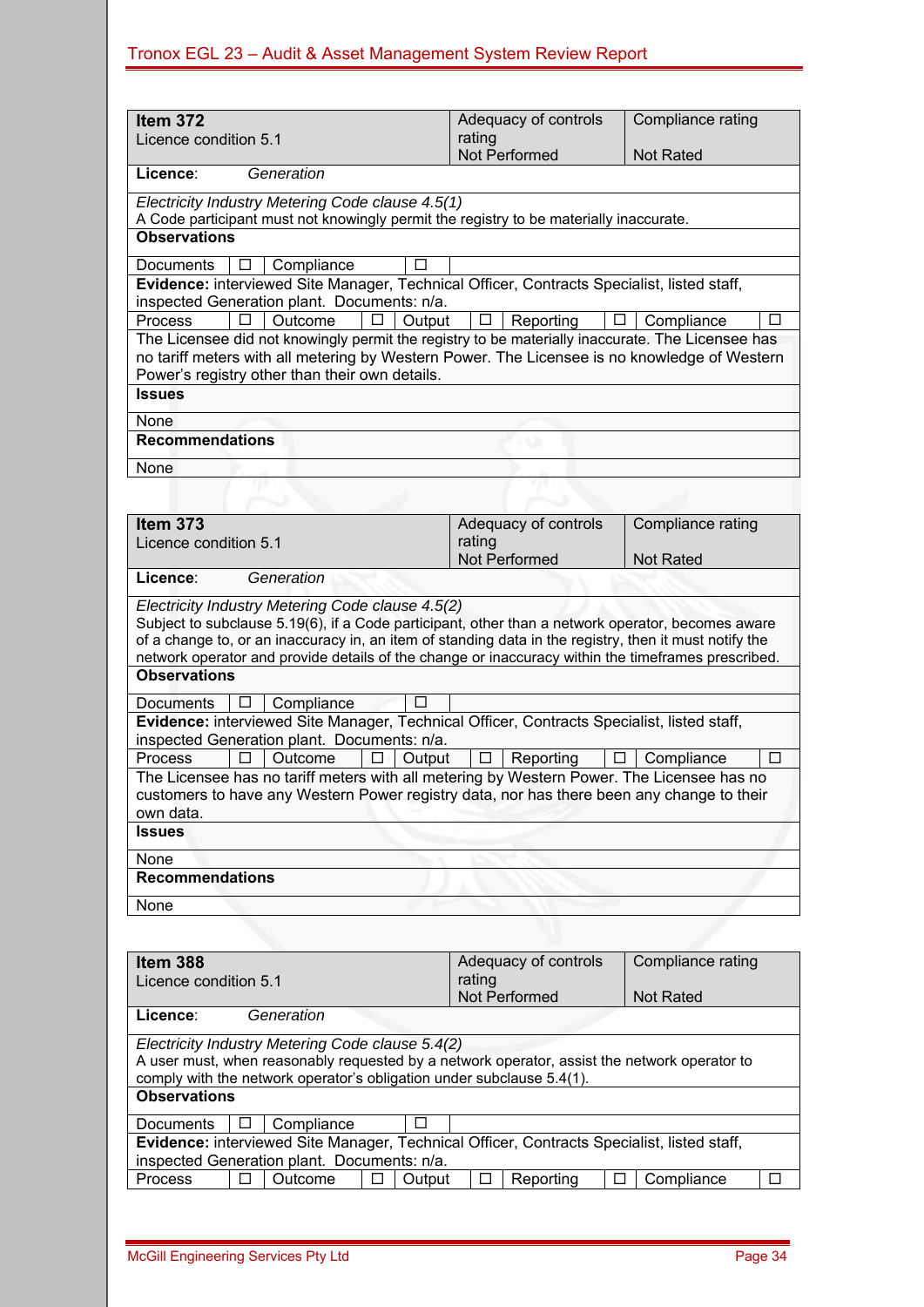| **Item 372**<br>Licence condition 5.1 | Adequacy of controls rating<br>Not Performed | Compliance rating<br>Not Rated |
|---|---|---|
| **Licence**: *Generation* | | |

*Electricity Industry Metering Code clause 4.5(1)*
A Code participant must not knowingly permit the registry to be materially inaccurate.

**Observations**

| Documents | ☐ | Compliance | ☐ |
|---|---|---|---|

**Evidence:** interviewed Site Manager, Technical Officer, Contracts Specialist, listed staff, inspected Generation plant. Documents: n/a.

| Process | ☐ | Outcome | ☐ | Output | ☐ | Reporting | ☐ | Compliance | ☐ |
|---|---|---|---|---|---|---|---|---|---|

The Licensee did not knowingly permit the registry to be materially inaccurate. The Licensee has no tariff meters with all metering by Western Power. The Licensee is no knowledge of Western Power's registry other than their own details.

**Issues**

None

**Recommendations**

None

| **Item 373**<br>Licence condition 5.1 | Adequacy of controls rating<br>Not Performed | Compliance rating<br>Not Rated |
|---|---|---|
| **Licence**: *Generation* | | |

*Electricity Industry Metering Code clause 4.5(2)*
Subject to subclause 5.19(6), if a Code participant, other than a network operator, becomes aware of a change to, or an inaccuracy in, an item of standing data in the registry, then it must notify the network operator and provide details of the change or inaccuracy within the timeframes prescribed.

**Observations**

| Documents | ☐ | Compliance | ☐ |
|---|---|---|---|

**Evidence:** interviewed Site Manager, Technical Officer, Contracts Specialist, listed staff, inspected Generation plant. Documents: n/a.

| Process | ☐ | Outcome | ☐ | Output | ☐ | Reporting | ☐ | Compliance | ☐ |
|---|---|---|---|---|---|---|---|---|---|

The Licensee has no tariff meters with all metering by Western Power. The Licensee has no customers to have any Western Power registry data, nor has there been any change to their own data.

**Issues**

None

**Recommendations**

None

| **Item 388**<br>Licence condition 5.1 | Adequacy of controls rating<br>Not Performed | Compliance rating<br>Not Rated |
|---|---|---|
| **Licence**: *Generation* | | |

*Electricity Industry Metering Code clause 5.4(2)*
A user must, when reasonably requested by a network operator, assist the network operator to comply with the network operator's obligation under subclause 5.4(1).

**Observations**

| Documents | ☐ | Compliance | ☐ |
|---|---|---|---|

**Evidence:** interviewed Site Manager, Technical Officer, Contracts Specialist, listed staff, inspected Generation plant. Documents: n/a.

| Process | ☐ | Outcome | ☐ | Output | ☐ | Reporting | ☐ | Compliance | ☐ |
|---|---|---|---|---|---|---|---|---|---|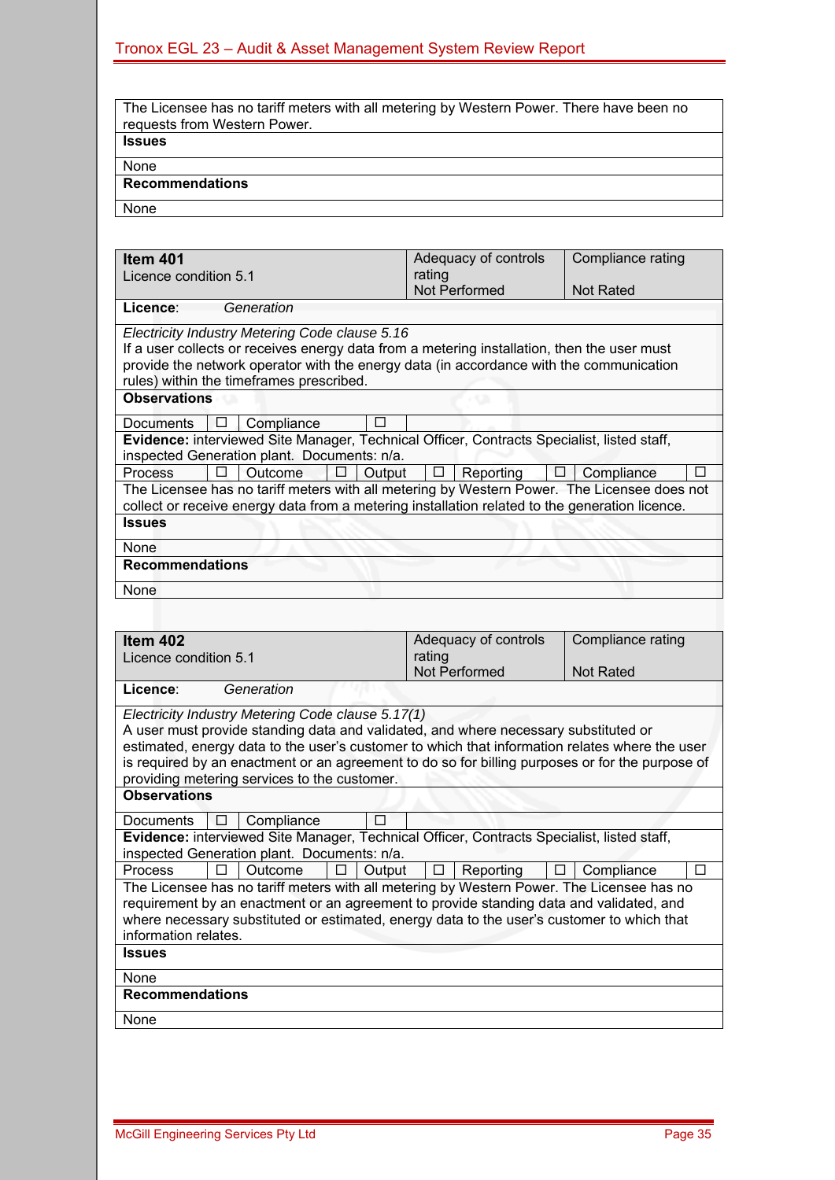| The Licensee has no tariff meters with all metering by Western Power. There have been no requests from Western Power. |
|---|
| **Issues** |
| None |
| **Recommendations** |
| None |

| **Item 401**<br>Licence condition 5.1 | Adequacy of controls rating<br>Not Performed | Compliance rating<br>Not Rated |
|---|---|---|
| **Licence**: *Generation* | | |
| *Electricity Industry Metering Code clause 5.16*<br>If a user collects or receives energy data from a metering installation, then the user must provide the network operator with the energy data (in accordance with the communication rules) within the timeframes prescribed. | | |
| **Observations** | | |
| Documents ☐ Compliance ☐ | | |
| **Evidence:** interviewed Site Manager, Technical Officer, Contracts Specialist, listed staff, inspected Generation plant. Documents: n/a. | | |
| Process ☐ Outcome ☐ Output ☐ Reporting ☐ Compliance ☐ | | |
| The Licensee has no tariff meters with all metering by Western Power. The Licensee does not collect or receive energy data from a metering installation related to the generation licence. | | |
| **Issues** | | |
| None | | |
| **Recommendations** | | |
| None | | |

| **Item 402**<br>Licence condition 5.1 | Adequacy of controls rating<br>Not Performed | Compliance rating<br>Not Rated |
|---|---|---|
| **Licence**: *Generation* | | |
| *Electricity Industry Metering Code clause 5.17(1)*<br>A user must provide standing data and validated, and where necessary substituted or estimated, energy data to the user's customer to which that information relates where the user is required by an enactment or an agreement to do so for billing purposes or for the purpose of providing metering services to the customer. | | |
| **Observations** | | |
| Documents ☐ Compliance ☐ | | |
| **Evidence:** interviewed Site Manager, Technical Officer, Contracts Specialist, listed staff, inspected Generation plant. Documents: n/a. | | |
| Process ☐ Outcome ☐ Output ☐ Reporting ☐ Compliance ☐ | | |
| The Licensee has no tariff meters with all metering by Western Power. The Licensee has no requirement by an enactment or an agreement to provide standing data and validated, and where necessary substituted or estimated, energy data to the user's customer to which that information relates. | | |
| **Issues** | | |
| None | | |
| **Recommendations** | | |
| None | | |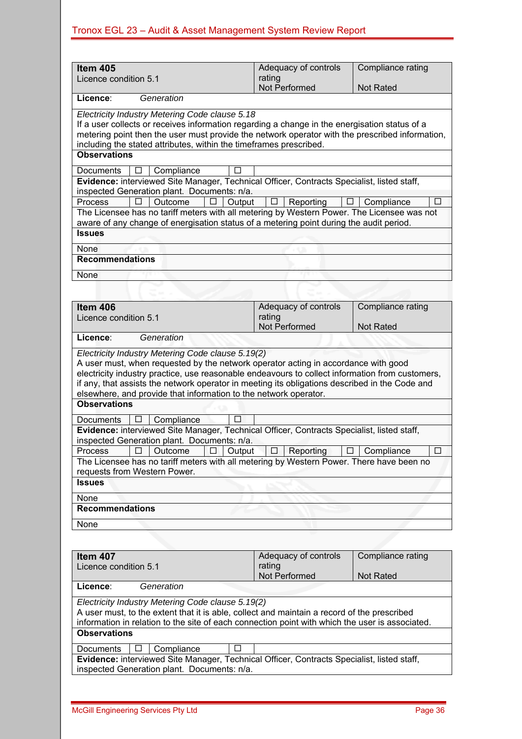| **Item 405**<br>Licence condition 5.1 | Adequacy of controls rating<br>Not Performed | Compliance rating<br>Not Rated |
|---|---|---|
| **Licence**: *Generation* | | |
| *Electricity Industry Metering Code clause 5.18*<br>If a user collects or receives information regarding a change in the energisation status of a metering point then the user must provide the network operator with the prescribed information, including the stated attributes, within the timeframes prescribed. | | |
| **Observations** | | |
| Documents ☐ Compliance ☐ | | |
| **Evidence:** interviewed Site Manager, Technical Officer, Contracts Specialist, listed staff, inspected Generation plant. Documents: n/a. | | |
| Process ☐ Outcome ☐ Output ☐ Reporting ☐ Compliance ☐ | | |
| The Licensee has no tariff meters with all metering by Western Power. The Licensee was not aware of any change of energisation status of a metering point during the audit period. | | |
| **Issues** | | |
| None | | |
| **Recommendations** | | |
| None | | |

| **Item 406**<br>Licence condition 5.1 | Adequacy of controls rating<br>Not Performed | Compliance rating<br>Not Rated |
|---|---|---|
| **Licence**: *Generation* | | |
| *Electricity Industry Metering Code clause 5.19(2)*<br>A user must, when requested by the network operator acting in accordance with good electricity industry practice, use reasonable endeavours to collect information from customers, if any, that assists the network operator in meeting its obligations described in the Code and elsewhere, and provide that information to the network operator. | | |
| **Observations** | | |
| Documents ☐ Compliance ☐ | | |
| **Evidence:** interviewed Site Manager, Technical Officer, Contracts Specialist, listed staff, inspected Generation plant. Documents: n/a. | | |
| Process ☐ Outcome ☐ Output ☐ Reporting ☐ Compliance ☐ | | |
| The Licensee has no tariff meters with all metering by Western Power. There have been no requests from Western Power. | | |
| **Issues** | | |
| None | | |
| **Recommendations** | | |
| None | | |

| **Item 407**<br>Licence condition 5.1 | Adequacy of controls rating<br>Not Performed | Compliance rating<br>Not Rated |
|---|---|---|
| **Licence**: *Generation* | | |
| *Electricity Industry Metering Code clause 5.19(2)*<br>A user must, to the extent that it is able, collect and maintain a record of the prescribed information in relation to the site of each connection point with which the user is associated. | | |
| **Observations** | | |
| Documents ☐ Compliance ☐ | | |
| **Evidence:** interviewed Site Manager, Technical Officer, Contracts Specialist, listed staff, inspected Generation plant. Documents: n/a. | | |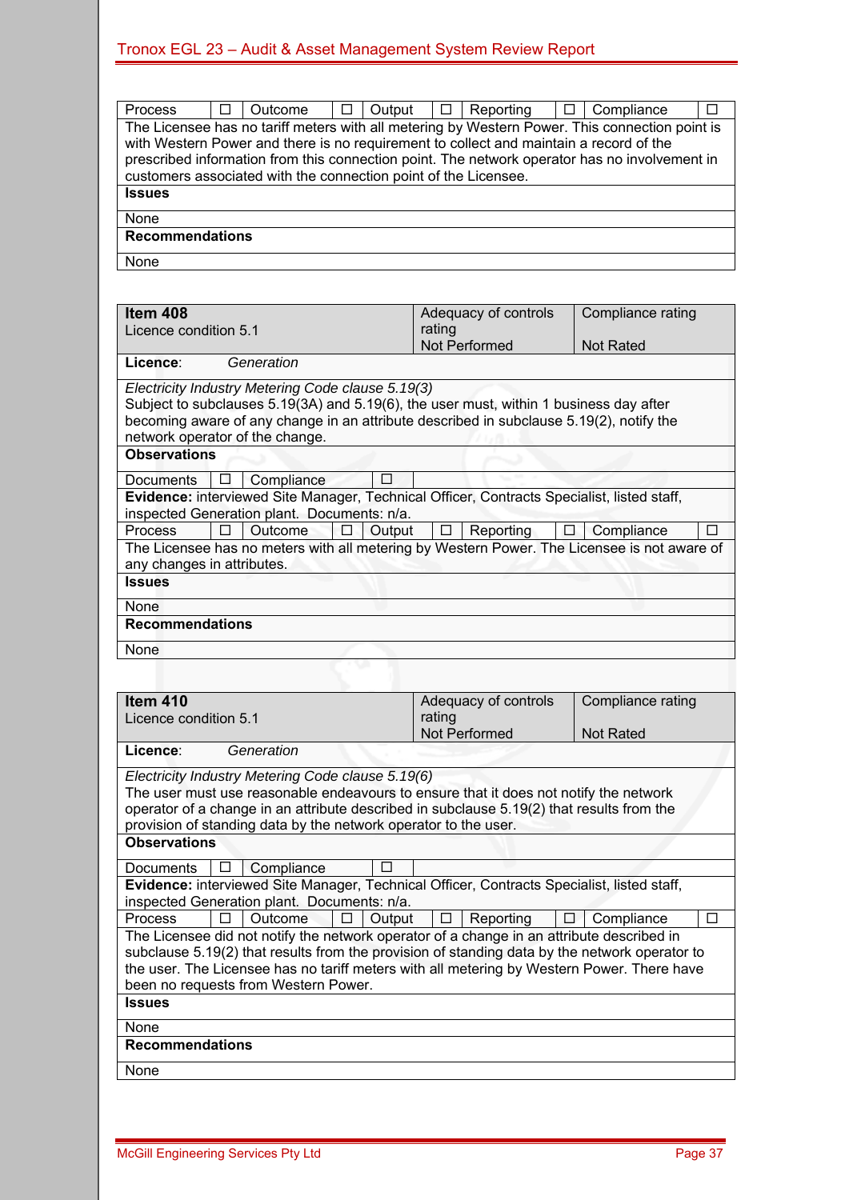| Process | ☐ | Outcome | ☐ | Output | ☐ | Reporting | ☐ | Compliance | ☐ |
|---|---|---|---|---|---|---|---|---|---|

The Licensee has no tariff meters with all metering by Western Power. This connection point is with Western Power and there is no requirement to collect and maintain a record of the prescribed information from this connection point. The network operator has no involvement in customers associated with the connection point of the Licensee.

**Issues**

None

**Recommendations**

None

| **Item 408** Licence condition 5.1 | Adequacy of controls rating Not Performed | Compliance rating Not Rated |
|---|---|---|

**Licence**: *Generation*

*Electricity Industry Metering Code clause 5.19(3)*
Subject to subclauses 5.19(3A) and 5.19(6), the user must, within 1 business day after becoming aware of any change in an attribute described in subclause 5.19(2), notify the network operator of the change.

**Observations**

| Documents | ☐ | Compliance | ☐ |
|---|---|---|---|

**Evidence:** interviewed Site Manager, Technical Officer, Contracts Specialist, listed staff, inspected Generation plant. Documents: n/a.

| Process | ☐ | Outcome | ☐ | Output | ☐ | Reporting | ☐ | Compliance | ☐ |
|---|---|---|---|---|---|---|---|---|---|

The Licensee has no meters with all metering by Western Power. The Licensee is not aware of any changes in attributes.

**Issues**

None

**Recommendations**

None

| **Item 410** Licence condition 5.1 | Adequacy of controls rating Not Performed | Compliance rating Not Rated |
|---|---|---|

**Licence**: *Generation*

*Electricity Industry Metering Code clause 5.19(6)*
The user must use reasonable endeavours to ensure that it does not notify the network operator of a change in an attribute described in subclause 5.19(2) that results from the provision of standing data by the network operator to the user.

**Observations**

| Documents | ☐ | Compliance | ☐ |
|---|---|---|---|

**Evidence:** interviewed Site Manager, Technical Officer, Contracts Specialist, listed staff, inspected Generation plant. Documents: n/a.

| Process | ☐ | Outcome | ☐ | Output | ☐ | Reporting | ☐ | Compliance | ☐ |
|---|---|---|---|---|---|---|---|---|---|

The Licensee did not notify the network operator of a change in an attribute described in subclause 5.19(2) that results from the provision of standing data by the network operator to the user. The Licensee has no tariff meters with all metering by Western Power. There have been no requests from Western Power.

**Issues**

None

**Recommendations**

None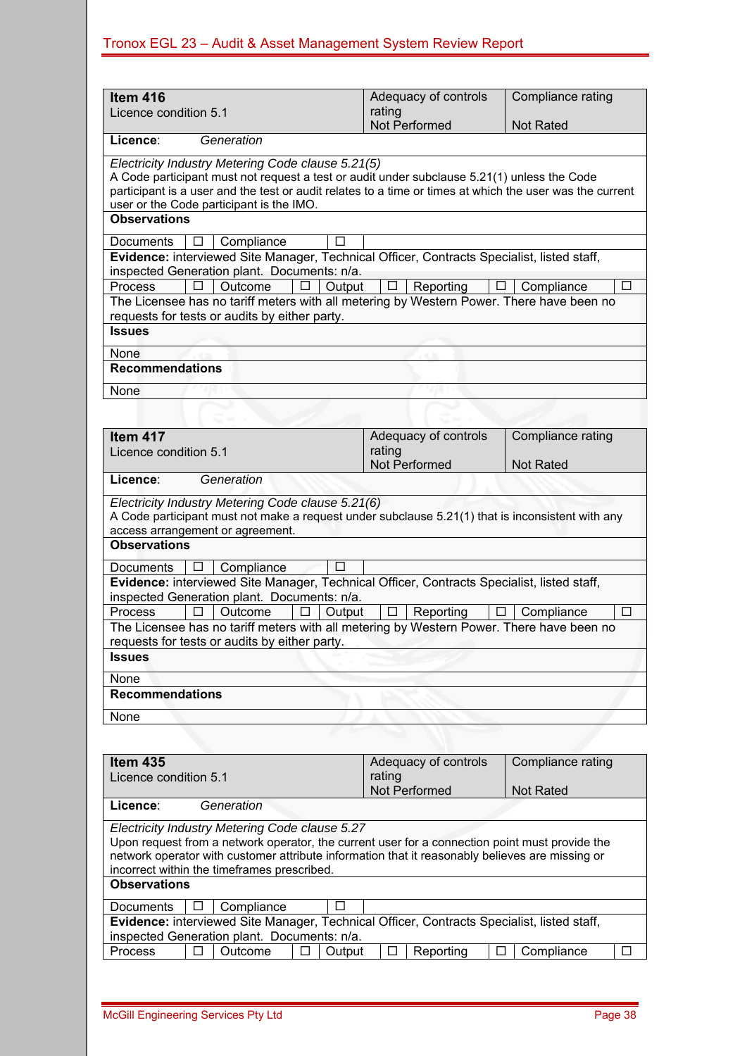| **Item 416**<br>Licence condition 5.1 | | | | | | Adequacy of controls rating<br>Not Performed | | | Compliance rating<br><br>Not Rated | |
|---|---|---|---|---|---|---|---|---|---|---|
| **Licence**: *Generation* | | | | | | | | | | |
| *Electricity Industry Metering Code clause 5.21(5)*<br>A Code participant must not request a test or audit under subclause 5.21(1) unless the Code participant is a user and the test or audit relates to a time or times at which the user was the current user or the Code participant is the IMO. | | | | | | | | | | |
| **Observations** | | | | | | | | | | |
| Documents | ☐ | Compliance | ☐ | | | | | | | |
| **Evidence:** interviewed Site Manager, Technical Officer, Contracts Specialist, listed staff, inspected Generation plant. Documents: n/a. | | | | | | | | | | |
| Process | ☐ | Outcome | ☐ | Output | ☐ | Reporting | ☐ | Compliance | ☐ | |
| The Licensee has no tariff meters with all metering by Western Power. There have been no requests for tests or audits by either party. | | | | | | | | | | |
| **Issues** | | | | | | | | | | |
| None | | | | | | | | | | |
| **Recommendations** | | | | | | | | | | |
| None | | | | | | | | | | |

| **Item 417**<br>Licence condition 5.1 | | | | | | Adequacy of controls rating<br>Not Performed | | | Compliance rating<br><br>Not Rated | |
|---|---|---|---|---|---|---|---|---|---|---|
| **Licence**: *Generation* | | | | | | | | | | |
| *Electricity Industry Metering Code clause 5.21(6)*<br>A Code participant must not make a request under subclause 5.21(1) that is inconsistent with any access arrangement or agreement. | | | | | | | | | | |
| **Observations** | | | | | | | | | | |
| Documents | ☐ | Compliance | ☐ | | | | | | | |
| **Evidence:** interviewed Site Manager, Technical Officer, Contracts Specialist, listed staff, inspected Generation plant. Documents: n/a. | | | | | | | | | | |
| Process | ☐ | Outcome | ☐ | Output | ☐ | Reporting | ☐ | Compliance | ☐ | |
| The Licensee has no tariff meters with all metering by Western Power. There have been no requests for tests or audits by either party. | | | | | | | | | | |
| **Issues** | | | | | | | | | | |
| None | | | | | | | | | | |
| **Recommendations** | | | | | | | | | | |
| None | | | | | | | | | | |

| **Item 435**<br>Licence condition 5.1 | | | | | | Adequacy of controls rating<br>Not Performed | | | Compliance rating<br><br>Not Rated | |
|---|---|---|---|---|---|---|---|---|---|---|
| **Licence**: *Generation* | | | | | | | | | | |
| *Electricity Industry Metering Code clause 5.27*<br>Upon request from a network operator, the current user for a connection point must provide the network operator with customer attribute information that it reasonably believes are missing or incorrect within the timeframes prescribed. | | | | | | | | | | |
| **Observations** | | | | | | | | | | |
| Documents | ☐ | Compliance | ☐ | | | | | | | |
| **Evidence:** interviewed Site Manager, Technical Officer, Contracts Specialist, listed staff, inspected Generation plant. Documents: n/a. | | | | | | | | | | |
| Process | ☐ | Outcome | ☐ | Output | ☐ | Reporting | ☐ | Compliance | ☐ | |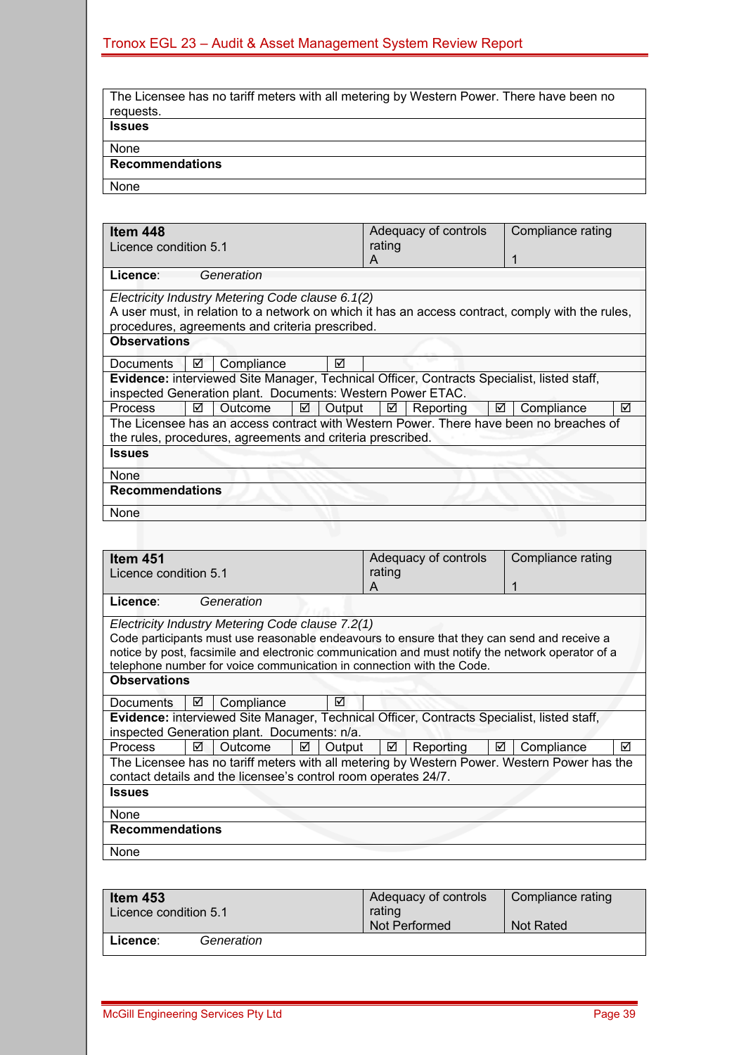| The Licensee has no tariff meters with all metering by Western Power. There have been no requests. |
|---|
| **Issues** |
| None |
| **Recommendations** |
| None |

| **Item 448** Licence condition 5.1 | Adequacy of controls rating A | Compliance rating 1 |
|---|---|---|
| **Licence**: *Generation* | | |
| *Electricity Industry Metering Code clause 6.1(2)* A user must, in relation to a network on which it has an access contract, comply with the rules, procedures, agreements and criteria prescribed. | | |
| **Observations** | | |
| Documents ☑ Compliance ☑ | | |
| **Evidence:** interviewed Site Manager, Technical Officer, Contracts Specialist, listed staff, inspected Generation plant. Documents: Western Power ETAC. | | |
| Process ☑ Outcome ☑ Output ☑ Reporting ☑ Compliance ☑ | | |
| The Licensee has an access contract with Western Power. There have been no breaches of the rules, procedures, agreements and criteria prescribed. | | |
| **Issues** | | |
| None | | |
| **Recommendations** | | |
| None | | |

| **Item 451** Licence condition 5.1 | Adequacy of controls rating A | Compliance rating 1 |
|---|---|---|
| **Licence**: *Generation* | | |
| *Electricity Industry Metering Code clause 7.2(1)* Code participants must use reasonable endeavours to ensure that they can send and receive a notice by post, facsimile and electronic communication and must notify the network operator of a telephone number for voice communication in connection with the Code. | | |
| **Observations** | | |
| Documents ☑ Compliance ☑ | | |
| **Evidence:** interviewed Site Manager, Technical Officer, Contracts Specialist, listed staff, inspected Generation plant. Documents: n/a. | | |
| Process ☑ Outcome ☑ Output ☑ Reporting ☑ Compliance ☑ | | |
| The Licensee has no tariff meters with all metering by Western Power. Western Power has the contact details and the licensee's control room operates 24/7. | | |
| **Issues** | | |
| None | | |
| **Recommendations** | | |
| None | | |

| **Item 453** Licence condition 5.1 | Adequacy of controls rating Not Performed | Compliance rating Not Rated |
|---|---|---|
| **Licence**: *Generation* | | |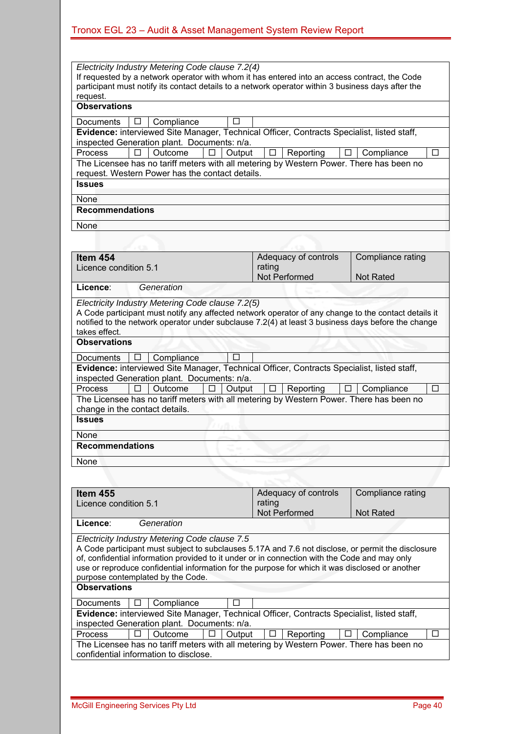*Electricity Industry Metering Code clause 7.2(4)*
If requested by a network operator with whom it has entered into an access contract, the Code participant must notify its contact details to a network operator within 3 business days after the request.

**Observations**

| Documents | ☐ | Compliance | ☐ |
|---|---|---|---|

**Evidence:** interviewed Site Manager, Technical Officer, Contracts Specialist, listed staff, inspected Generation plant. Documents: n/a.

| Process | ☐ | Outcome | ☐ | Output | ☐ | Reporting | ☐ | Compliance | ☐ |
|---|---|---|---|---|---|---|---|---|---|

The Licensee has no tariff meters with all metering by Western Power. There has been no request. Western Power has the contact details.

**Issues**

None

**Recommendations**

None

| **Item 454**<br>Licence condition 5.1 | Adequacy of controls rating<br>Not Performed | Compliance rating<br>Not Rated |
|---|---|---|

**Licence**: *Generation*

*Electricity Industry Metering Code clause 7.2(5)*
A Code participant must notify any affected network operator of any change to the contact details it notified to the network operator under subclause 7.2(4) at least 3 business days before the change takes effect.

**Observations**

| Documents | ☐ | Compliance | ☐ |
|---|---|---|---|

**Evidence:** interviewed Site Manager, Technical Officer, Contracts Specialist, listed staff, inspected Generation plant. Documents: n/a.

| Process | ☐ | Outcome | ☐ | Output | ☐ | Reporting | ☐ | Compliance | ☐ |
|---|---|---|---|---|---|---|---|---|---|

The Licensee has no tariff meters with all metering by Western Power. There has been no change in the contact details.

**Issues**

None

**Recommendations**

None

| **Item 455**<br>Licence condition 5.1 | Adequacy of controls rating<br>Not Performed | Compliance rating<br>Not Rated |
|---|---|---|

**Licence**: *Generation*

*Electricity Industry Metering Code clause 7.5*
A Code participant must subject to subclauses 5.17A and 7.6 not disclose, or permit the disclosure of, confidential information provided to it under or in connection with the Code and may only use or reproduce confidential information for the purpose for which it was disclosed or another purpose contemplated by the Code.

**Observations**

| Documents | ☐ | Compliance | ☐ |
|---|---|---|---|

**Evidence:** interviewed Site Manager, Technical Officer, Contracts Specialist, listed staff, inspected Generation plant. Documents: n/a.

| Process | ☐ | Outcome | ☐ | Output | ☐ | Reporting | ☐ | Compliance | ☐ |
|---|---|---|---|---|---|---|---|---|---|

The Licensee has no tariff meters with all metering by Western Power. There has been no confidential information to disclose.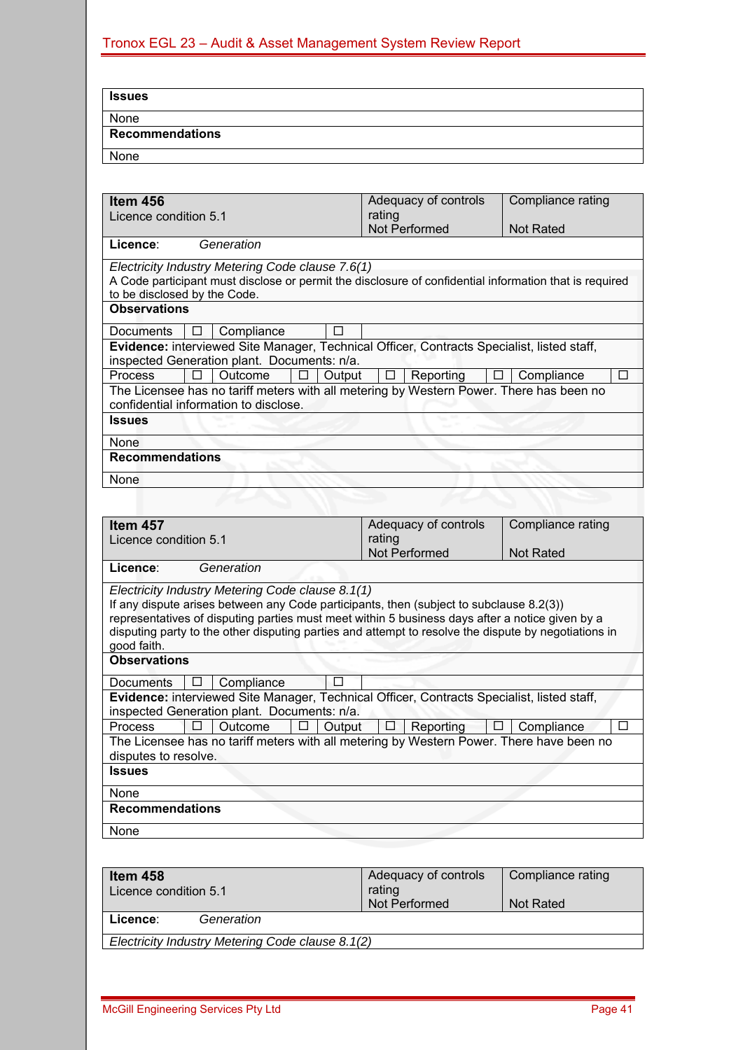| **Issues** |
|---|
| None |
| **Recommendations** |
| None |

| **Item 456** Licence condition 5.1 | | | | | | | | Adequacy of controls rating Not Performed | | Compliance rating Not Rated |
|---|---|---|---|---|---|---|---|---|---|---|
| **Licence**: *Generation* | | | | | | | | | | |
| *Electricity Industry Metering Code clause 7.6(1)* A Code participant must disclose or permit the disclosure of confidential information that is required to be disclosed by the Code. | | | | | | | | | | |
| **Observations** | | | | | | | | | | |
| Documents | ☐ | Compliance | ☐ | | | | | | | |
| **Evidence:** interviewed Site Manager, Technical Officer, Contracts Specialist, listed staff, inspected Generation plant. Documents: n/a. | | | | | | | | | | |
| Process | ☐ | Outcome | ☐ | Output | ☐ | Reporting | ☐ | Compliance | ☐ | |
| The Licensee has no tariff meters with all metering by Western Power. There has been no confidential information to disclose. | | | | | | | | | | |
| **Issues** | | | | | | | | | | |
| None | | | | | | | | | | |
| **Recommendations** | | | | | | | | | | |
| None | | | | | | | | | | |

| **Item 457** Licence condition 5.1 | | | | | | | | Adequacy of controls rating Not Performed | | Compliance rating Not Rated |
|---|---|---|---|---|---|---|---|---|---|---|
| **Licence**: *Generation* | | | | | | | | | | |
| *Electricity Industry Metering Code clause 8.1(1)* If any dispute arises between any Code participants, then (subject to subclause 8.2(3)) representatives of disputing parties must meet within 5 business days after a notice given by a disputing party to the other disputing parties and attempt to resolve the dispute by negotiations in good faith. | | | | | | | | | | |
| **Observations** | | | | | | | | | | |
| Documents | ☐ | Compliance | ☐ | | | | | | | |
| **Evidence:** interviewed Site Manager, Technical Officer, Contracts Specialist, listed staff, inspected Generation plant. Documents: n/a. | | | | | | | | | | |
| Process | ☐ | Outcome | ☐ | Output | ☐ | Reporting | ☐ | Compliance | ☐ | |
| The Licensee has no tariff meters with all metering by Western Power. There have been no disputes to resolve. | | | | | | | | | | |
| **Issues** | | | | | | | | | | |
| None | | | | | | | | | | |
| **Recommendations** | | | | | | | | | | |
| None | | | | | | | | | | |

| **Item 458** Licence condition 5.1 | Adequacy of controls rating Not Performed | Compliance rating Not Rated |
|---|---|---|
| **Licence**: *Generation* | | |
| *Electricity Industry Metering Code clause 8.1(2)* | | |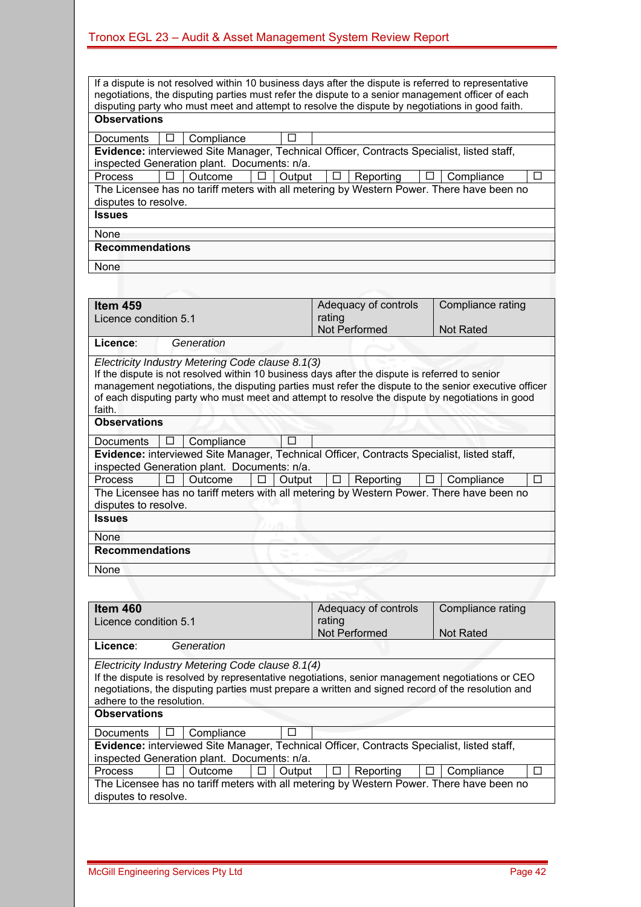| If a dispute is not resolved within 10 business days after the dispute is referred to representative negotiations, the disputing parties must refer the dispute to a senior management officer of each disputing party who must meet and attempt to resolve the dispute by negotiations in good faith. | | | | | | | | | |
|---|---|---|---|---|---|---|---|---|---|
| **Observations** | | | | | | | | | |
| Documents | ☐ | Compliance | ☐ | | | | | | |
| **Evidence:** interviewed Site Manager, Technical Officer, Contracts Specialist, listed staff, inspected Generation plant. Documents: n/a. | | | | | | | | | |
| Process | ☐ | Outcome | ☐ | Output | ☐ | Reporting | ☐ | Compliance | ☐ |
| The Licensee has no tariff meters with all metering by Western Power. There have been no disputes to resolve. | | | | | | | | | |
| **Issues** | | | | | | | | | |
| None | | | | | | | | | |
| **Recommendations** | | | | | | | | | |
| None | | | | | | | | | |

| **Item 459**<br>Licence condition 5.1 | | | | | Adequacy of controls rating<br>Not Performed | | Compliance rating<br>Not Rated | | |
|---|---|---|---|---|---|---|---|---|---|
| **Licence**: *Generation* | | | | | | | | | |
| *Electricity Industry Metering Code clause 8.1(3)*<br>If the dispute is not resolved within 10 business days after the dispute is referred to senior management negotiations, the disputing parties must refer the dispute to the senior executive officer of each disputing party who must meet and attempt to resolve the dispute by negotiations in good faith. | | | | | | | | | |
| **Observations** | | | | | | | | | |
| Documents | ☐ | Compliance | ☐ | | | | | | |
| **Evidence:** interviewed Site Manager, Technical Officer, Contracts Specialist, listed staff, inspected Generation plant. Documents: n/a. | | | | | | | | | |
| Process | ☐ | Outcome | ☐ | Output | ☐ | Reporting | ☐ | Compliance | ☐ |
| The Licensee has no tariff meters with all metering by Western Power. There have been no disputes to resolve. | | | | | | | | | |
| **Issues** | | | | | | | | | |
| None | | | | | | | | | |
| **Recommendations** | | | | | | | | | |
| None | | | | | | | | | |

| **Item 460**<br>Licence condition 5.1 | | | | | Adequacy of controls rating<br>Not Performed | | Compliance rating<br>Not Rated | | |
|---|---|---|---|---|---|---|---|---|---|
| **Licence**: *Generation* | | | | | | | | | |
| *Electricity Industry Metering Code clause 8.1(4)*<br>If the dispute is resolved by representative negotiations, senior management negotiations or CEO negotiations, the disputing parties must prepare a written and signed record of the resolution and adhere to the resolution. | | | | | | | | | |
| **Observations** | | | | | | | | | |
| Documents | ☐ | Compliance | ☐ | | | | | | |
| **Evidence:** interviewed Site Manager, Technical Officer, Contracts Specialist, listed staff, inspected Generation plant. Documents: n/a. | | | | | | | | | |
| Process | ☐ | Outcome | ☐ | Output | ☐ | Reporting | ☐ | Compliance | ☐ |
| The Licensee has no tariff meters with all metering by Western Power. There have been no disputes to resolve. | | | | | | | | | |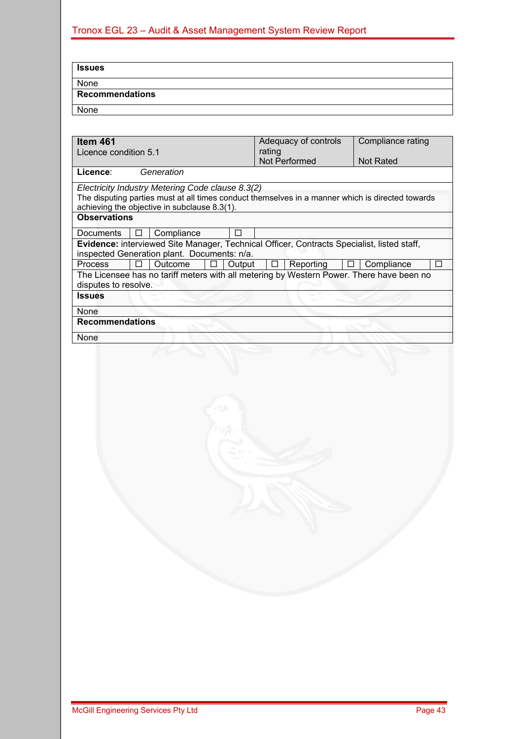| **Issues** |
|---|
| None |
| **Recommendations** |
| None |

| **Item 461**<br>Licence condition 5.1 | | | | | | | | | Adequacy of controls rating<br>Not Performed | | | Compliance rating<br><br>Not Rated |
|---|---|---|---|---|---|---|---|---|---|---|---|---|
| **Licence**: *Generation* | | | | | | | | | | | | |
| *Electricity Industry Metering Code clause 8.3(2)*<br>The disputing parties must at all times conduct themselves in a manner which is directed towards achieving the objective in subclause 8.3(1). | | | | | | | | | | | | |
| **Observations** | | | | | | | | | | | | |
| Documents | ☐ | Compliance | ☐ | | | | | | | | | |
| **Evidence:** interviewed Site Manager, Technical Officer, Contracts Specialist, listed staff, inspected Generation plant. Documents: n/a. | | | | | | | | | | | | |
| Process | ☐ | Outcome | ☐ | Output | ☐ | Reporting | ☐ | Compliance | ☐ | | | |
| The Licensee has no tariff meters with all metering by Western Power. There have been no disputes to resolve. | | | | | | | | | | | | |
| **Issues** | | | | | | | | | | | | |
| None | | | | | | | | | | | | |
| **Recommendations** | | | | | | | | | | | | |
| None | | | | | | | | | | | | |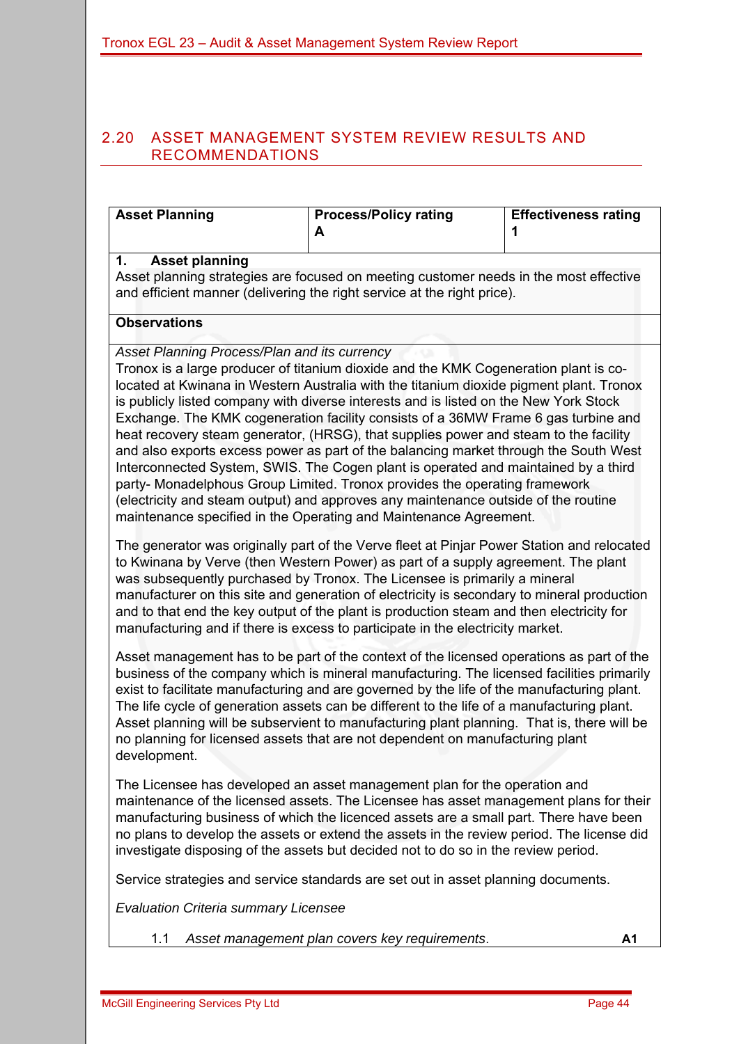## 2.20 ASSET MANAGEMENT SYSTEM REVIEW RESULTS AND RECOMMENDATIONS

| Asset Planning | Process/Policy rating<br>A | Effectiveness rating<br>1 |
|---|---|---|

**1. Asset planning**

Asset planning strategies are focused on meeting customer needs in the most effective and efficient manner (delivering the right service at the right price).

**Observations**

*Asset Planning Process/Plan and its currency*

Tronox is a large producer of titanium dioxide and the KMK Cogeneration plant is co-located at Kwinana in Western Australia with the titanium dioxide pigment plant. Tronox is publicly listed company with diverse interests and is listed on the New York Stock Exchange. The KMK cogeneration facility consists of a 36MW Frame 6 gas turbine and heat recovery steam generator, (HRSG), that supplies power and steam to the facility and also exports excess power as part of the balancing market through the South West Interconnected System, SWIS. The Cogen plant is operated and maintained by a third party- Monadelphous Group Limited. Tronox provides the operating framework (electricity and steam output) and approves any maintenance outside of the routine maintenance specified in the Operating and Maintenance Agreement.

The generator was originally part of the Verve fleet at Pinjar Power Station and relocated to Kwinana by Verve (then Western Power) as part of a supply agreement. The plant was subsequently purchased by Tronox. The Licensee is primarily a mineral manufacturer on this site and generation of electricity is secondary to mineral production and to that end the key output of the plant is production steam and then electricity for manufacturing and if there is excess to participate in the electricity market.

Asset management has to be part of the context of the licensed operations as part of the business of the company which is mineral manufacturing. The licensed facilities primarily exist to facilitate manufacturing and are governed by the life of the manufacturing plant. The life cycle of generation assets can be different to the life of a manufacturing plant. Asset planning will be subservient to manufacturing plant planning. That is, there will be no planning for licensed assets that are not dependent on manufacturing plant development.

The Licensee has developed an asset management plan for the operation and maintenance of the licensed assets. The Licensee has asset management plans for their manufacturing business of which the licenced assets are a small part. There have been no plans to develop the assets or extend the assets in the review period. The license did investigate disposing of the assets but decided not to do so in the review period.

Service strategies and service standards are set out in asset planning documents.

*Evaluation Criteria summary Licensee*

1.1 *Asset management plan covers key requirements*. **A1**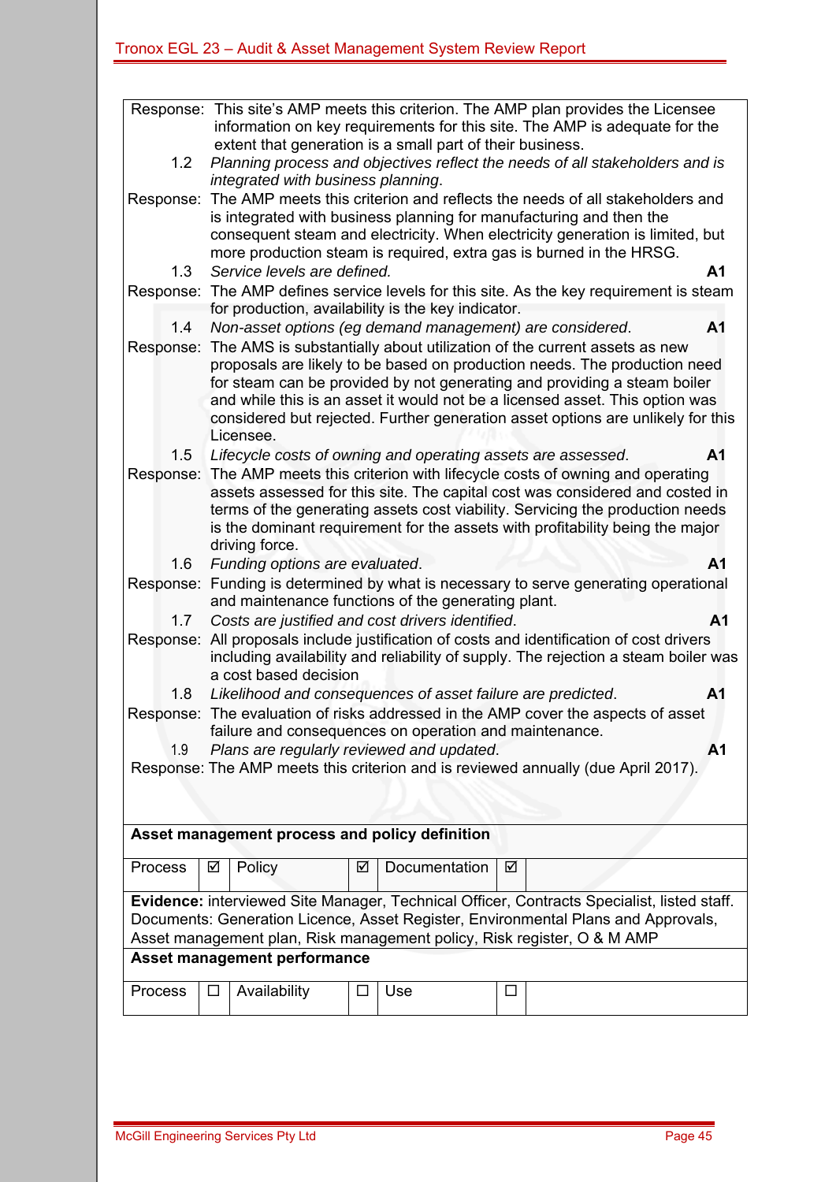Response: This site's AMP meets this criterion. The AMP plan provides the Licensee information on key requirements for this site. The AMP is adequate for the extent that generation is a small part of their business.

1.2 *Planning process and objectives reflect the needs of all stakeholders and is integrated with business planning*.

Response: The AMP meets this criterion and reflects the needs of all stakeholders and is integrated with business planning for manufacturing and then the consequent steam and electricity. When electricity generation is limited, but more production steam is required, extra gas is burned in the HRSG.

1.3 *Service levels are defined.* **A1**

Response: The AMP defines service levels for this site. As the key requirement is steam for production, availability is the key indicator.

1.4 *Non-asset options (eg demand management) are considered*. **A1**

Response: The AMS is substantially about utilization of the current assets as new proposals are likely to be based on production needs. The production need for steam can be provided by not generating and providing a steam boiler and while this is an asset it would not be a licensed asset. This option was considered but rejected. Further generation asset options are unlikely for this Licensee.

1.5 *Lifecycle costs of owning and operating assets are assessed*. **A1**

Response: The AMP meets this criterion with lifecycle costs of owning and operating assets assessed for this site. The capital cost was considered and costed in terms of the generating assets cost viability. Servicing the production needs is the dominant requirement for the assets with profitability being the major driving force.

1.6 *Funding options are evaluated*. **A1**

Response: Funding is determined by what is necessary to serve generating operational and maintenance functions of the generating plant.

1.7 *Costs are justified and cost drivers identified*. **A1**

Response: All proposals include justification of costs and identification of cost drivers including availability and reliability of supply. The rejection a steam boiler was a cost based decision

1.8 *Likelihood and consequences of asset failure are predicted*. **A1**

Response: The evaluation of risks addressed in the AMP cover the aspects of asset failure and consequences on operation and maintenance.

1.9 *Plans are regularly reviewed and updated*. **A1**

Response: The AMP meets this criterion and is reviewed annually (due April 2017).

**Asset management process and policy definition**

| Process | ☑ | Policy | ☑ | Documentation | ☑ | |
|---|---|---|---|---|---|---|

**Evidence:** interviewed Site Manager, Technical Officer, Contracts Specialist, listed staff. Documents: Generation Licence, Asset Register, Environmental Plans and Approvals, Asset management plan, Risk management policy, Risk register, O & M AMP

**Asset management performance**

| Process | ☐ | Availability | ☐ | Use | ☐ | |
|---|---|---|---|---|---|---|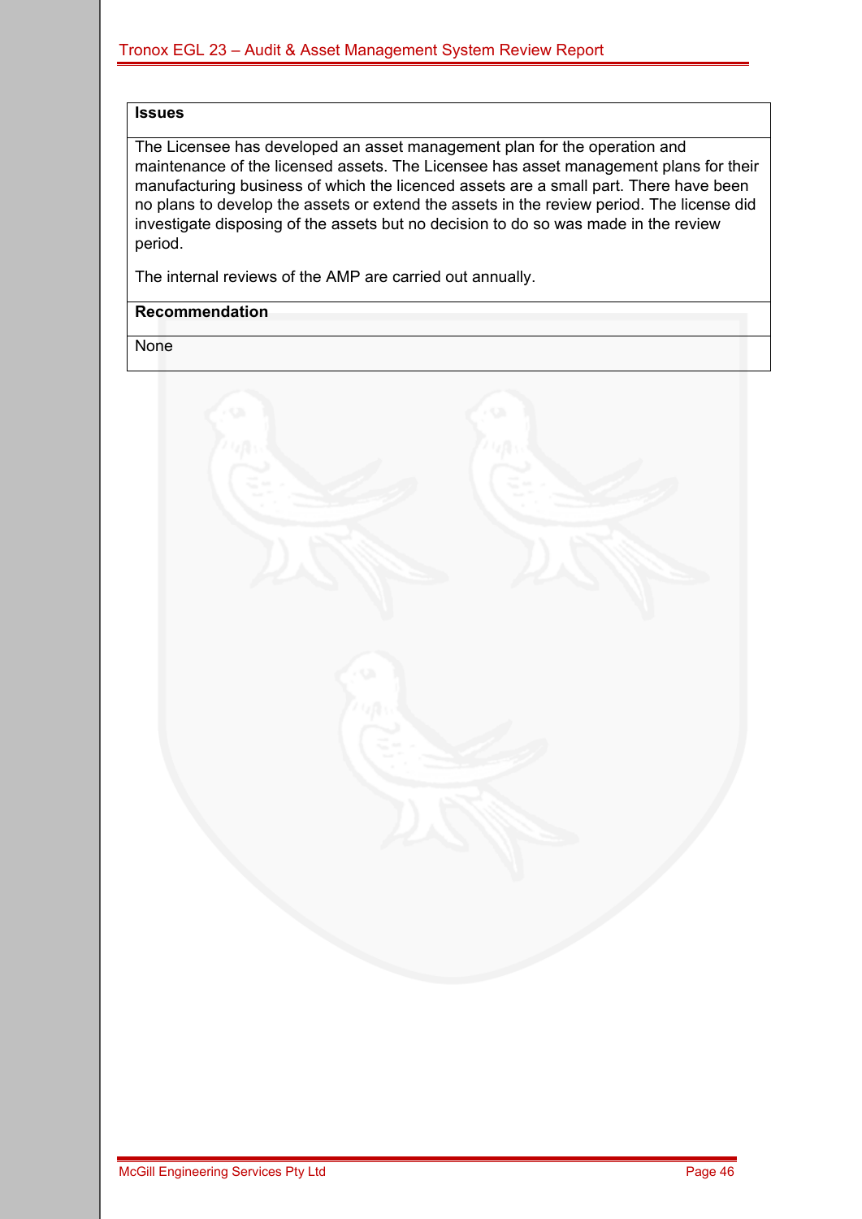| Issues |
| --- |
| The Licensee has developed an asset management plan for the operation and maintenance of the licensed assets. The Licensee has asset management plans for their manufacturing business of which the licenced assets are a small part. There have been no plans to develop the assets or extend the assets in the review period. The license did investigate disposing of the assets but no decision to do so was made in the review period.<br><br>The internal reviews of the AMP are carried out annually. |
| **Recommendation** |
| None |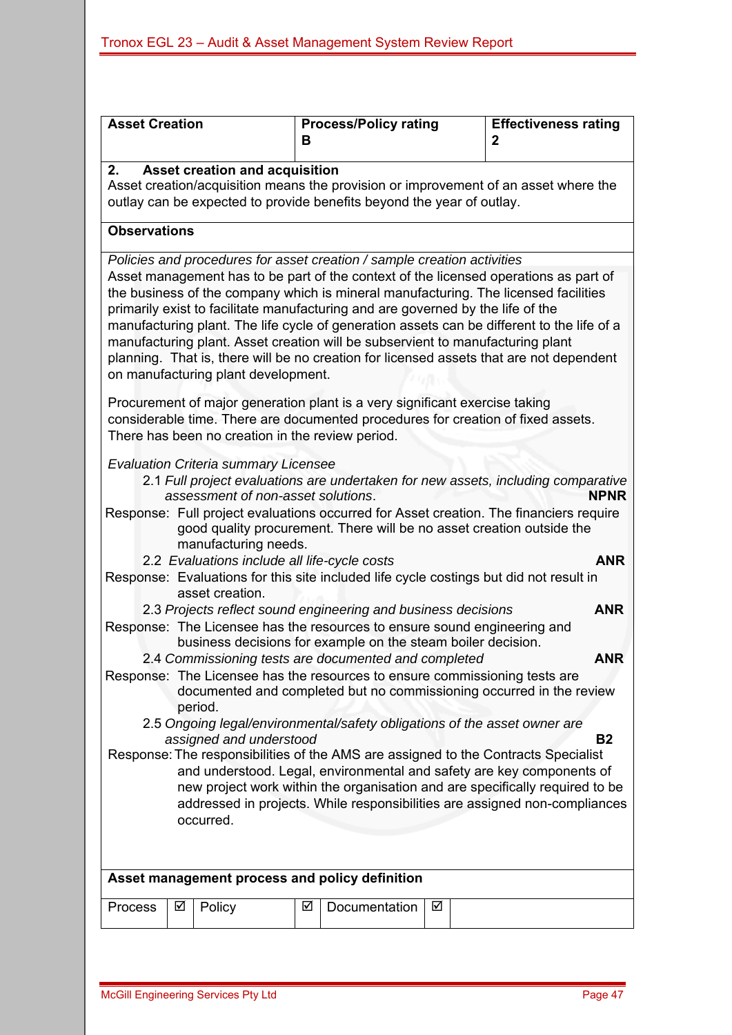| Asset Creation | Process/Policy rating<br>B | Effectiveness rating<br>2 |
|---|---|---|

**2. Asset creation and acquisition**

Asset creation/acquisition means the provision or improvement of an asset where the outlay can be expected to provide benefits beyond the year of outlay.

**Observations**

*Policies and procedures for asset creation / sample creation activities*

Asset management has to be part of the context of the licensed operations as part of the business of the company which is mineral manufacturing. The licensed facilities primarily exist to facilitate manufacturing and are governed by the life of the manufacturing plant. The life cycle of generation assets can be different to the life of a manufacturing plant. Asset creation will be subservient to manufacturing plant planning. That is, there will be no creation for licensed assets that are not dependent on manufacturing plant development.

Procurement of major generation plant is a very significant exercise taking considerable time. There are documented procedures for creation of fixed assets. There has been no creation in the review period.

*Evaluation Criteria summary Licensee*

2.1 *Full project evaluations are undertaken for new assets, including comparative assessment of non-asset solutions*. **NPNR**

Response: Full project evaluations occurred for Asset creation. The financiers require good quality procurement. There will be no asset creation outside the manufacturing needs.

2.2 *Evaluations include all life-cycle costs* **ANR**

Response: Evaluations for this site included life cycle costings but did not result in asset creation.

2.3 *Projects reflect sound engineering and business decisions* **ANR**

Response: The Licensee has the resources to ensure sound engineering and business decisions for example on the steam boiler decision.

2.4 *Commissioning tests are documented and completed* **ANR**

Response: The Licensee has the resources to ensure commissioning tests are documented and completed but no commissioning occurred in the review period.

2.5 *Ongoing legal/environmental/safety obligations of the asset owner are assigned and understood* **B2**

Response: The responsibilities of the AMS are assigned to the Contracts Specialist and understood. Legal, environmental and safety are key components of new project work within the organisation and are specifically required to be addressed in projects. While responsibilities are assigned non-compliances occurred.

**Asset management process and policy definition**

| Process | ☑ | Policy | ☑ | Documentation | ☑ | |
|---|---|---|---|---|---|---|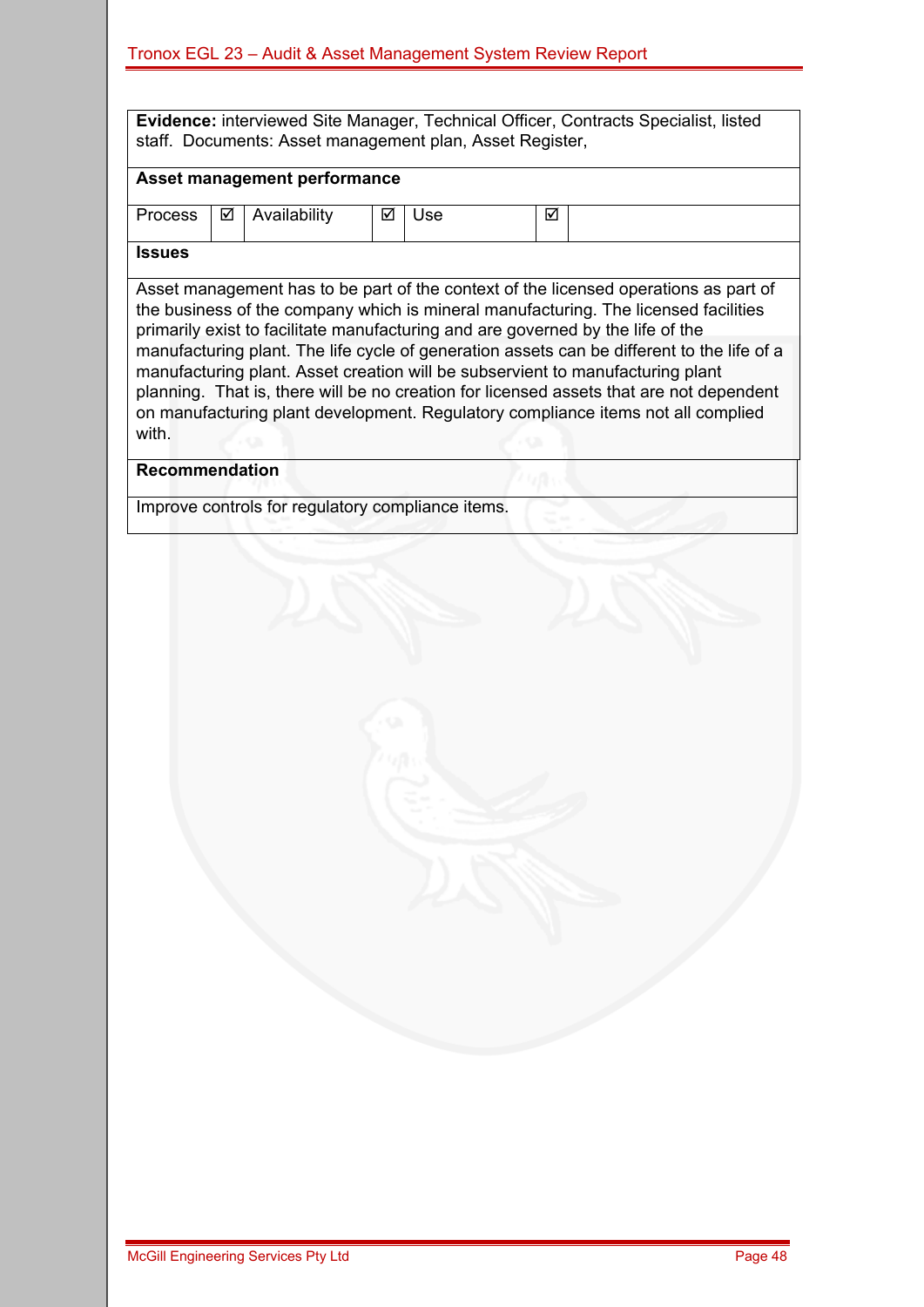**Evidence:** interviewed Site Manager, Technical Officer, Contracts Specialist, listed staff. Documents: Asset management plan, Asset Register,

**Asset management performance**

| Process | ☑ | Availability | ☑ | Use | ☑ | |
|---|---|---|---|---|---|---|

**Issues**

Asset management has to be part of the context of the licensed operations as part of the business of the company which is mineral manufacturing. The licensed facilities primarily exist to facilitate manufacturing and are governed by the life of the manufacturing plant. The life cycle of generation assets can be different to the life of a manufacturing plant. Asset creation will be subservient to manufacturing plant planning. That is, there will be no creation for licensed assets that are not dependent on manufacturing plant development. Regulatory compliance items not all complied with.

**Recommendation**

Improve controls for regulatory compliance items.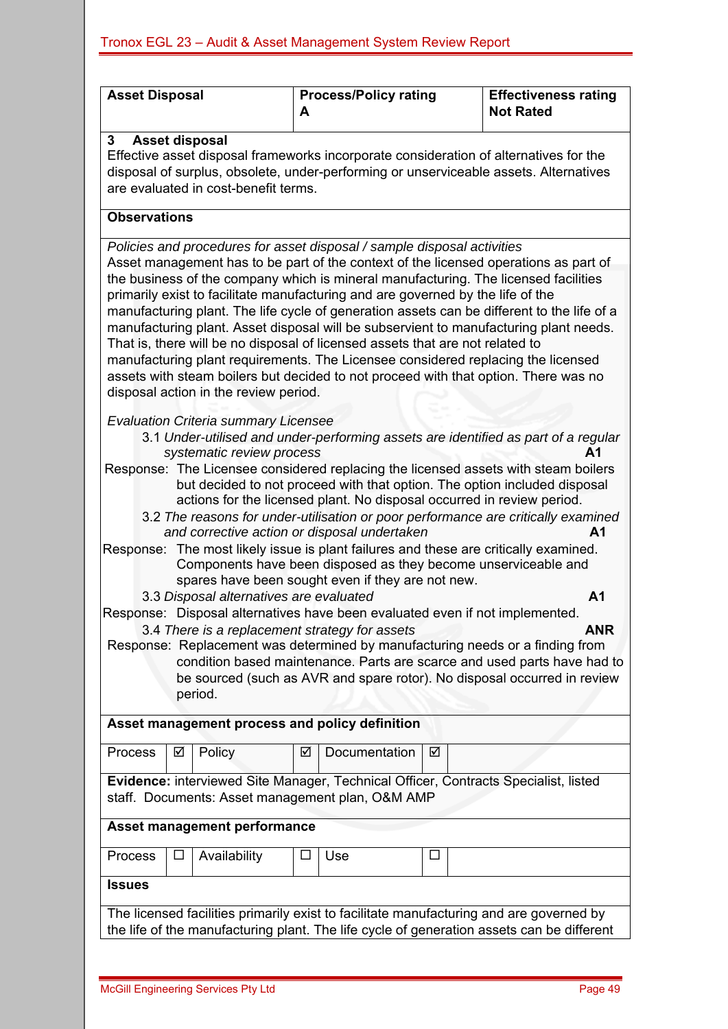| Asset Disposal | Process/Policy rating<br>A | Effectiveness rating<br>Not Rated |
|---|---|---|

**3 Asset disposal**

Effective asset disposal frameworks incorporate consideration of alternatives for the disposal of surplus, obsolete, under-performing or unserviceable assets. Alternatives are evaluated in cost-benefit terms.

**Observations**

*Policies and procedures for asset disposal / sample disposal activities*

Asset management has to be part of the context of the licensed operations as part of the business of the company which is mineral manufacturing. The licensed facilities primarily exist to facilitate manufacturing and are governed by the life of the manufacturing plant. The life cycle of generation assets can be different to the life of a manufacturing plant. Asset disposal will be subservient to manufacturing plant needs. That is, there will be no disposal of licensed assets that are not related to manufacturing plant requirements. The Licensee considered replacing the licensed assets with steam boilers but decided to not proceed with that option. There was no disposal action in the review period.

*Evaluation Criteria summary Licensee*

3.1 *Under-utilised and under-performing assets are identified as part of a regular systematic review process* **A1**

Response: The Licensee considered replacing the licensed assets with steam boilers but decided to not proceed with that option. The option included disposal actions for the licensed plant. No disposal occurred in review period.

3.2 *The reasons for under-utilisation or poor performance are critically examined and corrective action or disposal undertaken* **A1**

Response: The most likely issue is plant failures and these are critically examined. Components have been disposed as they become unserviceable and spares have been sought even if they are not new.

3.3 *Disposal alternatives are evaluated* **A1**

Response: Disposal alternatives have been evaluated even if not implemented.

3.4 *There is a replacement strategy for assets* **ANR**

Response: Replacement was determined by manufacturing needs or a finding from condition based maintenance. Parts are scarce and used parts have had to be sourced (such as AVR and spare rotor). No disposal occurred in review period.

**Asset management process and policy definition**

| Process | ☑ | Policy | ☑ | Documentation | ☑ |
|---|---|---|---|---|---|

**Evidence:** interviewed Site Manager, Technical Officer, Contracts Specialist, listed staff. Documents: Asset management plan, O&M AMP

**Asset management performance**

| Process | ☐ | Availability | ☐ | Use | ☐ |
|---|---|---|---|---|---|

**Issues**

The licensed facilities primarily exist to facilitate manufacturing and are governed by the life of the manufacturing plant. The life cycle of generation assets can be different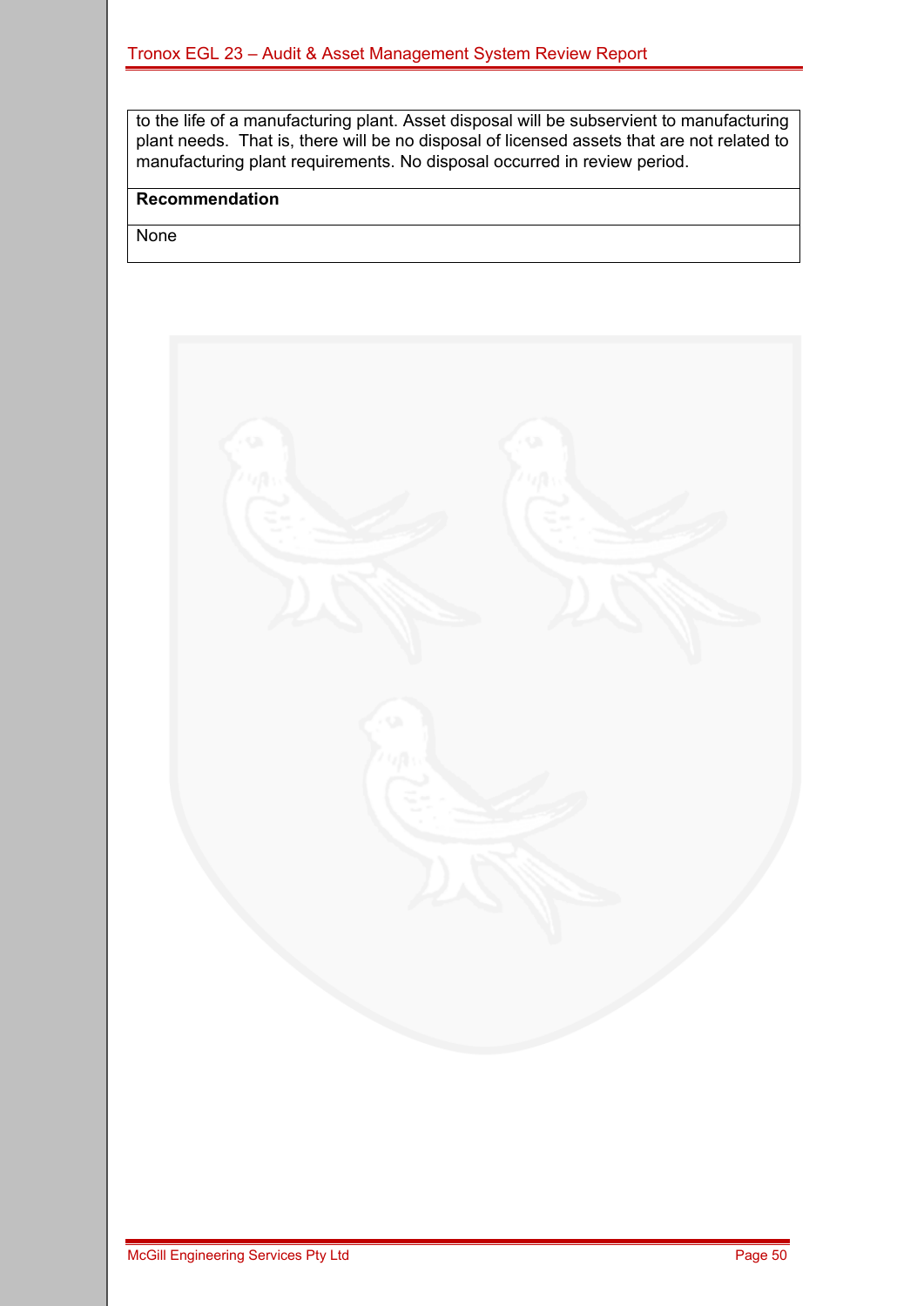| to the life of a manufacturing plant. Asset disposal will be subservient to manufacturing plant needs. That is, there will be no disposal of licensed assets that are not related to manufacturing plant requirements. No disposal occurred in review period. |
| --- |
| **Recommendation** |
| None |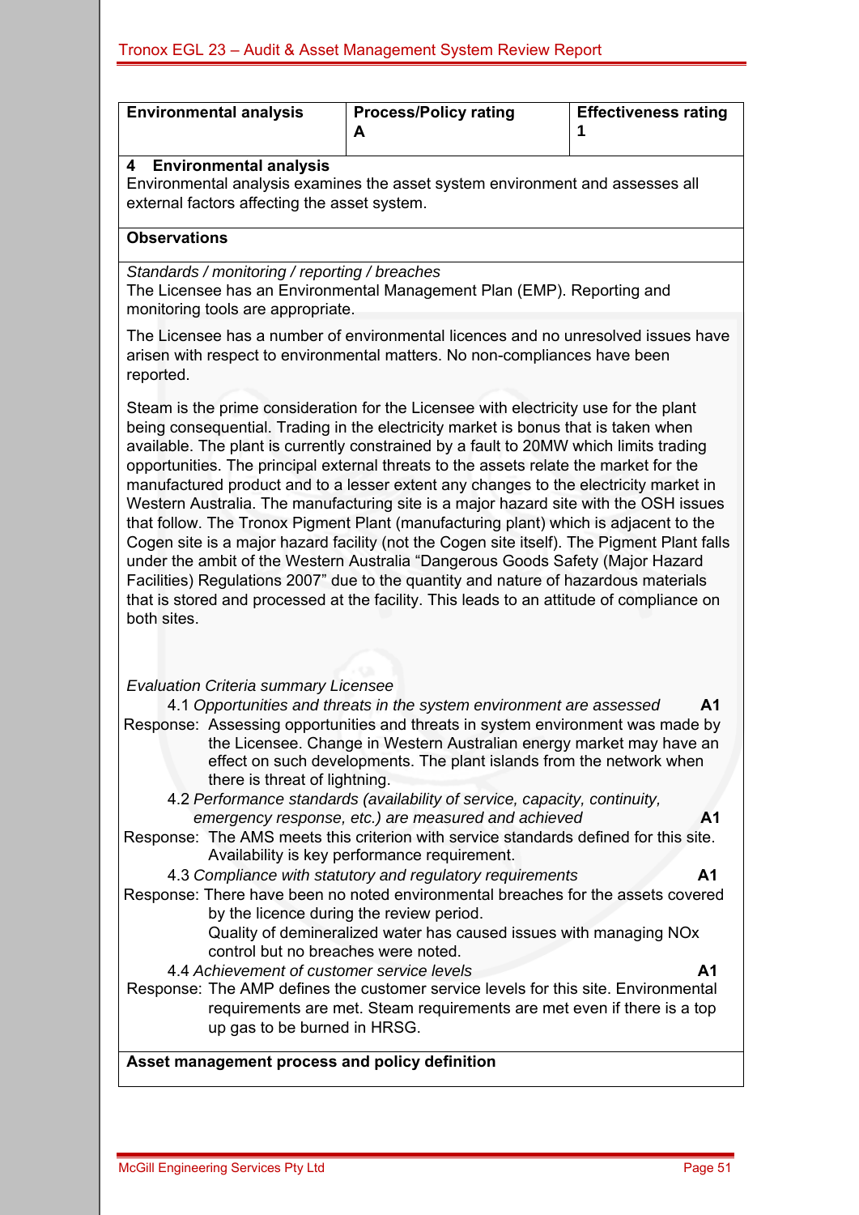| Environmental analysis | Process/Policy rating A | Effectiveness rating 1 |
| --- | --- | --- |

**4 Environmental analysis**

Environmental analysis examines the asset system environment and assesses all external factors affecting the asset system.

**Observations**

*Standards / monitoring / reporting / breaches*

The Licensee has an Environmental Management Plan (EMP). Reporting and monitoring tools are appropriate.

The Licensee has a number of environmental licences and no unresolved issues have arisen with respect to environmental matters. No non-compliances have been reported.

Steam is the prime consideration for the Licensee with electricity use for the plant being consequential. Trading in the electricity market is bonus that is taken when available. The plant is currently constrained by a fault to 20MW which limits trading opportunities. The principal external threats to the assets relate the market for the manufactured product and to a lesser extent any changes to the electricity market in Western Australia. The manufacturing site is a major hazard site with the OSH issues that follow. The Tronox Pigment Plant (manufacturing plant) which is adjacent to the Cogen site is a major hazard facility (not the Cogen site itself). The Pigment Plant falls under the ambit of the Western Australia "Dangerous Goods Safety (Major Hazard Facilities) Regulations 2007" due to the quantity and nature of hazardous materials that is stored and processed at the facility. This leads to an attitude of compliance on both sites.

*Evaluation Criteria summary Licensee*

4.1 *Opportunities and threats in the system environment are assessed* **A1**

Response: Assessing opportunities and threats in system environment was made by the Licensee. Change in Western Australian energy market may have an effect on such developments. The plant islands from the network when there is threat of lightning.

4.2 *Performance standards (availability of service, capacity, continuity, emergency response, etc.) are measured and achieved* **A1**

Response: The AMS meets this criterion with service standards defined for this site. Availability is key performance requirement.

4.3 *Compliance with statutory and regulatory requirements* **A1**

Response: There have been no noted environmental breaches for the assets covered by the licence during the review period.
Quality of demineralized water has caused issues with managing NOx control but no breaches were noted.

4.4 *Achievement of customer service levels* **A1**

Response: The AMP defines the customer service levels for this site. Environmental requirements are met. Steam requirements are met even if there is a top up gas to be burned in HRSG.

**Asset management process and policy definition**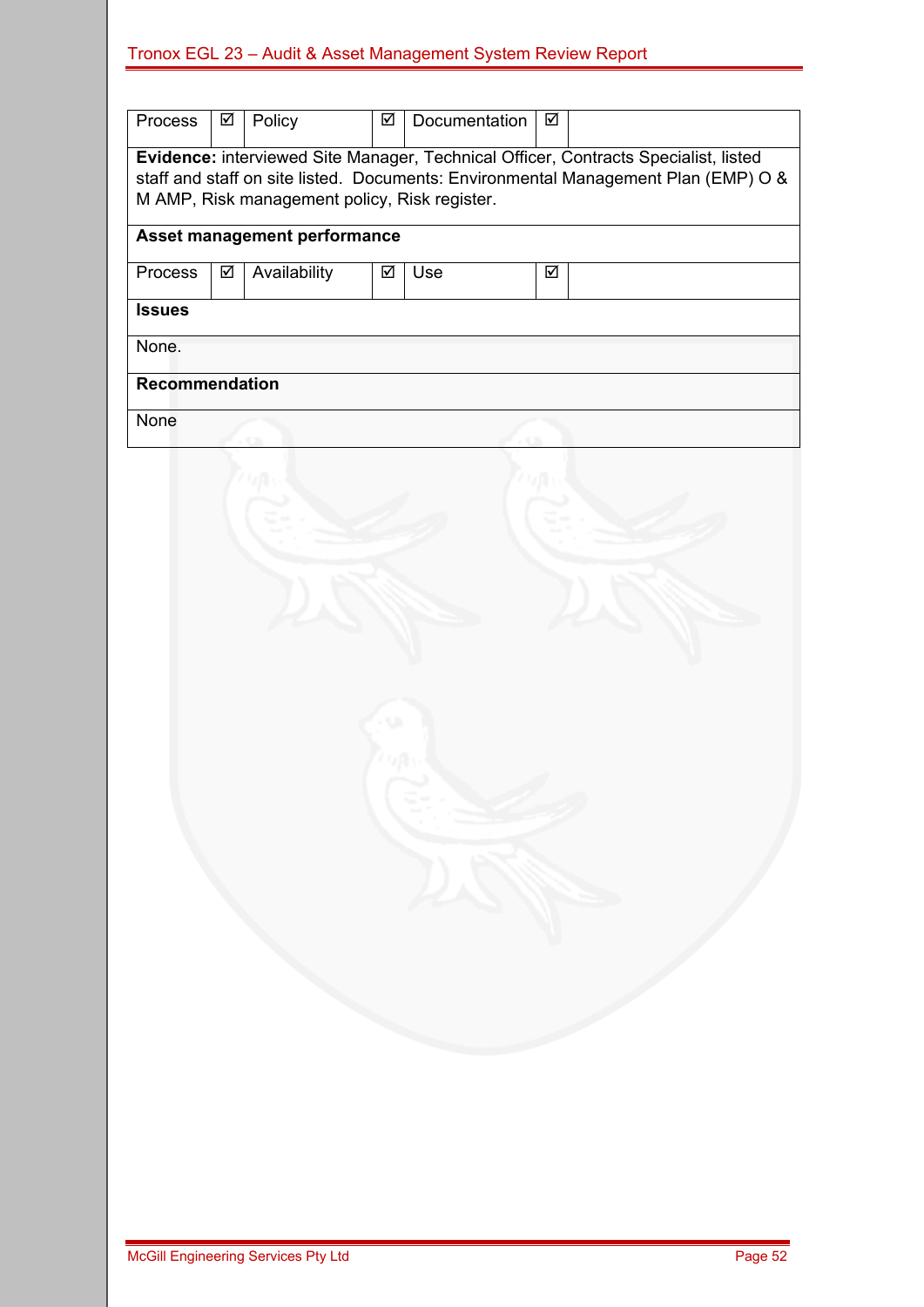| Process | ☑ | Policy | ☑ | Documentation | ☑ | |
|---|---|---|---|---|---|---|
| **Evidence:** interviewed Site Manager, Technical Officer, Contracts Specialist, listed staff and staff on site listed. Documents: Environmental Management Plan (EMP) O & M AMP, Risk management policy, Risk register. | | | | | | |
| **Asset management performance** | | | | | | |
| Process | ☑ | Availability | ☑ | Use | ☑ | |
| **Issues** | | | | | | |
| None. | | | | | | |
| **Recommendation** | | | | | | |
| None | | | | | | |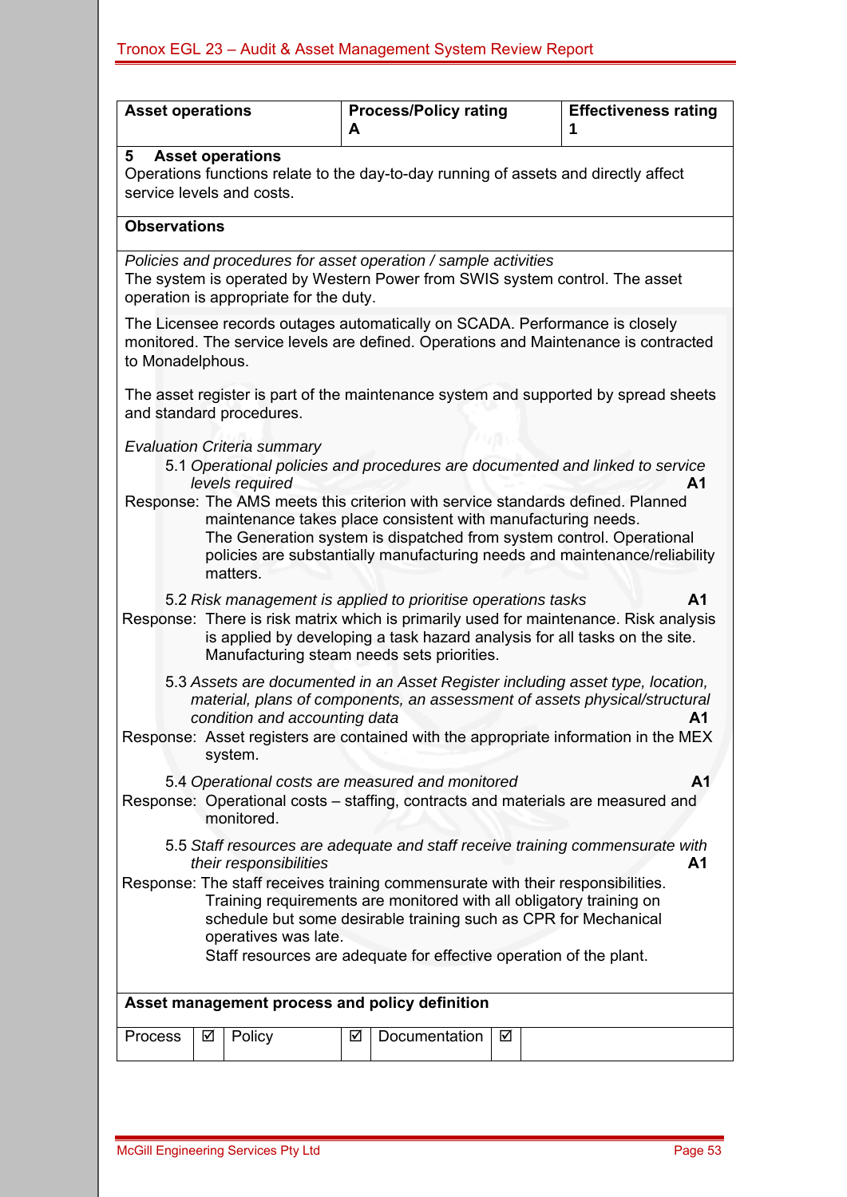| Asset operations | Process/Policy rating A | Effectiveness rating 1 |
|---|---|---|

**5 Asset operations**

Operations functions relate to the day-to-day running of assets and directly affect service levels and costs.

**Observations**

*Policies and procedures for asset operation / sample activities*

The system is operated by Western Power from SWIS system control. The asset operation is appropriate for the duty.

The Licensee records outages automatically on SCADA. Performance is closely monitored. The service levels are defined. Operations and Maintenance is contracted to Monadelphous.

The asset register is part of the maintenance system and supported by spread sheets and standard procedures.

*Evaluation Criteria summary*

5.1 *Operational policies and procedures are documented and linked to service levels required* **A1**

Response: The AMS meets this criterion with service standards defined. Planned maintenance takes place consistent with manufacturing needs. The Generation system is dispatched from system control. Operational policies are substantially manufacturing needs and maintenance/reliability matters.

5.2 *Risk management is applied to prioritise operations tasks* **A1**

Response: There is risk matrix which is primarily used for maintenance. Risk analysis is applied by developing a task hazard analysis for all tasks on the site. Manufacturing steam needs sets priorities.

5.3 *Assets are documented in an Asset Register including asset type, location, material, plans of components, an assessment of assets physical/structural condition and accounting data* **A1**

Response: Asset registers are contained with the appropriate information in the MEX system.

5.4 *Operational costs are measured and monitored* **A1**

Response: Operational costs – staffing, contracts and materials are measured and monitored.

5.5 *Staff resources are adequate and staff receive training commensurate with their responsibilities* **A1**

Response: The staff receives training commensurate with their responsibilities. Training requirements are monitored with all obligatory training on schedule but some desirable training such as CPR for Mechanical operatives was late.
Staff resources are adequate for effective operation of the plant.

**Asset management process and policy definition**

| Process | ☑ | Policy | ☑ | Documentation | ☑ |
|---|---|---|---|---|---|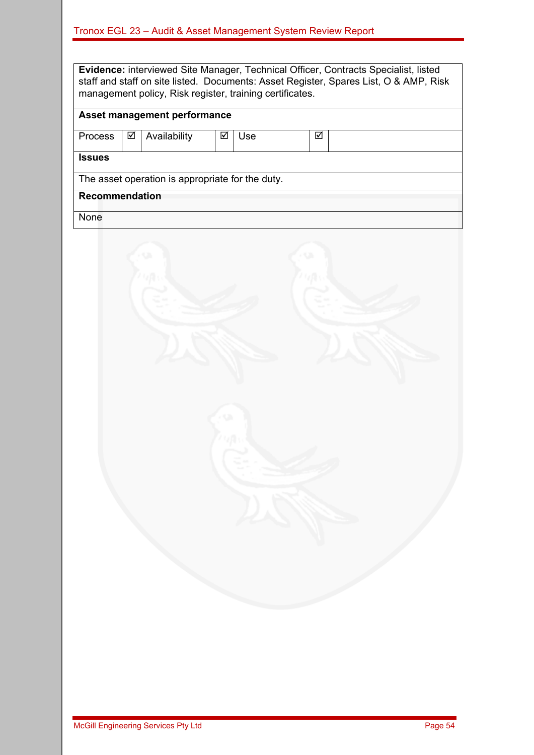**Evidence:** interviewed Site Manager, Technical Officer, Contracts Specialist, listed staff and staff on site listed. Documents: Asset Register, Spares List, O & AMP, Risk management policy, Risk register, training certificates.

**Asset management performance**

| Process | ☑ | Availability | ☑ | Use | ☑ | |
|---|---|---|---|---|---|---|

**Issues**

The asset operation is appropriate for the duty.

**Recommendation**

None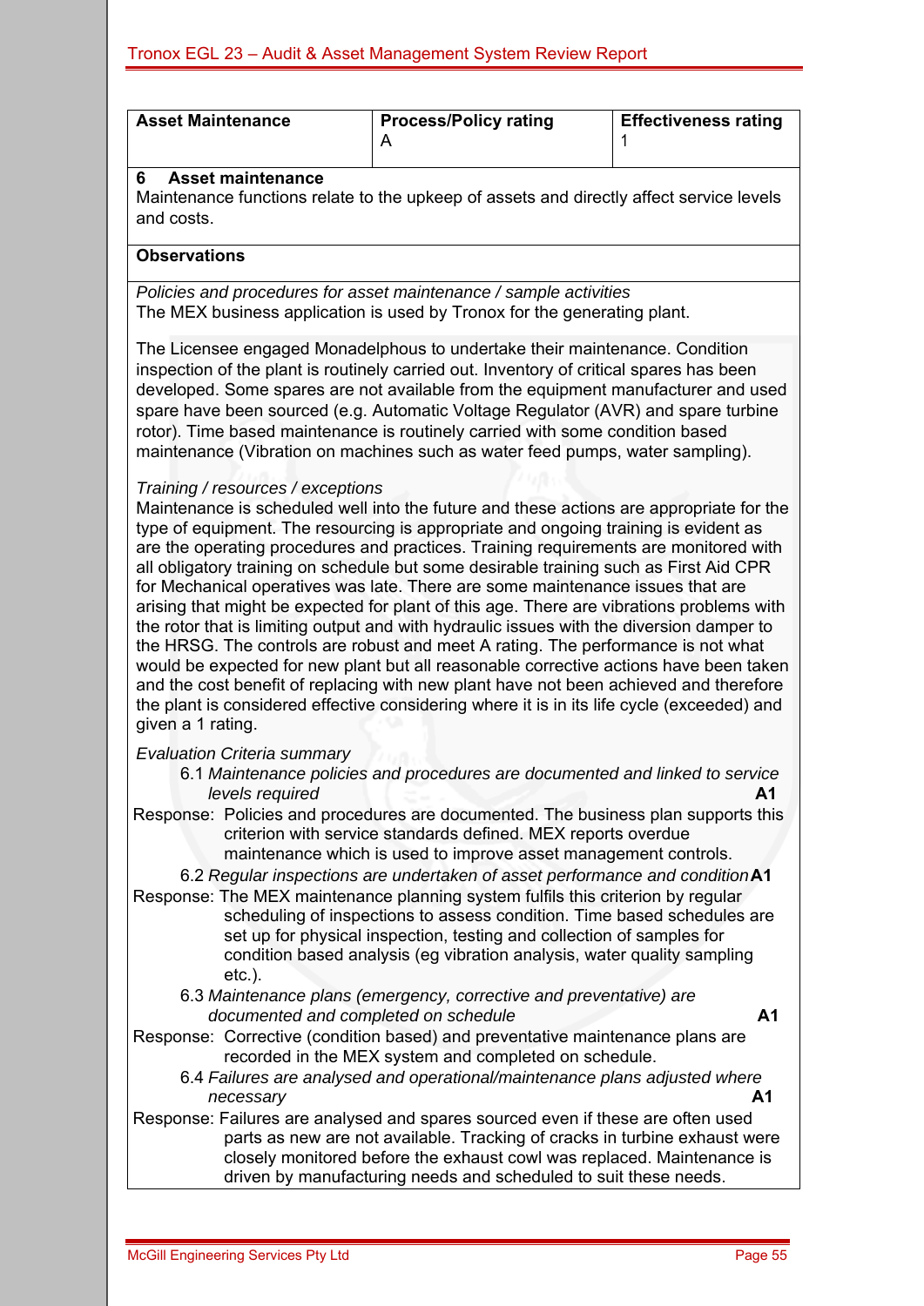| Asset Maintenance | Process/Policy rating<br>A | Effectiveness rating<br>1 |
|---|---|---|

**6 Asset maintenance**

Maintenance functions relate to the upkeep of assets and directly affect service levels and costs.

**Observations**

*Policies and procedures for asset maintenance / sample activities*

The MEX business application is used by Tronox for the generating plant.

The Licensee engaged Monadelphous to undertake their maintenance. Condition inspection of the plant is routinely carried out. Inventory of critical spares has been developed. Some spares are not available from the equipment manufacturer and used spare have been sourced (e.g. Automatic Voltage Regulator (AVR) and spare turbine rotor). Time based maintenance is routinely carried with some condition based maintenance (Vibration on machines such as water feed pumps, water sampling).

*Training / resources / exceptions*

Maintenance is scheduled well into the future and these actions are appropriate for the type of equipment. The resourcing is appropriate and ongoing training is evident as are the operating procedures and practices. Training requirements are monitored with all obligatory training on schedule but some desirable training such as First Aid CPR for Mechanical operatives was late. There are some maintenance issues that are arising that might be expected for plant of this age. There are vibrations problems with the rotor that is limiting output and with hydraulic issues with the diversion damper to the HRSG. The controls are robust and meet A rating. The performance is not what would be expected for new plant but all reasonable corrective actions have been taken and the cost benefit of replacing with new plant have not been achieved and therefore the plant is considered effective considering where it is in its life cycle (exceeded) and given a 1 rating.

*Evaluation Criteria summary*

6.1 *Maintenance policies and procedures are documented and linked to service levels required* **A1**

Response: Policies and procedures are documented. The business plan supports this criterion with service standards defined. MEX reports overdue maintenance which is used to improve asset management controls.

6.2 *Regular inspections are undertaken of asset performance and condition* **A1**

Response: The MEX maintenance planning system fulfils this criterion by regular scheduling of inspections to assess condition. Time based schedules are set up for physical inspection, testing and collection of samples for condition based analysis (eg vibration analysis, water quality sampling etc.).

6.3 *Maintenance plans (emergency, corrective and preventative) are documented and completed on schedule* **A1**

Response: Corrective (condition based) and preventative maintenance plans are recorded in the MEX system and completed on schedule.

6.4 *Failures are analysed and operational/maintenance plans adjusted where necessary* **A1**

Response: Failures are analysed and spares sourced even if these are often used parts as new are not available. Tracking of cracks in turbine exhaust were closely monitored before the exhaust cowl was replaced. Maintenance is driven by manufacturing needs and scheduled to suit these needs.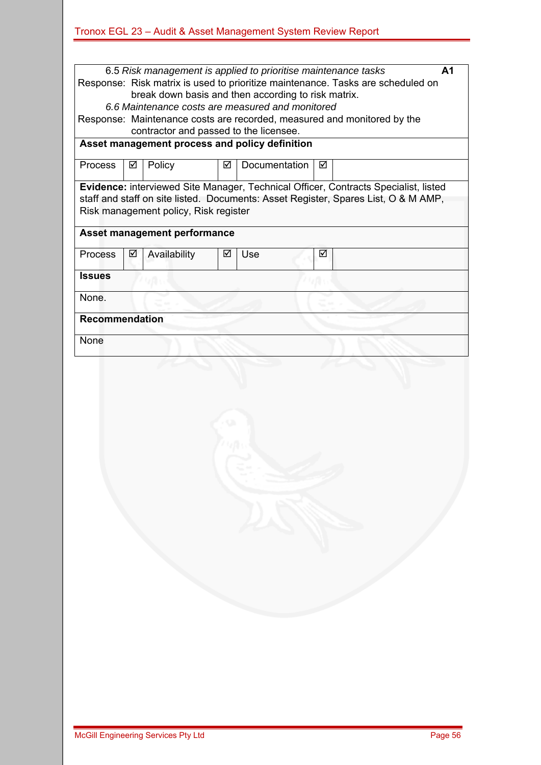6.5 *Risk management is applied to prioritise maintenance tasks* **A1**

Response: Risk matrix is used to prioritize maintenance. Tasks are scheduled on break down basis and then according to risk matrix.

6.6 *Maintenance costs are measured and monitored*

Response: Maintenance costs are recorded, measured and monitored by the contractor and passed to the licensee.

**Asset management process and policy definition**

| Process | ☑ | Policy | ☑ | Documentation | ☑ | |
|---|---|---|---|---|---|---|

**Evidence:** interviewed Site Manager, Technical Officer, Contracts Specialist, listed staff and staff on site listed. Documents: Asset Register, Spares List, O & M AMP, Risk management policy, Risk register

**Asset management performance**

| Process | ☑ | Availability | ☑ | Use | ☑ | |
|---|---|---|---|---|---|---|

**Issues**

None.

**Recommendation**

None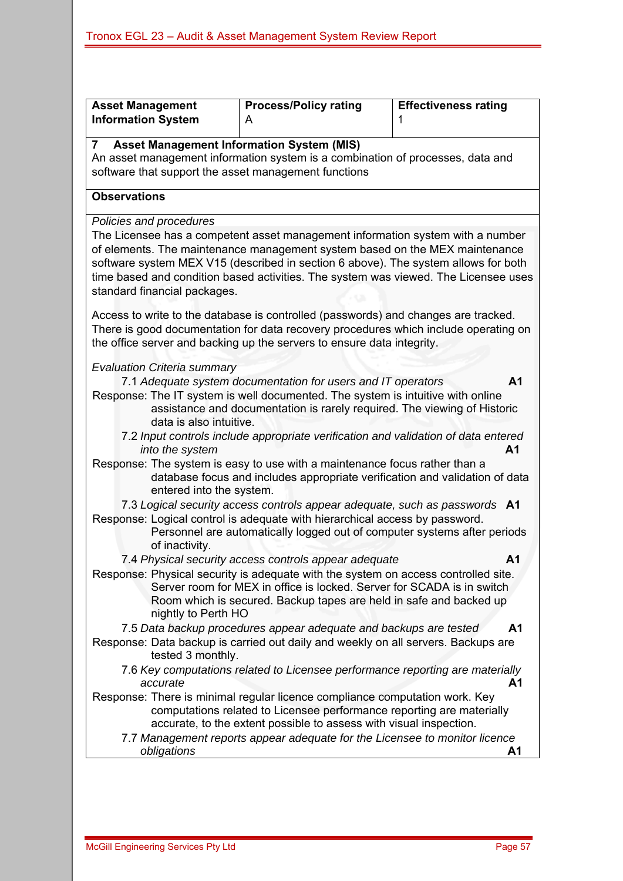| Asset Management Information System | Process/Policy rating<br>A | Effectiveness rating<br>1 |
|---|---|---|

**7 Asset Management Information System (MIS)**

An asset management information system is a combination of processes, data and software that support the asset management functions

**Observations**

*Policies and procedures*

The Licensee has a competent asset management information system with a number of elements. The maintenance management system based on the MEX maintenance software system MEX V15 (described in section 6 above). The system allows for both time based and condition based activities. The system was viewed. The Licensee uses standard financial packages.

Access to write to the database is controlled (passwords) and changes are tracked. There is good documentation for data recovery procedures which include operating on the office server and backing up the servers to ensure data integrity.

*Evaluation Criteria summary*

7.1 *Adequate system documentation for users and IT operators* **A1**

Response: The IT system is well documented. The system is intuitive with online assistance and documentation is rarely required. The viewing of Historic data is also intuitive.

7.2 *Input controls include appropriate verification and validation of data entered into the system* **A1**

Response: The system is easy to use with a maintenance focus rather than a database focus and includes appropriate verification and validation of data entered into the system.

7.3 *Logical security access controls appear adequate, such as passwords* **A1**

Response: Logical control is adequate with hierarchical access by password. Personnel are automatically logged out of computer systems after periods of inactivity.

7.4 *Physical security access controls appear adequate* **A1**

Response: Physical security is adequate with the system on access controlled site. Server room for MEX in office is locked. Server for SCADA is in switch Room which is secured. Backup tapes are held in safe and backed up nightly to Perth HO

7.5 *Data backup procedures appear adequate and backups are tested* **A1**

Response: Data backup is carried out daily and weekly on all servers. Backups are tested 3 monthly.

7.6 *Key computations related to Licensee performance reporting are materially accurate* **A1**

Response: There is minimal regular licence compliance computation work. Key computations related to Licensee performance reporting are materially accurate, to the extent possible to assess with visual inspection.

7.7 *Management reports appear adequate for the Licensee to monitor licence obligations* **A1**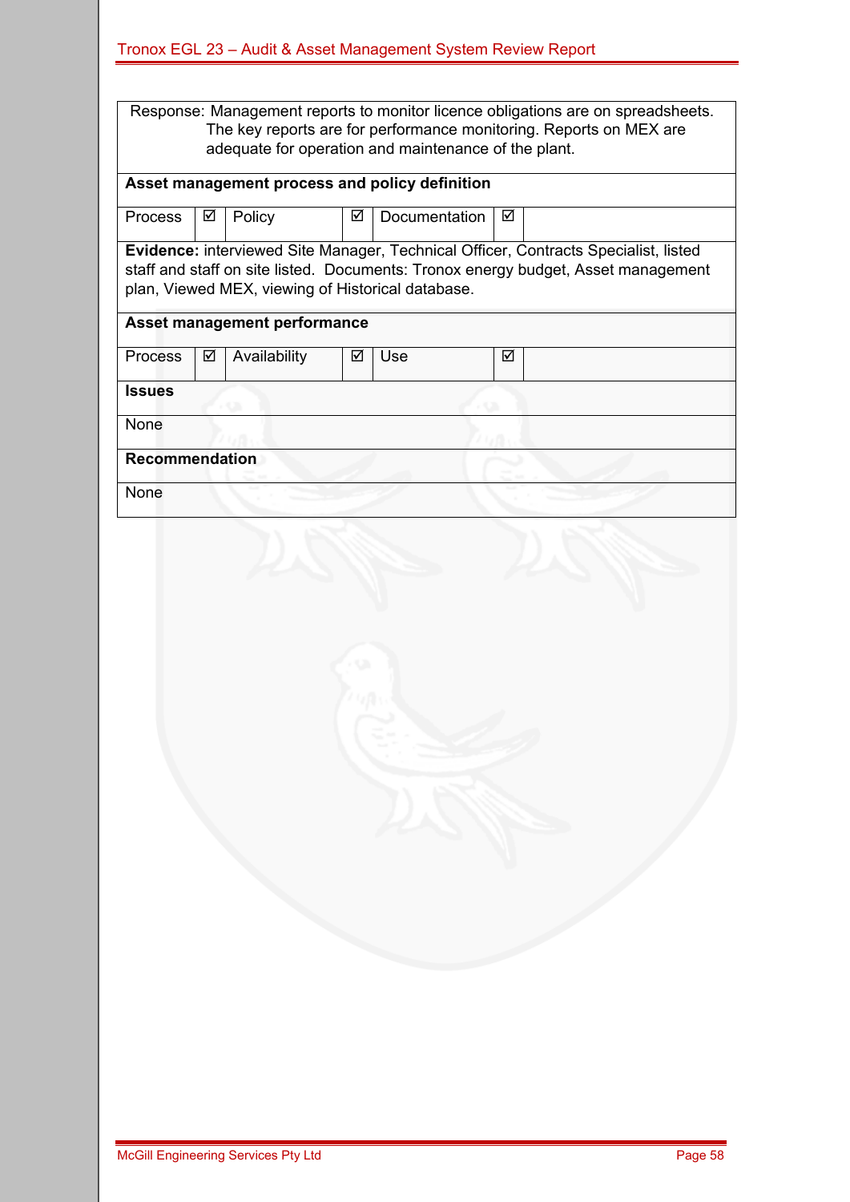Response: Management reports to monitor licence obligations are on spreadsheets. The key reports are for performance monitoring. Reports on MEX are adequate for operation and maintenance of the plant.

**Asset management process and policy definition**

| Process | ☑ | Policy | ☑ | Documentation | ☑ | |
|---|---|---|---|---|---|---|

**Evidence:** interviewed Site Manager, Technical Officer, Contracts Specialist, listed staff and staff on site listed. Documents: Tronox energy budget, Asset management plan, Viewed MEX, viewing of Historical database.

**Asset management performance**

| Process | ☑ | Availability | ☑ | Use | ☑ | |
|---|---|---|---|---|---|---|

**Issues**

None

**Recommendation**

None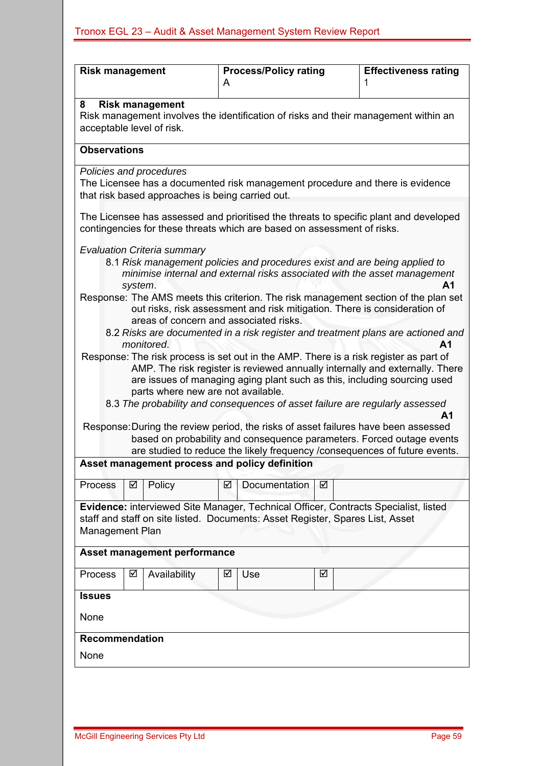| Risk management | Process/Policy rating | Effectiveness rating |
|---|---|---|
| | A | 1 |

**8 Risk management**

Risk management involves the identification of risks and their management within an acceptable level of risk.

**Observations**

*Policies and procedures*

The Licensee has a documented risk management procedure and there is evidence that risk based approaches is being carried out.

The Licensee has assessed and prioritised the threats to specific plant and developed contingencies for these threats which are based on assessment of risks.

*Evaluation Criteria summary*

8.1 *Risk management policies and procedures exist and are being applied to minimise internal and external risks associated with the asset management system*. **A1**

Response: The AMS meets this criterion. The risk management section of the plan set out risks, risk assessment and risk mitigation. There is consideration of areas of concern and associated risks.

8.2 *Risks are documented in a risk register and treatment plans are actioned and monitored*. **A1**

Response: The risk process is set out in the AMP. There is a risk register as part of AMP. The risk register is reviewed annually internally and externally. There are issues of managing aging plant such as this, including sourcing used parts where new are not available.

8.3 *The probability and consequences of asset failure are regularly assessed* **A1**

Response: During the review period, the risks of asset failures have been assessed based on probability and consequence parameters. Forced outage events are studied to reduce the likely frequency /consequences of future events.

**Asset management process and policy definition**

| Process | ☑ | Policy | ☑ | Documentation | ☑ |
|---|---|---|---|---|---|

**Evidence:** interviewed Site Manager, Technical Officer, Contracts Specialist, listed staff and staff on site listed. Documents: Asset Register, Spares List, Asset Management Plan

**Asset management performance**

| Process | ☑ | Availability | ☑ | Use | ☑ |
|---|---|---|---|---|---|

**Issues**

None

**Recommendation**

None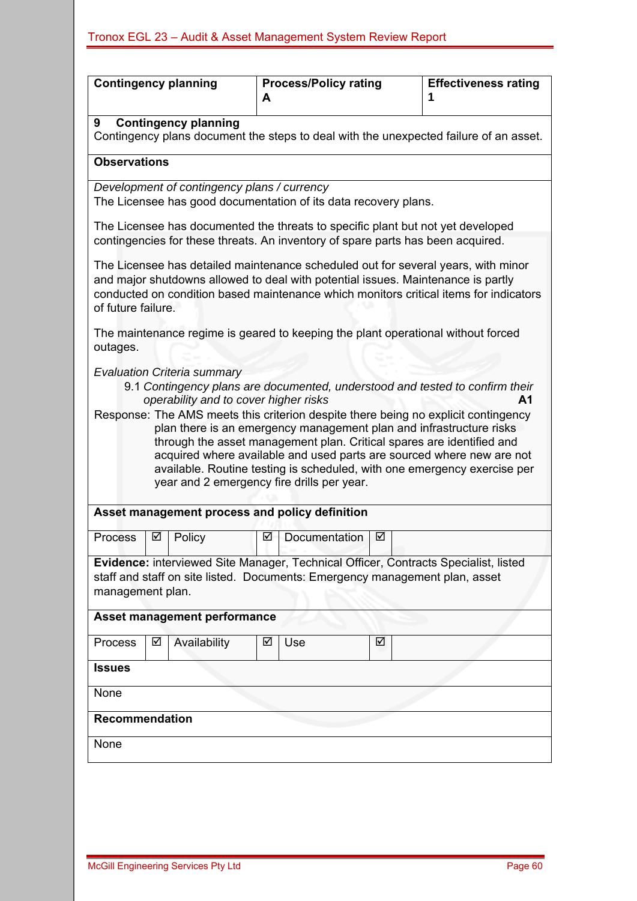| Contingency planning | Process/Policy rating A | Effectiveness rating 1 |
|---|---|---|

**9 Contingency planning**

Contingency plans document the steps to deal with the unexpected failure of an asset.

**Observations**

*Development of contingency plans / currency*

The Licensee has good documentation of its data recovery plans.

The Licensee has documented the threats to specific plant but not yet developed contingencies for these threats. An inventory of spare parts has been acquired.

The Licensee has detailed maintenance scheduled out for several years, with minor and major shutdowns allowed to deal with potential issues. Maintenance is partly conducted on condition based maintenance which monitors critical items for indicators of future failure.

The maintenance regime is geared to keeping the plant operational without forced outages.

*Evaluation Criteria summary*

9.1 *Contingency plans are documented, understood and tested to confirm their operability and to cover higher risks* **A1**

Response: The AMS meets this criterion despite there being no explicit contingency plan there is an emergency management plan and infrastructure risks through the asset management plan. Critical spares are identified and acquired where available and used parts are sourced where new are not available. Routine testing is scheduled, with one emergency exercise per year and 2 emergency fire drills per year.

**Asset management process and policy definition**

| Process | ☑ | Policy | ☑ | Documentation | ☑ |
|---|---|---|---|---|---|

**Evidence:** interviewed Site Manager, Technical Officer, Contracts Specialist, listed staff and staff on site listed. Documents: Emergency management plan, asset management plan.

**Asset management performance**

| Process | ☑ | Availability | ☑ | Use | ☑ |
|---|---|---|---|---|---|

**Issues**

None

**Recommendation**

None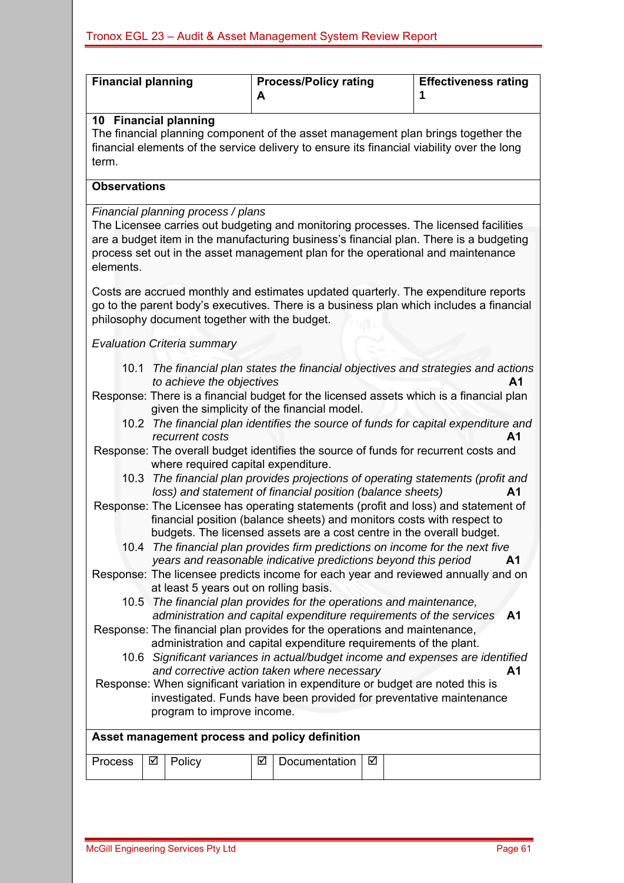| Financial planning | Process/Policy rating A | Effectiveness rating 1 |
|---|---|---|

## 10 Financial planning

The financial planning component of the asset management plan brings together the financial elements of the service delivery to ensure its financial viability over the long term.

**Observations**

*Financial planning process / plans*

The Licensee carries out budgeting and monitoring processes. The licensed facilities are a budget item in the manufacturing business's financial plan. There is a budgeting process set out in the asset management plan for the operational and maintenance elements.

Costs are accrued monthly and estimates updated quarterly. The expenditure reports go to the parent body's executives. There is a business plan which includes a financial philosophy document together with the budget.

*Evaluation Criteria summary*

10.1 *The financial plan states the financial objectives and strategies and actions to achieve the objectives* **A1**

Response: There is a financial budget for the licensed assets which is a financial plan given the simplicity of the financial model.

10.2 *The financial plan identifies the source of funds for capital expenditure and recurrent costs* **A1**

Response: The overall budget identifies the source of funds for recurrent costs and where required capital expenditure.

10.3 *The financial plan provides projections of operating statements (profit and loss) and statement of financial position (balance sheets)* **A1**

Response: The Licensee has operating statements (profit and loss) and statement of financial position (balance sheets) and monitors costs with respect to budgets. The licensed assets are a cost centre in the overall budget.

10.4 *The financial plan provides firm predictions on income for the next five years and reasonable indicative predictions beyond this period* **A1**

Response: The licensee predicts income for each year and reviewed annually and on at least 5 years out on rolling basis.

10.5 *The financial plan provides for the operations and maintenance, administration and capital expenditure requirements of the services* **A1**

Response: The financial plan provides for the operations and maintenance, administration and capital expenditure requirements of the plant.

10.6 *Significant variances in actual/budget income and expenses are identified and corrective action taken where necessary* **A1**

Response: When significant variation in expenditure or budget are noted this is investigated. Funds have been provided for preventative maintenance program to improve income.

**Asset management process and policy definition**

| Process | ☑ | Policy | ☑ | Documentation | ☑ | |
|---|---|---|---|---|---|---|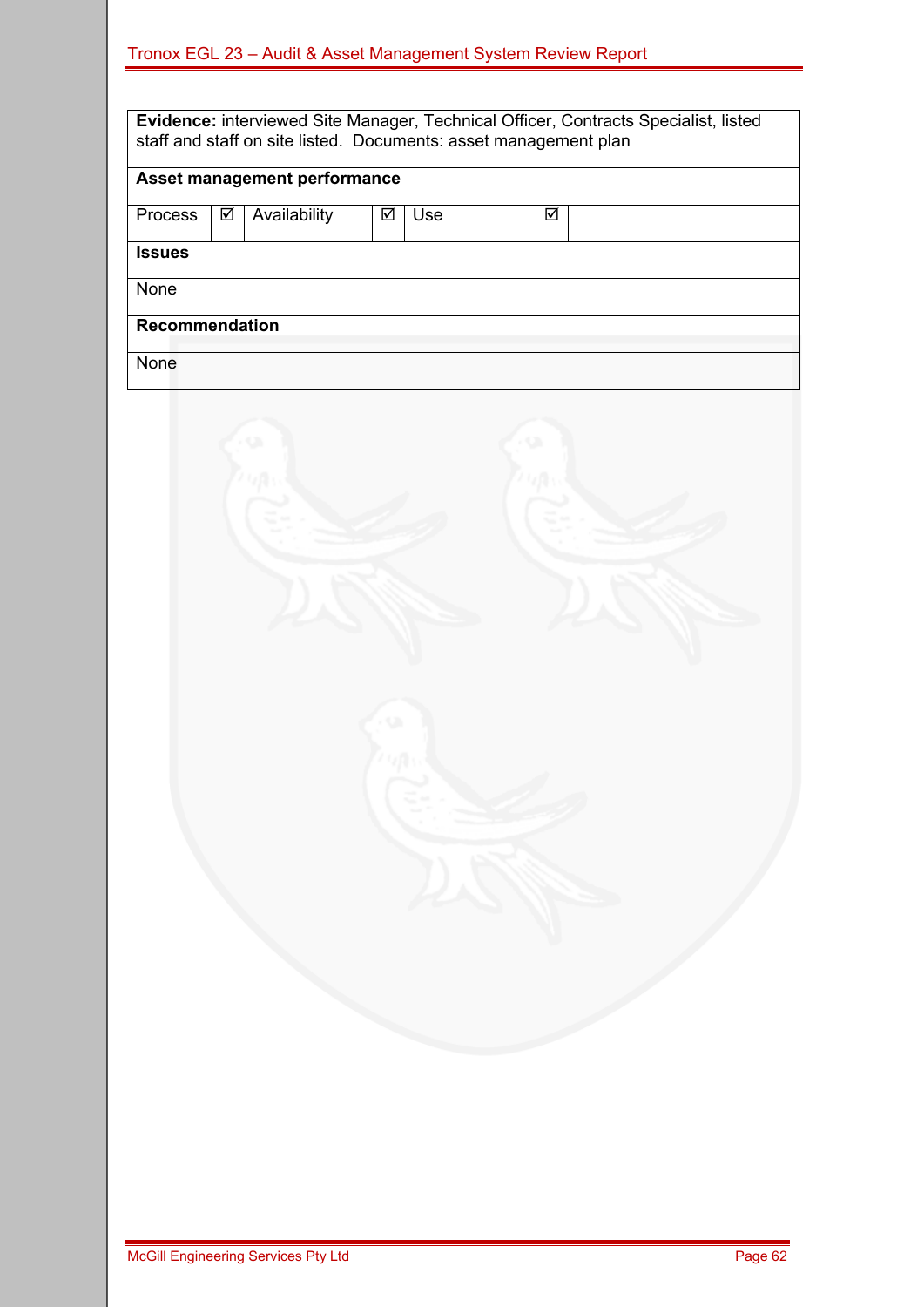| **Evidence:** interviewed Site Manager, Technical Officer, Contracts Specialist, listed staff and staff on site listed. Documents: asset management plan | | | | | | |
|---|---|---|---|---|---|---|
| **Asset management performance** | | | | | | |
| Process | ☑ | Availability | ☑ | Use | ☑ | |
| **Issues** | | | | | | |
| None | | | | | | |
| **Recommendation** | | | | | | |
| None | | | | | | |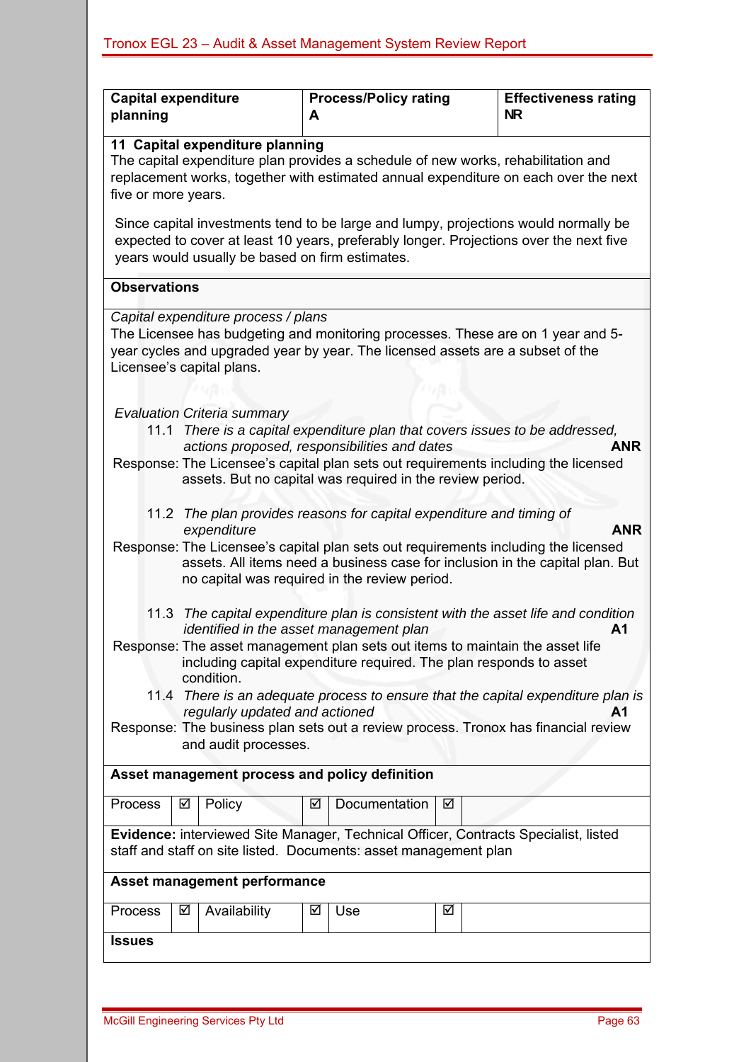| Capital expenditure planning | Process/Policy rating A | Effectiveness rating NR |
|---|---|---|

**11 Capital expenditure planning**

The capital expenditure plan provides a schedule of new works, rehabilitation and replacement works, together with estimated annual expenditure on each over the next five or more years.

Since capital investments tend to be large and lumpy, projections would normally be expected to cover at least 10 years, preferably longer. Projections over the next five years would usually be based on firm estimates.

**Observations**

*Capital expenditure process / plans*

The Licensee has budgeting and monitoring processes. These are on 1 year and 5-year cycles and upgraded year by year. The licensed assets are a subset of the Licensee's capital plans.

*Evaluation Criteria summary*

11.1 *There is a capital expenditure plan that covers issues to be addressed, actions proposed, responsibilities and dates* **ANR**

Response: The Licensee's capital plan sets out requirements including the licensed assets. But no capital was required in the review period.

11.2 *The plan provides reasons for capital expenditure and timing of expenditure* **ANR**

Response: The Licensee's capital plan sets out requirements including the licensed assets. All items need a business case for inclusion in the capital plan. But no capital was required in the review period.

11.3 *The capital expenditure plan is consistent with the asset life and condition identified in the asset management plan* **A1**

Response: The asset management plan sets out items to maintain the asset life including capital expenditure required. The plan responds to asset condition.

11.4 *There is an adequate process to ensure that the capital expenditure plan is regularly updated and actioned* **A1**

Response: The business plan sets out a review process. Tronox has financial review and audit processes.

**Asset management process and policy definition**

| Process | ☑ | Policy | ☑ | Documentation | ☑ |
|---|---|---|---|---|---|

**Evidence:** interviewed Site Manager, Technical Officer, Contracts Specialist, listed staff and staff on site listed. Documents: asset management plan

**Asset management performance**

| Process | ☑ | Availability | ☑ | Use | ☑ |
|---|---|---|---|---|---|

**Issues**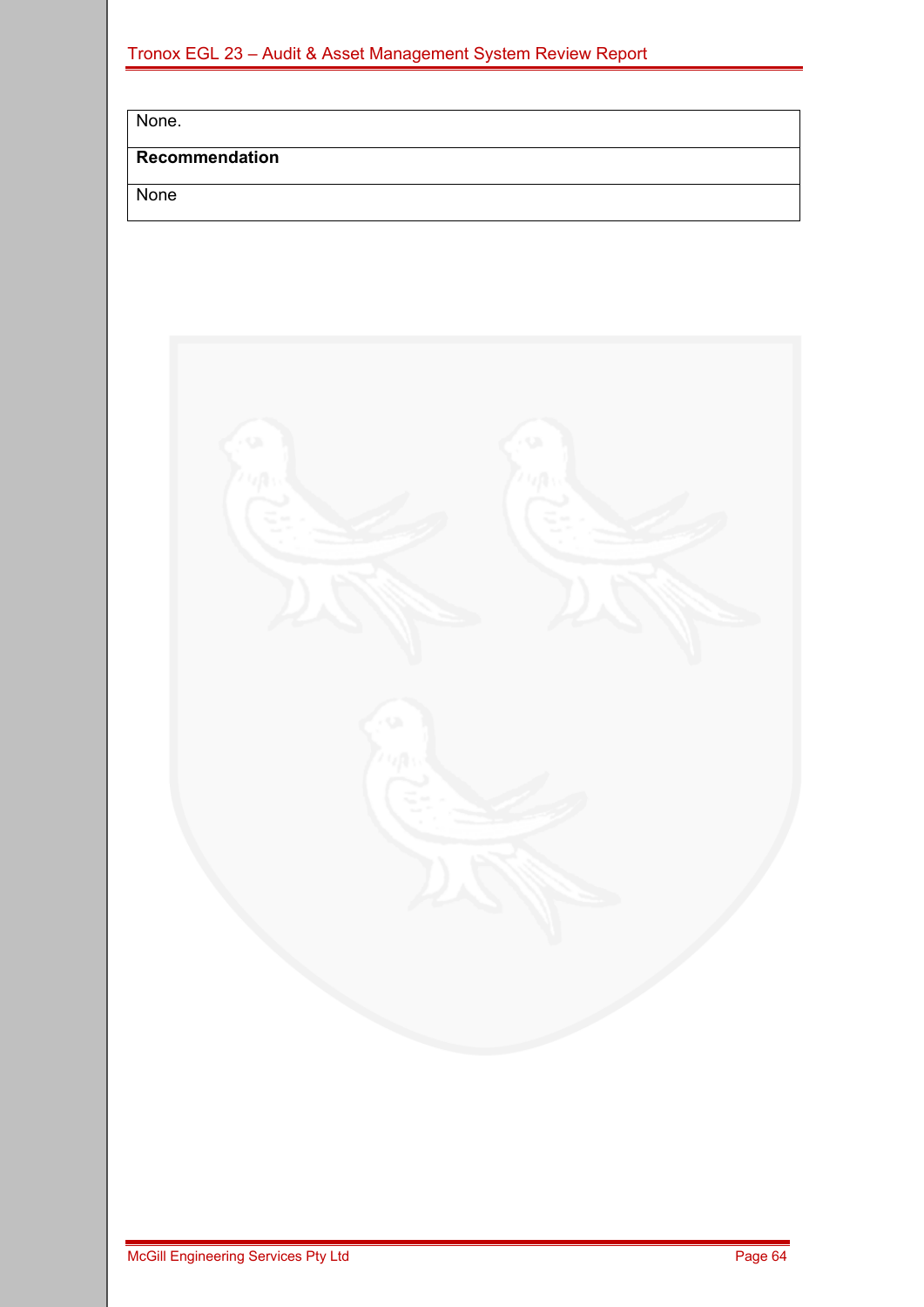| None. |
|---|
| **Recommendation** |
| None |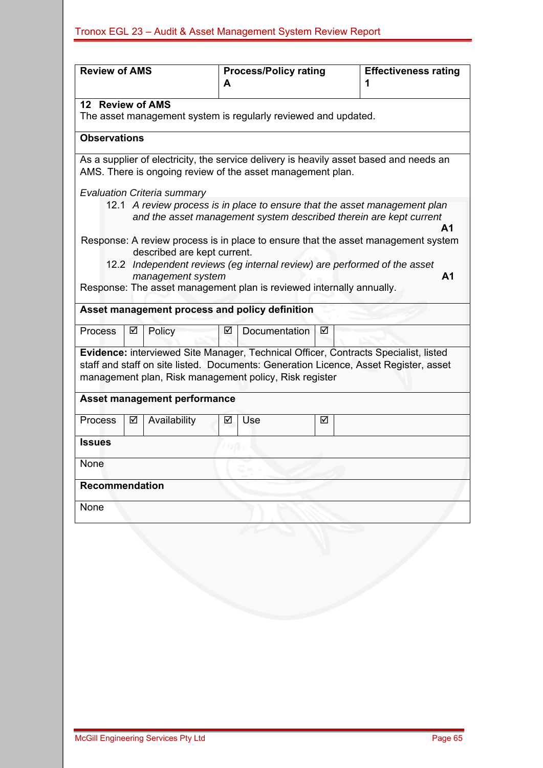| Review of AMS | Process/Policy rating<br>A | Effectiveness rating<br>1 |
|---|---|---|

**12 Review of AMS**

The asset management system is regularly reviewed and updated.

**Observations**

As a supplier of electricity, the service delivery is heavily asset based and needs an AMS. There is ongoing review of the asset management plan.

*Evaluation Criteria summary*

12.1 *A review process is in place to ensure that the asset management plan and the asset management system described therein are kept current* **A1**

Response: A review process is in place to ensure that the asset management system described are kept current.

12.2 *Independent reviews (eg internal review) are performed of the asset management system* **A1**

Response: The asset management plan is reviewed internally annually.

**Asset management process and policy definition**

| | | | | | | |
|---|---|---|---|---|---|---|
| Process | ☑ | Policy | ☑ | Documentation | ☑ | |

**Evidence:** interviewed Site Manager, Technical Officer, Contracts Specialist, listed staff and staff on site listed. Documents: Generation Licence, Asset Register, asset management plan, Risk management policy, Risk register

**Asset management performance**

| | | | | | | |
|---|---|---|---|---|---|---|
| Process | ☑ | Availability | ☑ | Use | ☑ | |

**Issues**

None

**Recommendation**

None